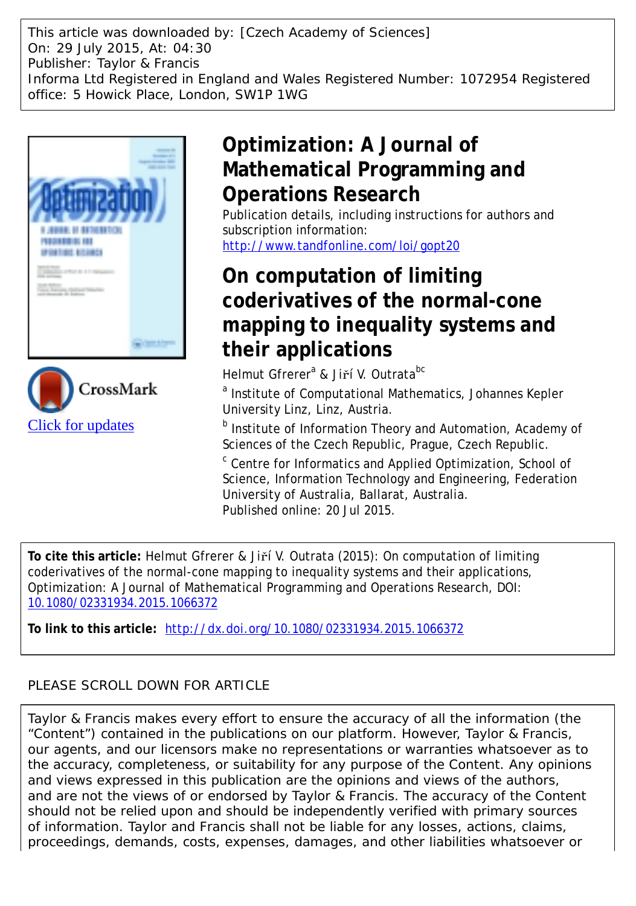This article was downloaded by: [Czech Academy of Sciences]
On: 29 July 2015, At: 04:30
Publisher: Taylor & Francis
Informa Ltd Registered in England and Wales Registered Number: 1072954 Registered office: 5 Howick Place, London, SW1P 1WG

# Optimization: A Journal of Mathematical Programming and Operations Research

Publication details, including instructions for authors and subscription information:
http://www.tandfonline.com/loi/gopt20

# On computation of limiting coderivatives of the normal-cone mapping to inequality systems and their applications

Helmut Gfrerer[a] & Jiří V. Outrata[bc]

[a] Institute of Computational Mathematics, Johannes Kepler University Linz, Linz, Austria.

[b] Institute of Information Theory and Automation, Academy of Sciences of the Czech Republic, Prague, Czech Republic.

[c] Centre for Informatics and Applied Optimization, School of Science, Information Technology and Engineering, Federation University of Australia, Ballarat, Australia.

Published online: 20 Jul 2015.

Click for updates

**To cite this article:** Helmut Gfrerer & Jiří V. Outrata (2015): On computation of limiting coderivatives of the normal-cone mapping to inequality systems and their applications, Optimization: A Journal of Mathematical Programming and Operations Research, DOI: 10.1080/02331934.2015.1066372

**To link to this article:** http://dx.doi.org/10.1080/02331934.2015.1066372

PLEASE SCROLL DOWN FOR ARTICLE

Taylor & Francis makes every effort to ensure the accuracy of all the information (the "Content") contained in the publications on our platform. However, Taylor & Francis, our agents, and our licensors make no representations or warranties whatsoever as to the accuracy, completeness, or suitability for any purpose of the Content. Any opinions and views expressed in this publication are the opinions and views of the authors, and are not the views of or endorsed by Taylor & Francis. The accuracy of the Content should not be relied upon and should be independently verified with primary sources of information. Taylor and Francis shall not be liable for any losses, actions, claims, proceedings, demands, costs, expenses, damages, and other liabilities whatsoever or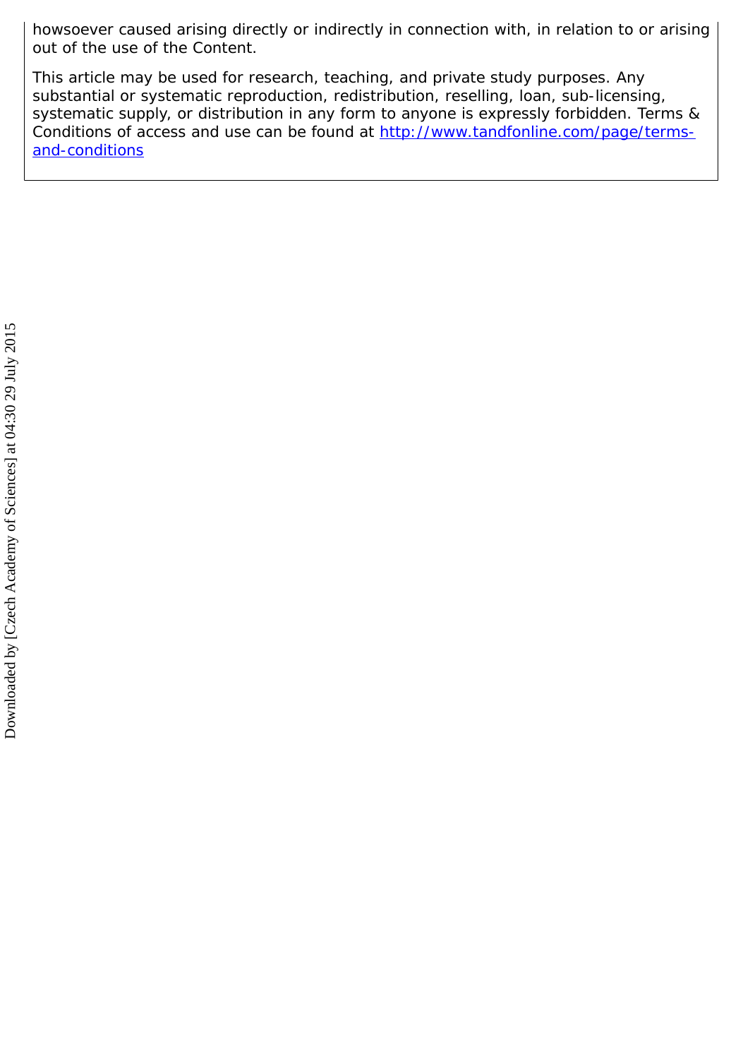howsoever caused arising directly or indirectly in connection with, in relation to or arising out of the use of the Content.

This article may be used for research, teaching, and private study purposes. Any substantial or systematic reproduction, redistribution, reselling, loan, sub-licensing, systematic supply, or distribution in any form to anyone is expressly forbidden. Terms & Conditions of access and use can be found at http://www.tandfonline.com/page/terms-and-conditions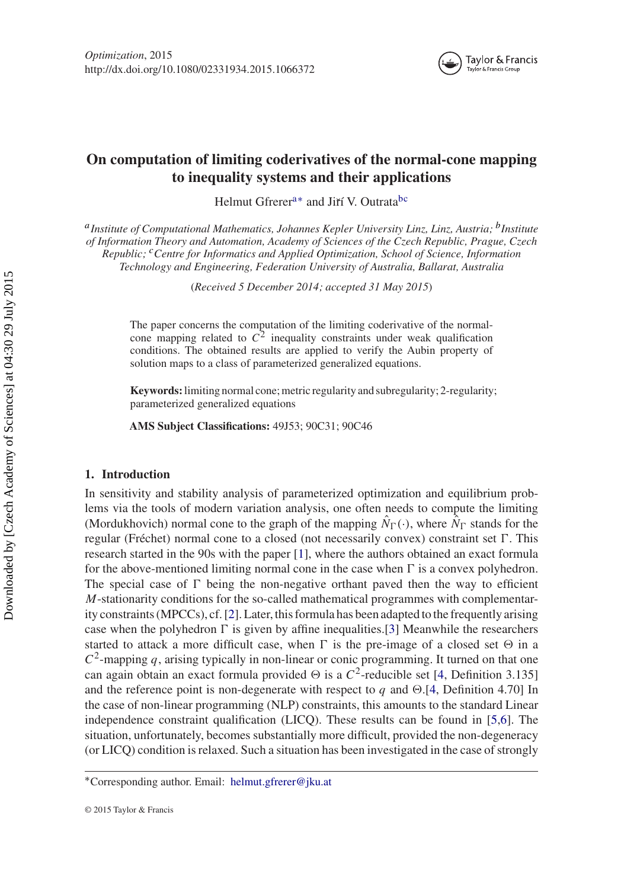# On computation of limiting coderivatives of the normal-cone mapping to inequality systems and their applications

Helmut Gfrerer[a*] and Jiří V. Outrata[bc]

[a] *Institute of Computational Mathematics, Johannes Kepler University Linz, Linz, Austria;* [b] *Institute of Information Theory and Automation, Academy of Sciences of the Czech Republic, Prague, Czech Republic;* [c] *Centre for Informatics and Applied Optimization, School of Science, Information Technology and Engineering, Federation University of Australia, Ballarat, Australia*

(*Received 5 December 2014; accepted 31 May 2015*)

The paper concerns the computation of the limiting coderivative of the normal-cone mapping related to $C^2$ inequality constraints under weak qualification conditions. The obtained results are applied to verify the Aubin property of solution maps to a class of parameterized generalized equations.

**Keywords:** limiting normal cone; metric regularity and subregularity; 2-regularity; parameterized generalized equations

**AMS Subject Classifications:** 49J53; 90C31; 90C46

## 1. Introduction

In sensitivity and stability analysis of parameterized optimization and equilibrium problems via the tools of modern variation analysis, one often needs to compute the limiting (Mordukhovich) normal cone to the graph of the mapping $\hat{N}_\Gamma(\cdot)$, where $\hat{N}_\Gamma$ stands for the regular (Fréchet) normal cone to a closed (not necessarily convex) constraint set $\Gamma$. This research started in the 90s with the paper [1], where the authors obtained an exact formula for the above-mentioned limiting normal cone in the case when $\Gamma$ is a convex polyhedron. The special case of $\Gamma$ being the non-negative orthant paved then the way to efficient $M$-stationarity conditions for the so-called mathematical programmes with complementarity constraints (MPCCs), cf. [2]. Later, this formula has been adapted to the frequently arising case when the polyhedron $\Gamma$ is given by affine inequalities.[3] Meanwhile the researchers started to attack a more difficult case, when $\Gamma$ is the pre-image of a closed set $\Theta$ in a $C^2$-mapping $q$, arising typically in non-linear or conic programming. It turned on that one can again obtain an exact formula provided $\Theta$ is a $C^2$-reducible set [4, Definition 3.135] and the reference point is non-degenerate with respect to $q$ and $\Theta$.[4, Definition 4.70] In the case of non-linear programming (NLP) constraints, this amounts to the standard Linear independence constraint qualification (LICQ). These results can be found in [5,6]. The situation, unfortunately, becomes substantially more difficult, provided the non-degeneracy (or LICQ) condition is relaxed. Such a situation has been investigated in the case of strongly

*Corresponding author. Email: helmut.gfrerer@jku.at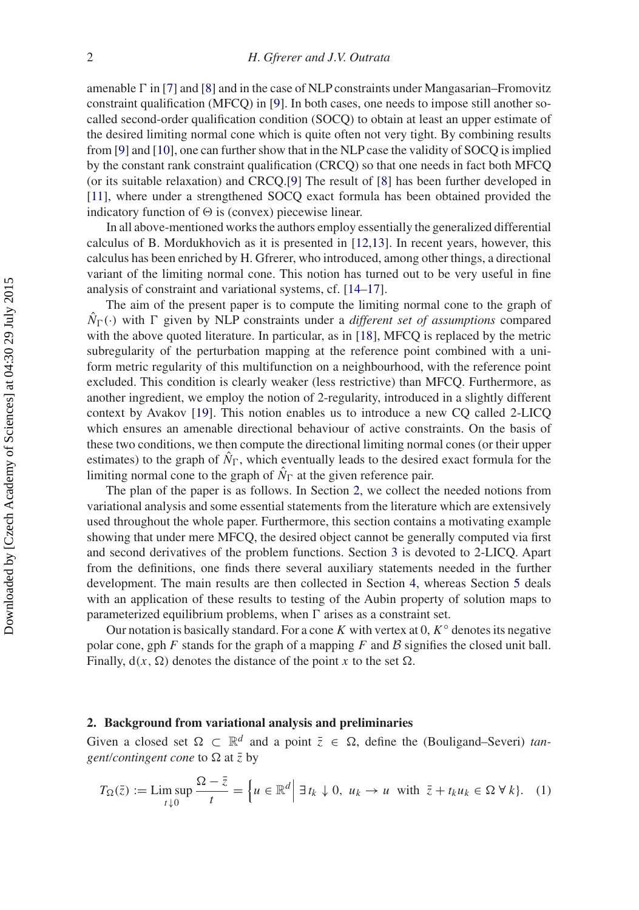amenable Γ in [7] and [8] and in the case of NLP constraints under Mangasarian–Fromovitz constraint qualification (MFCQ) in [9]. In both cases, one needs to impose still another so-called second-order qualification condition (SOCQ) to obtain at least an upper estimate of the desired limiting normal cone which is quite often not very tight. By combining results from [9] and [10], one can further show that in the NLP case the validity of SOCQ is implied by the constant rank constraint qualification (CRCQ) so that one needs in fact both MFCQ (or its suitable relaxation) and CRCQ.[9] The result of [8] has been further developed in [11], where under a strengthened SOCQ exact formula has been obtained provided the indicatory function of Θ is (convex) piecewise linear.

In all above-mentioned works the authors employ essentially the generalized differential calculus of B. Mordukhovich as it is presented in [12,13]. In recent years, however, this calculus has been enriched by H. Gfrerer, who introduced, among other things, a directional variant of the limiting normal cone. This notion has turned out to be very useful in fine analysis of constraint and variational systems, cf. [14–17].

The aim of the present paper is to compute the limiting normal cone to the graph of $\hat{N}_\Gamma(\cdot)$ with Γ given by NLP constraints under a *different set of assumptions* compared with the above quoted literature. In particular, as in [18], MFCQ is replaced by the metric subregularity of the perturbation mapping at the reference point combined with a uniform metric regularity of this multifunction on a neighbourhood, with the reference point excluded. This condition is clearly weaker (less restrictive) than MFCQ. Furthermore, as another ingredient, we employ the notion of 2-regularity, introduced in a slightly different context by Avakov [19]. This notion enables us to introduce a new CQ called 2-LICQ which ensures an amenable directional behaviour of active constraints. On the basis of these two conditions, we then compute the directional limiting normal cones (or their upper estimates) to the graph of $\hat{N}_\Gamma$, which eventually leads to the desired exact formula for the limiting normal cone to the graph of $\hat{N}_\Gamma$ at the given reference pair.

The plan of the paper is as follows. In Section 2, we collect the needed notions from variational analysis and some essential statements from the literature which are extensively used throughout the whole paper. Furthermore, this section contains a motivating example showing that under mere MFCQ, the desired object cannot be generally computed via first and second derivatives of the problem functions. Section 3 is devoted to 2-LICQ. Apart from the definitions, one finds there several auxiliary statements needed in the further development. The main results are then collected in Section 4, whereas Section 5 deals with an application of these results to testing of the Aubin property of solution maps to parameterized equilibrium problems, when Γ arises as a constraint set.

Our notation is basically standard. For a cone $K$ with vertex at 0, $K^\circ$ denotes its negative polar cone, gph $F$ stands for the graph of a mapping $F$ and $\mathcal{B}$ signifies the closed unit ball. Finally, $\mathrm{d}(x, \Omega)$ denotes the distance of the point $x$ to the set Ω.

## 2. Background from variational analysis and preliminaries

Given a closed set $\Omega \subset \mathbb{R}^d$ and a point $\bar{z} \in \Omega$, define the (Bouligand–Severi) *tangent/contingent cone* to Ω at $\bar{z}$ by

$$T_\Omega(\bar{z}) := \operatorname*{Lim\,sup}_{t \downarrow 0} \frac{\Omega - \bar{z}}{t} = \left\{ u \in \mathbb{R}^d \,\middle|\, \exists\, t_k \downarrow 0,\ u_k \to u \ \text{ with } \ \bar{z} + t_k u_k \in \Omega \ \forall\, k \right\}. \quad (1)$$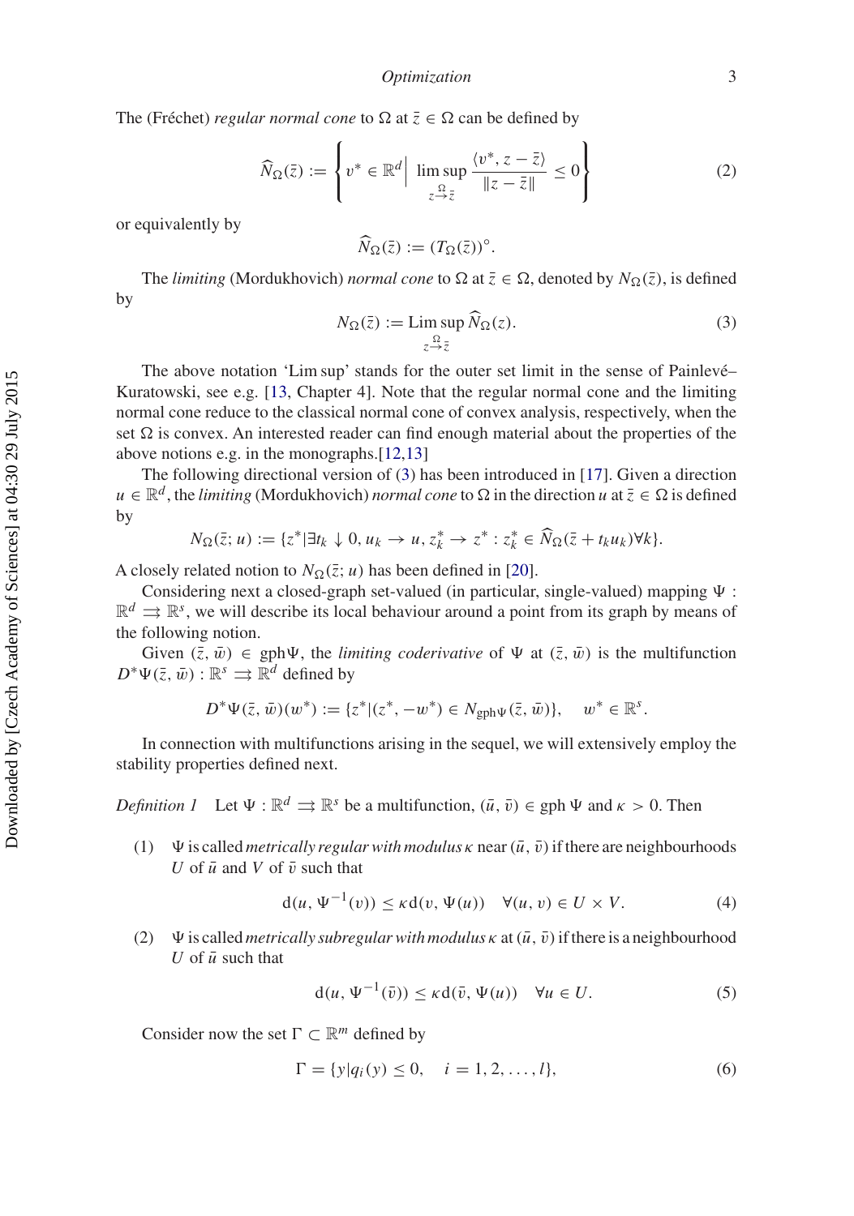The (Fréchet) *regular normal cone* to $\Omega$ at $\bar{z} \in \Omega$ can be defined by

$$\widehat{N}_\Omega(\bar{z}) := \left\{ v^* \in \mathbb{R}^d \,\middle|\, \limsup_{z \xrightarrow{\Omega} \bar{z}} \frac{\langle v^*, z - \bar{z} \rangle}{\|z - \bar{z}\|} \leq 0 \right\} \tag{2}$$

or equivalently by

$$\widehat{N}_\Omega(\bar{z}) := (T_\Omega(\bar{z}))^\circ.$$

The *limiting* (Mordukhovich) *normal cone* to $\Omega$ at $\bar{z} \in \Omega$, denoted by $N_\Omega(\bar{z})$, is defined by

$$N_\Omega(\bar{z}) := \operatorname*{Lim\,sup}_{z \xrightarrow{\Omega} \bar{z}} \widehat{N}_\Omega(z). \tag{3}$$

The above notation 'Lim sup' stands for the outer set limit in the sense of Painlevé–Kuratowski, see e.g. [13, Chapter 4]. Note that the regular normal cone and the limiting normal cone reduce to the classical normal cone of convex analysis, respectively, when the set $\Omega$ is convex. An interested reader can find enough material about the properties of the above notions e.g. in the monographs.[12,13]

The following directional version of (3) has been introduced in [17]. Given a direction $u \in \mathbb{R}^d$, the *limiting* (Mordukhovich) *normal cone* to $\Omega$ in the direction $u$ at $\bar{z} \in \Omega$ is defined by

$$N_\Omega(\bar{z}; u) := \{z^* | \exists t_k \downarrow 0, u_k \to u, z_k^* \to z^* : z_k^* \in \widehat{N}_\Omega(\bar{z} + t_k u_k) \forall k\}.$$

A closely related notion to $N_\Omega(\bar{z}; u)$ has been defined in [20].

Considering next a closed-graph set-valued (in particular, single-valued) mapping $\Psi : \mathbb{R}^d \rightrightarrows \mathbb{R}^s$, we will describe its local behaviour around a point from its graph by means of the following notion.

Given $(\bar{z}, \bar{w}) \in \operatorname{gph}\Psi$, the *limiting coderivative* of $\Psi$ at $(\bar{z}, \bar{w})$ is the multifunction $D^*\Psi(\bar{z}, \bar{w}) : \mathbb{R}^s \rightrightarrows \mathbb{R}^d$ defined by

$$D^*\Psi(\bar{z}, \bar{w})(w^*) := \{z^* | (z^*, -w^*) \in N_{\operatorname{gph}\Psi}(\bar{z}, \bar{w})\}, \quad w^* \in \mathbb{R}^s.$$

In connection with multifunctions arising in the sequel, we will extensively employ the stability properties defined next.

*Definition 1* Let $\Psi : \mathbb{R}^d \rightrightarrows \mathbb{R}^s$ be a multifunction, $(\bar{u}, \bar{v}) \in \operatorname{gph}\Psi$ and $\kappa > 0$. Then

(1) $\Psi$ is called *metrically regular with modulus* $\kappa$ near $(\bar{u}, \bar{v})$ if there are neighbourhoods $U$ of $\bar{u}$ and $V$ of $\bar{v}$ such that

$$\operatorname{d}(u, \Psi^{-1}(v)) \leq \kappa \operatorname{d}(v, \Psi(u)) \quad \forall (u, v) \in U \times V. \tag{4}$$

(2) $\Psi$ is called *metrically subregular with modulus* $\kappa$ at $(\bar{u}, \bar{v})$ if there is a neighbourhood $U$ of $\bar{u}$ such that

$$\operatorname{d}(u, \Psi^{-1}(\bar{v})) \leq \kappa \operatorname{d}(\bar{v}, \Psi(u)) \quad \forall u \in U. \tag{5}$$

Consider now the set $\Gamma \subset \mathbb{R}^m$ defined by

$$\Gamma = \{y | q_i(y) \leq 0, \quad i = 1, 2, \ldots, l\}, \tag{6}$$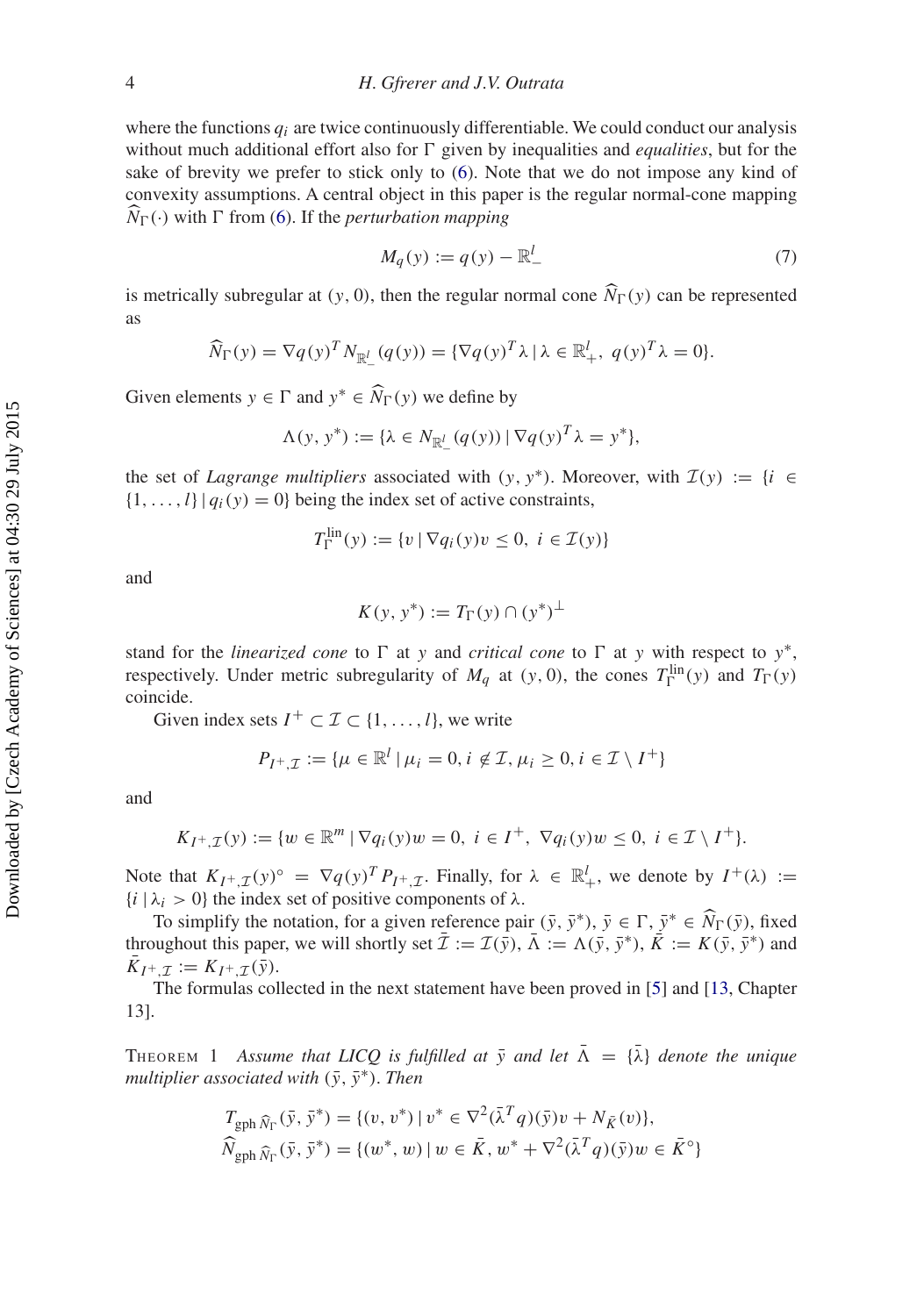where the functions $q_i$ are twice continuously differentiable. We could conduct our analysis without much additional effort also for $\Gamma$ given by inequalities and *equalities*, but for the sake of brevity we prefer to stick only to (6). Note that we do not impose any kind of convexity assumptions. A central object in this paper is the regular normal-cone mapping $\widehat{N}_\Gamma(\cdot)$ with $\Gamma$ from (6). If the *perturbation mapping*

$$M_q(y) := q(y) - \mathbb{R}^l_- \tag{7}$$

is metrically subregular at $(y, 0)$, then the regular normal cone $\widehat{N}_\Gamma(y)$ can be represented as

$$\widehat{N}_\Gamma(y) = \nabla q(y)^T N_{\mathbb{R}^l_-}(q(y)) = \{\nabla q(y)^T \lambda \mid \lambda \in \mathbb{R}^l_+,\ q(y)^T \lambda = 0\}.$$

Given elements $y \in \Gamma$ and $y^* \in \widehat{N}_\Gamma(y)$ we define by

$$\Lambda(y, y^*) := \{\lambda \in N_{\mathbb{R}^l_-}(q(y)) \mid \nabla q(y)^T \lambda = y^*\},$$

the set of *Lagrange multipliers* associated with $(y, y^*)$. Moreover, with $\mathcal{I}(y) := \{i \in \{1, \ldots, l\} \mid q_i(y) = 0\}$ being the index set of active constraints,

$$T^{\rm lin}_\Gamma(y) := \{v \mid \nabla q_i(y) v \leq 0,\ i \in \mathcal{I}(y)\}$$

and

$$K(y, y^*) := T_\Gamma(y) \cap (y^*)^\perp$$

stand for the *linearized cone* to $\Gamma$ at $y$ and *critical cone* to $\Gamma$ at $y$ with respect to $y^*$, respectively. Under metric subregularity of $M_q$ at $(y, 0)$, the cones $T^{\rm lin}_\Gamma(y)$ and $T_\Gamma(y)$ coincide.

Given index sets $I^+ \subset \mathcal{I} \subset \{1, \ldots, l\}$, we write

$$P_{I^+,\mathcal{I}} := \{\mu \in \mathbb{R}^l \mid \mu_i = 0, i \notin \mathcal{I}, \mu_i \geq 0, i \in \mathcal{I} \setminus I^+\}$$

and

$$K_{I^+,\mathcal{I}}(y) := \{w \in \mathbb{R}^m \mid \nabla q_i(y) w = 0,\ i \in I^+,\ \nabla q_i(y) w \leq 0,\ i \in \mathcal{I} \setminus I^+\}.$$

Note that $K_{I^+,\mathcal{I}}(y)^\circ = \nabla q(y)^T P_{I^+,\mathcal{I}}$. Finally, for $\lambda \in \mathbb{R}^l_+$, we denote by $I^+(\lambda) := \{i \mid \lambda_i > 0\}$ the index set of positive components of $\lambda$.

To simplify the notation, for a given reference pair $(\bar{y}, \bar{y}^*)$, $\bar{y} \in \Gamma$, $\bar{y}^* \in \widehat{N}_\Gamma(\bar{y})$, fixed throughout this paper, we will shortly set $\bar{\mathcal{I}} := \mathcal{I}(\bar{y})$, $\bar{\Lambda} := \Lambda(\bar{y}, \bar{y}^*)$, $\bar{K} := K(\bar{y}, \bar{y}^*)$ and $\bar{K}_{I^+,\mathcal{I}} := K_{I^+,\mathcal{I}}(\bar{y})$.

The formulas collected in the next statement have been proved in [5] and [13, Chapter 13].

Theorem 1 *Assume that LICQ is fulfilled at $\bar{y}$ and let $\bar{\Lambda} = \{\bar{\lambda}\}$ denote the unique multiplier associated with $(\bar{y}, \bar{y}^*)$. Then*

$$T_{\operatorname{gph} \widehat{N}_\Gamma}(\bar{y}, \bar{y}^*) = \{(v, v^*) \mid v^* \in \nabla^2(\bar{\lambda}^T q)(\bar{y}) v + N_{\bar{K}}(v)\},$$
$$\widehat{N}_{\operatorname{gph} \widehat{N}_\Gamma}(\bar{y}, \bar{y}^*) = \{(w^*, w) \mid w \in \bar{K},\ w^* + \nabla^2(\bar{\lambda}^T q)(\bar{y}) w \in \bar{K}^\circ\}$$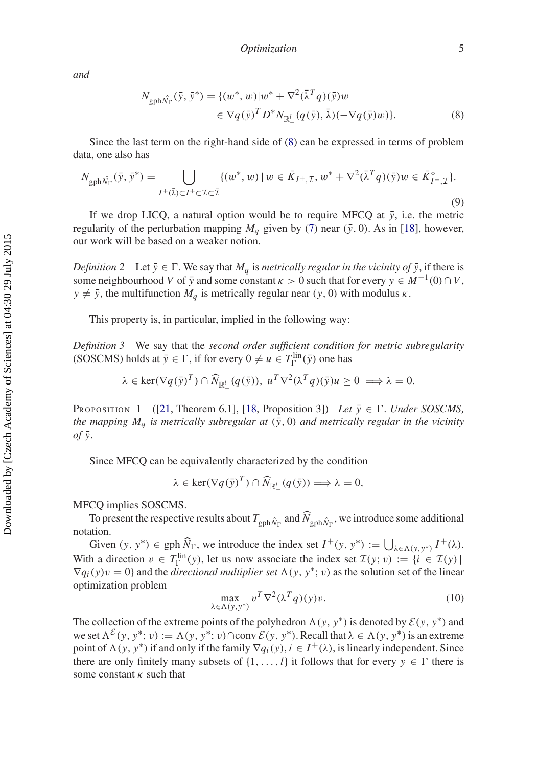and

$$N_{\mathrm{gph}\hat{N}_\Gamma}(\bar{y},\bar{y}^*) = \{(w^*,w) | w^* + \nabla^2(\bar{\lambda}^T q)(\bar{y})w \in \nabla q(\bar{y})^T D^* N_{\mathbb{R}^l_-}(q(\bar{y}),\bar{\lambda})(-\nabla q(\bar{y})w)\}. \tag{8}$$

Since the last term on the right-hand side of (8) can be expressed in terms of problem data, one also has

$$N_{\mathrm{gph}\hat{N}_\Gamma}(\bar{y},\bar{y}^*) = \bigcup_{I^+(\bar{\lambda})\subset I^+ \subset \mathcal{I} \subset \bar{\mathcal{I}}} \{(w^*,w) \,|\, w \in \bar{K}_{I^+,\mathcal{I}},\ w^* + \nabla^2(\bar{\lambda}^T q)(\bar{y})w \in \bar{K}^\circ_{I^+,\mathcal{I}}\}. \tag{9}$$

If we drop LICQ, a natural option would be to require MFCQ at $\bar{y}$, i.e. the metric regularity of the perturbation mapping $M_q$ given by (7) near $(\bar{y},0)$. As in [18], however, our work will be based on a weaker notion.

*Definition 2* Let $\bar{y} \in \Gamma$. We say that $M_q$ is *metrically regular in the vicinity of* $\bar{y}$, if there is some neighbourhood $V$ of $\bar{y}$ and some constant $\kappa > 0$ such that for every $y \in M^{-1}(0) \cap V$, $y \neq \bar{y}$, the multifunction $M_q$ is metrically regular near $(y,0)$ with modulus $\kappa$.

This property is, in particular, implied in the following way:

*Definition 3* We say that the *second order sufficient condition for metric subregularity* (SOSCMS) holds at $\bar{y} \in \Gamma$, if for every $0 \neq u \in T^{\mathrm{lin}}_\Gamma(\bar{y})$ one has

$$\lambda \in \ker(\nabla q(\bar{y})^T) \cap \widehat{N}_{\mathbb{R}^l_-}(q(\bar{y})),\ u^T\nabla^2(\lambda^T q)(\bar{y})u \geq 0 \implies \lambda = 0.$$

Proposition 1 ([21, Theorem 6.1], [18, Proposition 3]) *Let $\bar{y} \in \Gamma$. Under SOSCMS, the mapping $M_q$ is metrically subregular at $(\bar{y},0)$ and metrically regular in the vicinity of $\bar{y}$.*

Since MFCQ can be equivalently characterized by the condition

$$\lambda \in \ker(\nabla q(\bar{y})^T) \cap \widehat{N}_{\mathbb{R}^l_-}(q(\bar{y})) \Longrightarrow \lambda = 0,$$

MFCQ implies SOSCMS.

To present the respective results about $T_{\mathrm{gph}\hat{N}_\Gamma}$ and $\widehat{N}_{\mathrm{gph}\hat{N}_\Gamma}$, we introduce some additional notation.

Given $(y,y^*) \in \mathrm{gph}\,\widehat{N}_\Gamma$, we introduce the index set $I^+(y,y^*) := \bigcup_{\lambda\in\Lambda(y,y^*)} I^+(\lambda)$. With a direction $v \in T^{\mathrm{lin}}_\Gamma(y)$, let us now associate the index set $\mathcal{I}(y;v) := \{i \in \mathcal{I}(y) \,|\, \nabla q_i(y)v = 0\}$ and the *directional multiplier set* $\Lambda(y,y^*;v)$ as the solution set of the linear optimization problem

$$\max_{\lambda\in\Lambda(y,y^*)} v^T\nabla^2(\lambda^T q)(y)v. \tag{10}$$

The collection of the extreme points of the polyhedron $\Lambda(y,y^*)$ is denoted by $\mathcal{E}(y,y^*)$ and we set $\Lambda^{\mathcal{E}}(y,y^*;v) := \Lambda(y,y^*;v) \cap \mathrm{conv}\,\mathcal{E}(y,y^*)$. Recall that $\lambda \in \Lambda(y,y^*)$ is an extreme point of $\Lambda(y,y^*)$ if and only if the family $\nabla q_i(y)$, $i \in I^+(\lambda)$, is linearly independent. Since there are only finitely many subsets of $\{1,\ldots,l\}$ it follows that for every $y \in \Gamma$ there is some constant $\kappa$ such that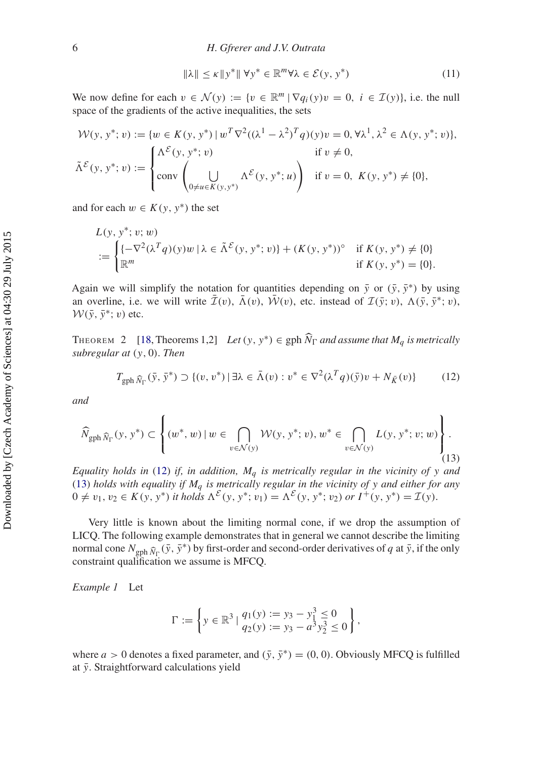$$\|\lambda\| \leq \kappa \|y^*\| \;\forall y^* \in \mathbb{R}^m \forall \lambda \in \mathcal{E}(y, y^*) \tag{11}$$

We now define for each $v \in \mathcal{N}(y) := \{v \in \mathbb{R}^m \mid \nabla q_i(y)v = 0,\; i \in \mathcal{I}(y)\}$, i.e. the null space of the gradients of the active inequalities, the sets

$$\mathcal{W}(y, y^*; v) := \{w \in K(y, y^*) \mid w^T \nabla^2((\lambda^1 - \lambda^2)^T q)(y)v = 0, \forall \lambda^1, \lambda^2 \in \Lambda(y, y^*; v)\},$$

$$\tilde{\Lambda}^{\mathcal{E}}(y, y^*; v) := \begin{cases} \Lambda^{\mathcal{E}}(y, y^*; v) & \text{if } v \neq 0, \\ \operatorname{conv}\left( \bigcup\limits_{0 \neq u \in K(y,y^*)} \Lambda^{\mathcal{E}}(y, y^*; u) \right) & \text{if } v = 0,\; K(y, y^*) \neq \{0\}, \end{cases}$$

and for each $w \in K(y, y^*)$ the set

$$L(y, y^*; v; w) := \begin{cases} \{-\nabla^2(\lambda^T q)(y)w \mid \lambda \in \tilde{\Lambda}^{\mathcal{E}}(y, y^*; v)\} + (K(y, y^*))^\circ & \text{if } K(y, y^*) \neq \{0\} \\ \mathbb{R}^m & \text{if } K(y, y^*) = \{0\}. \end{cases}$$

Again we will simplify the notation for quantities depending on $\bar{y}$ or $(\bar{y}, \bar{y}^*)$ by using an overline, i.e. we will write $\bar{\mathcal{I}}(v)$, $\bar{\Lambda}(v)$, $\bar{\mathcal{W}}(v)$, etc. instead of $\mathcal{I}(\bar{y}; v)$, $\Lambda(\bar{y}, \bar{y}^*; v)$, $\mathcal{W}(\bar{y}, \bar{y}^*; v)$ etc.

**Theorem 2** [18, Theorems 1,2] *Let $(y, y^*) \in \operatorname{gph} \widehat{N}_\Gamma$ and assume that $M_q$ is metrically subregular at $(y, 0)$. Then*

$$T_{\operatorname{gph} \widehat{N}_\Gamma}(\bar{y}, \bar{y}^*) \supset \{(v, v^*) \mid \exists \lambda \in \bar{\Lambda}(v) : v^* \in \nabla^2(\lambda^T q)(\bar{y})v + N_{\bar{K}}(v)\} \tag{12}$$

*and*

$$\widehat{N}_{\operatorname{gph} \widehat{N}_\Gamma}(y, y^*) \subset \left\{ (w^*, w) \mid w \in \bigcap_{v \in \mathcal{N}(y)} \mathcal{W}(y, y^*; v),\; w^* \in \bigcap_{v \in \mathcal{N}(y)} L(y, y^*; v; w) \right\}. \tag{13}$$

*Equality holds in (12) if, in addition, $M_q$ is metrically regular in the vicinity of $y$ and (13) holds with equality if $M_q$ is metrically regular in the vicinity of $y$ and either for any $0 \neq v_1, v_2 \in K(y, y^*)$ it holds $\Lambda^{\mathcal{E}}(y, y^*; v_1) = \Lambda^{\mathcal{E}}(y, y^*; v_2)$ or $I^+(y, y^*) = \mathcal{I}(y)$.*

Very little is known about the limiting normal cone, if we drop the assumption of LICQ. The following example demonstrates that in general we cannot describe the limiting normal cone $N_{\operatorname{gph} \widehat{N}_\Gamma}(\bar{y}, \bar{y}^*)$ by first-order and second-order derivatives of $q$ at $\bar{y}$, if the only constraint qualification we assume is MFCQ.

*Example 1* Let

$$\Gamma := \left\{ y \in \mathbb{R}^3 \mid \begin{array}{l} q_1(y) := y_3 - y_1^3 \leq 0 \\ q_2(y) := y_3 - a^3 y_2^3 \leq 0 \end{array} \right\},$$

where $a > 0$ denotes a fixed parameter, and $(\bar{y}, \bar{y}^*) = (0, 0)$. Obviously MFCQ is fulfilled at $\bar{y}$. Straightforward calculations yield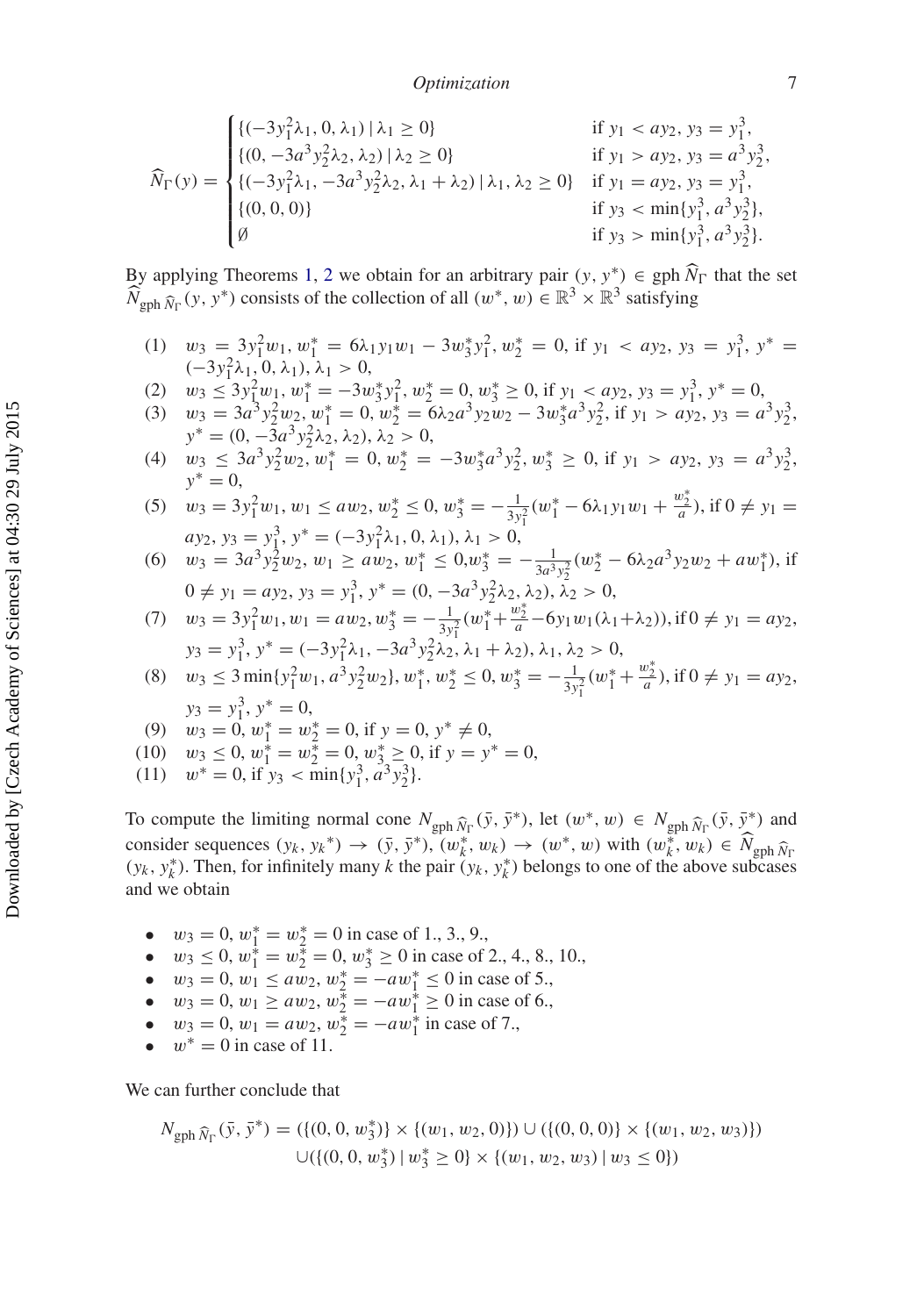$$\widehat{N}_\Gamma(y) = \begin{cases} \{(-3y_1^2\lambda_1, 0, \lambda_1) \mid \lambda_1 \geq 0\} & \text{if } y_1 < ay_2,\ y_3 = y_1^3, \\ \{(0, -3a^3y_2^2\lambda_2, \lambda_2) \mid \lambda_2 \geq 0\} & \text{if } y_1 > ay_2,\ y_3 = a^3y_2^3, \\ \{(-3y_1^2\lambda_1, -3a^3y_2^2\lambda_2, \lambda_1+\lambda_2) \mid \lambda_1, \lambda_2 \geq 0\} & \text{if } y_1 = ay_2,\ y_3 = y_1^3, \\ \{(0,0,0)\} & \text{if } y_3 < \min\{y_1^3, a^3y_2^3\}, \\ \emptyset & \text{if } y_3 > \min\{y_1^3, a^3y_2^3\}. \end{cases}$$

By applying Theorems 1, 2 we obtain for an arbitrary pair $(y, y^*) \in \operatorname{gph} \widehat{N}_\Gamma$ that the set $\widehat{N}_{\operatorname{gph} \widehat{N}_\Gamma}(y, y^*)$ consists of the collection of all $(w^*, w) \in \mathbb{R}^3 \times \mathbb{R}^3$ satisfying

(1) $w_3 = 3y_1^2 w_1$, $w_1^* = 6\lambda_1 y_1 w_1 - 3w_3^* y_1^2$, $w_2^* = 0$, if $y_1 < ay_2$, $y_3 = y_1^3$, $y^* = (-3y_1^2\lambda_1, 0, \lambda_1)$, $\lambda_1 > 0$,

(2) $w_3 \leq 3y_1^2 w_1$, $w_1^* = -3w_3^* y_1^2$, $w_2^* = 0$, $w_3^* \geq 0$, if $y_1 < ay_2$, $y_3 = y_1^3$, $y^* = 0$,

(3) $w_3 = 3a^3 y_2^2 w_2$, $w_1^* = 0$, $w_2^* = 6\lambda_2 a^3 y_2 w_2 - 3w_3^* a^3 y_2^2$, if $y_1 > ay_2$, $y_3 = a^3 y_2^3$, $y^* = (0, -3a^3y_2^2\lambda_2, \lambda_2)$, $\lambda_2 > 0$,

(4) $w_3 \leq 3a^3 y_2^2 w_2$, $w_1^* = 0$, $w_2^* = -3w_3^* a^3 y_2^2$, $w_3^* \geq 0$, if $y_1 > ay_2$, $y_3 = a^3 y_2^3$, $y^* = 0$,

(5) $w_3 = 3y_1^2 w_1$, $w_1 \leq aw_2$, $w_2^* \leq 0$, $w_3^* = -\frac{1}{3y_1^2}(w_1^* - 6\lambda_1 y_1 w_1 + \frac{w_2^*}{a})$, if $0 \neq y_1 = ay_2$, $y_3 = y_1^3$, $y^* = (-3y_1^2\lambda_1, 0, \lambda_1)$, $\lambda_1 > 0$,

(6) $w_3 = 3a^3 y_2^2 w_2$, $w_1 \geq aw_2$, $w_1^* \leq 0$, $w_3^* = -\frac{1}{3a^3y_2^2}(w_2^* - 6\lambda_2 a^3 y_2 w_2 + aw_1^*)$, if $0 \neq y_1 = ay_2$, $y_3 = y_1^3$, $y^* = (0, -3a^3y_2^2\lambda_2, \lambda_2)$, $\lambda_2 > 0$,

(7) $w_3 = 3y_1^2 w_1$, $w_1 = aw_2$, $w_3^* = -\frac{1}{3y_1^2}(w_1^* + \frac{w_2^*}{a} - 6y_1 w_1(\lambda_1 + \lambda_2))$, if $0 \neq y_1 = ay_2$, $y_3 = y_1^3$, $y^* = (-3y_1^2\lambda_1, -3a^3y_2^2\lambda_2, \lambda_1 + \lambda_2)$, $\lambda_1, \lambda_2 > 0$,

(8) $w_3 \leq 3\min\{y_1^2 w_1, a^3 y_2^2 w_2\}$, $w_1^*, w_2^* \leq 0$, $w_3^* = -\frac{1}{3y_1^2}(w_1^* + \frac{w_2^*}{a})$, if $0 \neq y_1 = ay_2$, $y_3 = y_1^3$, $y^* = 0$,

(9) $w_3 = 0$, $w_1^* = w_2^* = 0$, if $y = 0$, $y^* \neq 0$,

(10) $w_3 \leq 0$, $w_1^* = w_2^* = 0$, $w_3^* \geq 0$, if $y = y^* = 0$,

(11) $w^* = 0$, if $y_3 < \min\{y_1^3, a^3y_2^3\}$.

To compute the limiting normal cone $N_{\operatorname{gph} \widehat{N}_\Gamma}(\bar{y}, \bar{y}^*)$, let $(w^*, w) \in N_{\operatorname{gph} \widehat{N}_\Gamma}(\bar{y}, \bar{y}^*)$ and consider sequences $(y_k, y_k^*) \to (\bar{y}, \bar{y}^*)$, $(w_k^*, w_k) \to (w^*, w)$ with $(w_k^*, w_k) \in \widehat{N}_{\operatorname{gph} \widehat{N}_\Gamma}(y_k, y_k^*)$. Then, for infinitely many $k$ the pair $(y_k, y_k^*)$ belongs to one of the above subcases and we obtain

- $w_3 = 0$, $w_1^* = w_2^* = 0$ in case of 1., 3., 9.,
- $w_3 \leq 0$, $w_1^* = w_2^* = 0$, $w_3^* \geq 0$ in case of 2., 4., 8., 10.,
- $w_3 = 0$, $w_1 \leq aw_2$, $w_2^* = -aw_1^* \leq 0$ in case of 5.,
- $w_3 = 0$, $w_1 \geq aw_2$, $w_2^* = -aw_1^* \geq 0$ in case of 6.,
- $w_3 = 0$, $w_1 = aw_2$, $w_2^* = -aw_1^*$ in case of 7.,
- $w^* = 0$ in case of 11.

We can further conclude that

$$N_{\operatorname{gph} \widehat{N}_\Gamma}(\bar{y}, \bar{y}^*) = (\{(0,0,w_3^*)\} \times \{(w_1, w_2, 0)\}) \cup (\{(0,0,0)\} \times \{(w_1, w_2, w_3)\})$$
$$\cup (\{(0,0,w_3^*) \mid w_3^* \geq 0\} \times \{(w_1, w_2, w_3) \mid w_3 \leq 0\})$$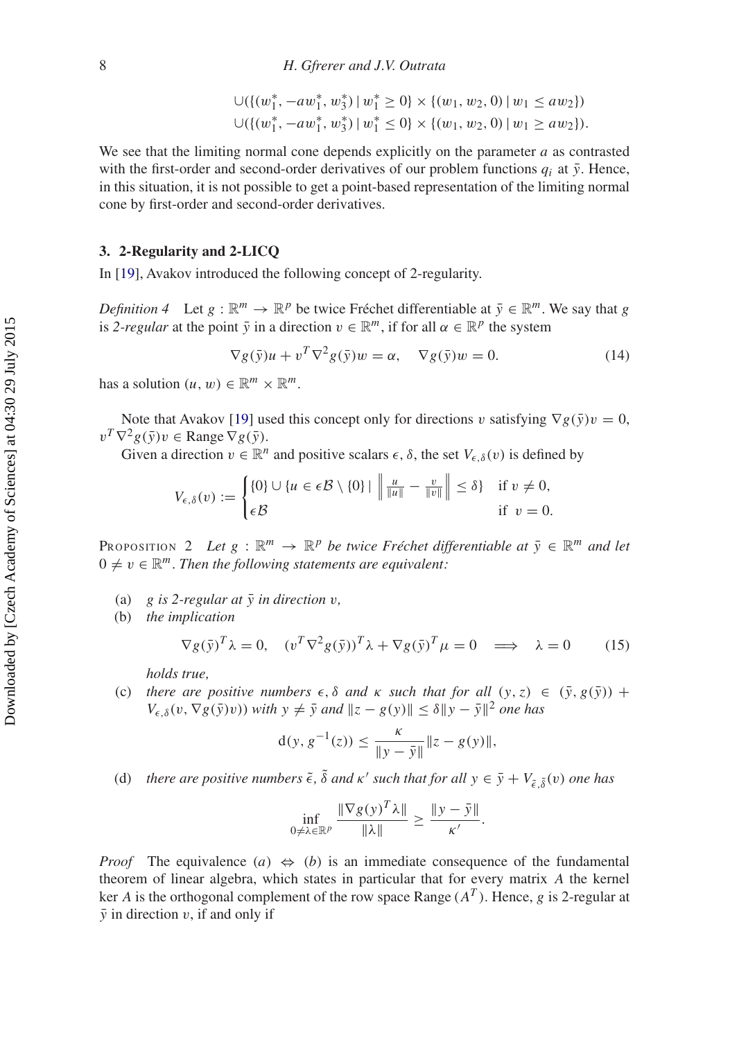$$\cup(\{(w_1^*, -aw_1^*, w_3^*) \mid w_1^* \geq 0\} \times \{(w_1, w_2, 0) \mid w_1 \leq aw_2\})$$
$$\cup(\{(w_1^*, -aw_1^*, w_3^*) \mid w_1^* \leq 0\} \times \{(w_1, w_2, 0) \mid w_1 \geq aw_2\}).$$

We see that the limiting normal cone depends explicitly on the parameter $a$ as contrasted with the first-order and second-order derivatives of our problem functions $q_i$ at $\bar{y}$. Hence, in this situation, it is not possible to get a point-based representation of the limiting normal cone by first-order and second-order derivatives.

## 3. 2-Regularity and 2-LICQ

In [19], Avakov introduced the following concept of 2-regularity.

*Definition 4* Let $g : \mathbb{R}^m \to \mathbb{R}^p$ be twice Fréchet differentiable at $\bar{y} \in \mathbb{R}^m$. We say that $g$ is *2-regular* at the point $\bar{y}$ in a direction $v \in \mathbb{R}^m$, if for all $\alpha \in \mathbb{R}^p$ the system

$$\nabla g(\bar{y})u + v^T \nabla^2 g(\bar{y})w = \alpha, \quad \nabla g(\bar{y})w = 0. \tag{14}$$

has a solution $(u, w) \in \mathbb{R}^m \times \mathbb{R}^m$.

Note that Avakov [19] used this concept only for directions $v$ satisfying $\nabla g(\bar{y})v = 0$, $v^T \nabla^2 g(\bar{y})v \in \operatorname{Range} \nabla g(\bar{y})$.

Given a direction $v \in \mathbb{R}^n$ and positive scalars $\epsilon, \delta$, the set $V_{\epsilon,\delta}(v)$ is defined by

$$V_{\epsilon,\delta}(v) := \begin{cases} \{0\} \cup \{u \in \epsilon\mathcal{B} \setminus \{0\} \mid \left\| \frac{u}{\|u\|} - \frac{v}{\|v\|} \right\| \leq \delta\} & \text{if } v \neq 0, \\ \epsilon\mathcal{B} & \text{if } v = 0. \end{cases}$$

Proposition 2 *Let $g : \mathbb{R}^m \to \mathbb{R}^p$ be twice Fréchet differentiable at $\bar{y} \in \mathbb{R}^m$ and let $0 \neq v \in \mathbb{R}^m$. Then the following statements are equivalent:*

(a) *$g$ is 2-regular at $\bar{y}$ in direction $v$,*

(b) *the implication*

$$\nabla g(\bar{y})^T \lambda = 0, \quad (v^T \nabla^2 g(\bar{y}))^T \lambda + \nabla g(\bar{y})^T \mu = 0 \implies \lambda = 0 \tag{15}$$

*holds true,*

(c) *there are positive numbers $\epsilon, \delta$ and $\kappa$ such that for all $(y, z) \in (\bar{y}, g(\bar{y})) + V_{\epsilon,\delta}(v, \nabla g(\bar{y})v))$ with $y \neq \bar{y}$ and $\|z - g(y)\| \leq \delta \|y - \bar{y}\|^2$ one has*

$$\mathrm{d}(y, g^{-1}(z)) \leq \frac{\kappa}{\|y - \bar{y}\|} \|z - g(y)\|,$$

(d) *there are positive numbers $\tilde{\epsilon}$, $\tilde{\delta}$ and $\kappa'$ such that for all $y \in \bar{y} + V_{\tilde{\epsilon},\tilde{\delta}}(v)$ one has*

$$\inf_{0 \neq \lambda \in \mathbb{R}^p} \frac{\|\nabla g(y)^T \lambda\|}{\|\lambda\|} \geq \frac{\|y - \bar{y}\|}{\kappa'}.$$

*Proof* The equivalence $(a) \Leftrightarrow (b)$ is an immediate consequence of the fundamental theorem of linear algebra, which states in particular that for every matrix $A$ the kernel $\ker A$ is the orthogonal complement of the row space $\operatorname{Range}(A^T)$. Hence, $g$ is 2-regular at $\bar{y}$ in direction $v$, if and only if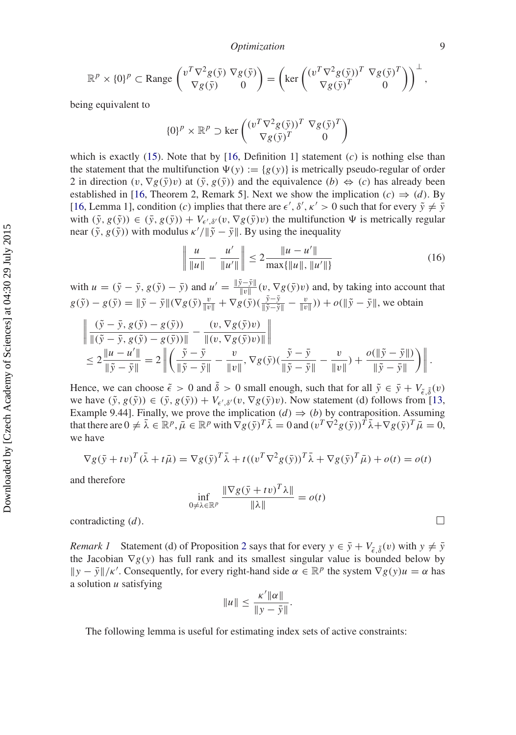$$\mathbb{R}^p \times \{0\}^p \subset \text{Range}\begin{pmatrix} v^T\nabla^2 g(\bar{y}) & \nabla g(\bar{y}) \\ \nabla g(\bar{y}) & 0 \end{pmatrix} = \left(\ker\begin{pmatrix} (v^T\nabla^2 g(\bar{y}))^T & \nabla g(\bar{y})^T \\ \nabla g(\bar{y})^T & 0 \end{pmatrix}\right)^{\perp},$$

being equivalent to

$$\{0\}^p \times \mathbb{R}^p \supset \ker\begin{pmatrix} (v^T\nabla^2 g(\bar{y}))^T & \nabla g(\bar{y})^T \\ \nabla g(\bar{y})^T & 0 \end{pmatrix}$$

which is exactly (15). Note that by [16, Definition 1] statement $(c)$ is nothing else than the statement that the multifunction $\Psi(y) := \{g(y)\}$ is metrically pseudo-regular of order 2 in direction $(v, \nabla g(\bar{y})v)$ at $(\bar{y}, g(\bar{y}))$ and the equivalence $(b) \Leftrightarrow (c)$ has already been established in [16, Theorem 2, Remark 5]. Next we show the implication $(c) \Rightarrow (d)$. By [16, Lemma 1], condition $(c)$ implies that there are $\epsilon', \delta', \kappa' > 0$ such that for every $\tilde{y} \neq \bar{y}$ with $(\tilde{y}, g(\tilde{y})) \in (\bar{y}, g(\bar{y})) + V_{\epsilon',\delta'}(v, \nabla g(\bar{y})v)$ the multifunction $\Psi$ is metrically regular near $(\tilde{y}, g(\tilde{y}))$ with modulus $\kappa'/\|\tilde{y} - \bar{y}\|$. By using the inequality

$$\left\| \frac{u}{\|u\|} - \frac{u'}{\|u'\|} \right\| \leq 2\frac{\|u - u'\|}{\max\{\|u\|, \|u'\|\}} \tag{16}$$

with $u = (\tilde{y} - \bar{y}, g(\tilde{y}) - \bar{y})$ and $u' = \frac{\|\tilde{y}-\bar{y}\|}{\|v\|}(v, \nabla g(\bar{y})v)$ and, by taking into account that $g(\tilde{y}) - g(\bar{y}) = \|\tilde{y} - \bar{y}\|(\nabla g(\bar{y})\frac{v}{\|v\|} + \nabla g(\bar{y})(\frac{\tilde{y}-\bar{y}}{\|\tilde{y}-\bar{y}\|} - \frac{v}{\|v\|})) + o(\|\tilde{y} - \bar{y}\|$, we obtain

$$\begin{aligned}
&\left\| \frac{(\tilde{y} - \bar{y}, g(\tilde{y}) - g(\bar{y}))}{\|(\tilde{y} - \bar{y}, g(\tilde{y}) - g(\bar{y}))\|} - \frac{(v, \nabla g(\bar{y})v)}{\|(v, \nabla g(\bar{y})v)\|} \right\| \\
&\leq 2\frac{\|u - u'\|}{\|\tilde{y} - \bar{y}\|} = 2\left\| \left( \frac{\tilde{y} - \bar{y}}{\|\tilde{y} - \bar{y}\|} - \frac{v}{\|v\|}, \nabla g(\bar{y})(\frac{\tilde{y} - \bar{y}}{\|\tilde{y} - \bar{y}\|} - \frac{v}{\|v\|}) + \frac{o(\|\tilde{y} - \bar{y}\|)}{\|\tilde{y} - \bar{y}\|} \right) \right\|.
\end{aligned}$$

Hence, we can choose $\tilde{\epsilon} > 0$ and $\tilde{\delta} > 0$ small enough, such that for all $\tilde{y} \in \bar{y} + V_{\tilde{\epsilon},\tilde{\delta}}(v)$ we have $(\tilde{y}, g(\tilde{y})) \in (\bar{y}, g(\bar{y})) + V_{\epsilon',\delta'}(v, \nabla g(\bar{y})v)$. Now statement (d) follows from [13, Example 9.44]. Finally, we prove the implication $(d) \Rightarrow (b)$ by contraposition. Assuming that there are $0 \neq \bar{\lambda} \in \mathbb{R}^p, \bar{\mu} \in \mathbb{R}^p$ with $\nabla g(\bar{y})^T\bar{\lambda} = 0$ and $(v^T\nabla^2 g(\bar{y}))^T\bar{\lambda} + \nabla g(\bar{y})^T\bar{\mu} = 0$, we have

$$\nabla g(\bar{y} + tv)^T(\bar{\lambda} + t\bar{\mu}) = \nabla g(\bar{y})^T\bar{\lambda} + t((v^T\nabla^2 g(\bar{y}))^T\bar{\lambda} + \nabla g(\bar{y})^T\bar{\mu}) + o(t) = o(t)$$

and therefore

$$\inf_{0 \neq \lambda \in \mathbb{R}^p} \frac{\|\nabla g(\bar{y} + tv)^T\lambda\|}{\|\lambda\|} = o(t)$$

contradicting $(d)$. $\square$

*Remark 1* Statement (d) of Proposition 2 says that for every $y \in \bar{y} + V_{\tilde{\epsilon},\tilde{\delta}}(v)$ with $y \neq \bar{y}$ the Jacobian $\nabla g(y)$ has full rank and its smallest singular value is bounded below by $\|y - \bar{y}\|/\kappa'$. Consequently, for every right-hand side $\alpha \in \mathbb{R}^p$ the system $\nabla g(y)u = \alpha$ has a solution $u$ satisfying

$$\|u\| \leq \frac{\kappa'\|\alpha\|}{\|y - \bar{y}\|}.$$

The following lemma is useful for estimating index sets of active constraints: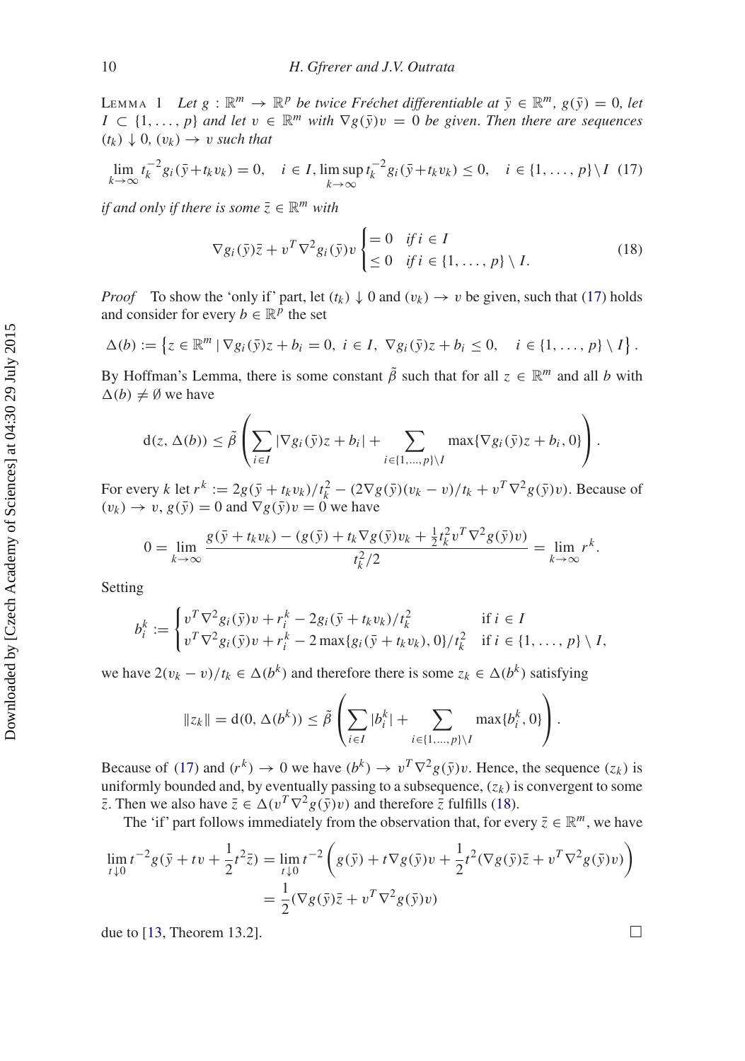**Lemma 1** *Let $g : \mathbb{R}^m \to \mathbb{R}^p$ be twice Fréchet differentiable at $\bar{y} \in \mathbb{R}^m$, $g(\bar{y}) = 0$, let $I \subset \{1, \ldots, p\}$ and let $v \in \mathbb{R}^m$ with $\nabla g(\bar{y})v = 0$ be given. Then there are sequences $(t_k) \downarrow 0$, $(v_k) \to v$ such that*

$$\lim_{k\to\infty} t_k^{-2} g_i(\bar{y}+t_k v_k) = 0, \quad i \in I, \limsup_{k\to\infty} t_k^{-2} g_i(\bar{y}+t_k v_k) \le 0, \quad i \in \{1,\ldots,p\}\setminus I \quad (17)$$

*if and only if there is some $\bar{z} \in \mathbb{R}^m$ with*

$$\nabla g_i(\bar{y})\bar{z} + v^T \nabla^2 g_i(\bar{y}) v \begin{cases} = 0 & \text{if } i \in I \\ \le 0 & \text{if } i \in \{1,\ldots,p\} \setminus I. \end{cases} \quad (18)$$

*Proof* To show the 'only if' part, let $(t_k) \downarrow 0$ and $(v_k) \to v$ be given, such that (17) holds and consider for every $b \in \mathbb{R}^p$ the set

$$\Delta(b) := \left\{ z \in \mathbb{R}^m \mid \nabla g_i(\bar{y})z + b_i = 0,\ i \in I,\ \nabla g_i(\bar{y})z + b_i \le 0, \quad i \in \{1,\ldots,p\}\setminus I \right\}.$$

By Hoffman's Lemma, there is some constant $\tilde{\beta}$ such that for all $z \in \mathbb{R}^m$ and all $b$ with $\Delta(b) \neq \emptyset$ we have

$$\mathrm{d}(z, \Delta(b)) \le \tilde{\beta} \left( \sum_{i\in I} |\nabla g_i(\bar{y})z + b_i| + \sum_{i\in\{1,\ldots,p\}\setminus I} \max\{\nabla g_i(\bar{y})z + b_i, 0\} \right).$$

For every $k$ let $r^k := 2g(\bar{y}+t_k v_k)/t_k^2 - (2\nabla g(\bar{y})(v_k - v)/t_k + v^T \nabla^2 g(\bar{y})v)$. Because of $(v_k) \to v$, $g(\bar{y}) = 0$ and $\nabla g(\bar{y})v = 0$ we have

$$0 = \lim_{k\to\infty} \frac{g(\bar{y}+t_k v_k) - (g(\bar{y}) + t_k \nabla g(\bar{y})v_k + \frac{1}{2}t_k^2 v^T \nabla^2 g(\bar{y})v)}{t_k^2/2} = \lim_{k\to\infty} r^k.$$

Setting

$$b_i^k := \begin{cases} v^T \nabla^2 g_i(\bar{y})v + r_i^k - 2g_i(\bar{y}+t_k v_k)/t_k^2 & \text{if } i \in I \\ v^T \nabla^2 g_i(\bar{y})v + r_i^k - 2\max\{g_i(\bar{y}+t_k v_k), 0\}/t_k^2 & \text{if } i \in \{1,\ldots,p\}\setminus I, \end{cases}$$

we have $2(v_k - v)/t_k \in \Delta(b^k)$ and therefore there is some $z_k \in \Delta(b^k)$ satisfying

$$\|z_k\| = \mathrm{d}(0, \Delta(b^k)) \le \tilde{\beta} \left( \sum_{i\in I} |b_i^k| + \sum_{i\in\{1,\ldots,p\}\setminus I} \max\{b_i^k, 0\} \right).$$

Because of (17) and $(r^k) \to 0$ we have $(b^k) \to v^T \nabla^2 g(\bar{y})v$. Hence, the sequence $(z_k)$ is uniformly bounded and, by eventually passing to a subsequence, $(z_k)$ is convergent to some $\bar{z}$. Then we also have $\bar{z} \in \Delta(v^T \nabla^2 g(\bar{y})v)$ and therefore $\bar{z}$ fulfills (18).

The 'if' part follows immediately from the observation that, for every $\bar{z} \in \mathbb{R}^m$, we have

$$\begin{aligned} \lim_{t\downarrow 0} t^{-2} g(\bar{y} + tv + \frac{1}{2}t^2\bar{z}) &= \lim_{t\downarrow 0} t^{-2} \left( g(\bar{y}) + t\nabla g(\bar{y})v + \frac{1}{2}t^2(\nabla g(\bar{y})\bar{z} + v^T \nabla^2 g(\bar{y})v) \right) \\ &= \frac{1}{2}(\nabla g(\bar{y})\bar{z} + v^T \nabla^2 g(\bar{y})v) \end{aligned}$$

due to [13, Theorem 13.2]. $\square$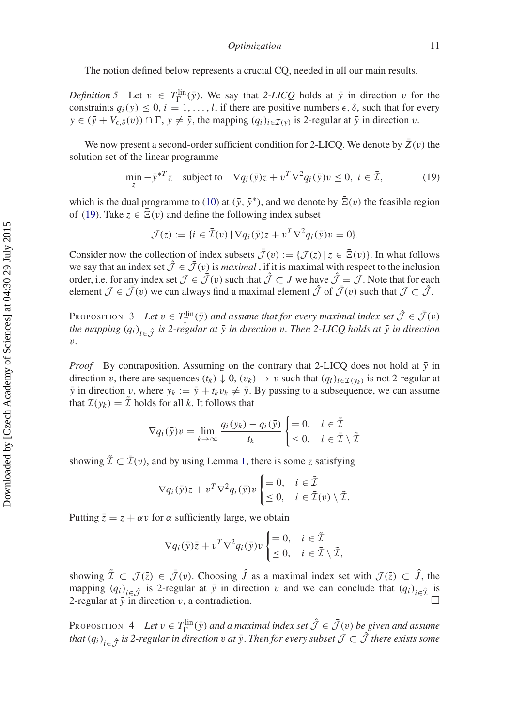The notion defined below represents a crucial CQ, needed in all our main results.

*Definition 5* Let $v \in T_\Gamma^{\text{lin}}(\bar{y})$. We say that *2-LICQ* holds at $\bar{y}$ in direction $v$ for the constraints $q_i(y) \leq 0$, $i = 1, \dots, l$, if there are positive numbers $\epsilon, \delta$, such that for every $y \in (\bar{y} + V_{\epsilon,\delta}(v)) \cap \Gamma$, $y \neq \bar{y}$, the mapping $(q_i)_{i \in \mathcal{I}(y)}$ is 2-regular at $\bar{y}$ in direction $v$.

We now present a second-order sufficient condition for 2-LICQ. We denote by $\bar{Z}(v)$ the solution set of the linear programme

$$\min_z -\bar{y}^{*T} z \quad \text{subject to} \quad \nabla q_i(\bar{y})z + v^T \nabla^2 q_i(\bar{y})v \leq 0, \; i \in \bar{\mathcal{I}}, \tag{19}$$

which is the dual programme to (10) at $(\bar{y}, \bar{y}^*)$, and we denote by $\bar{\Xi}(v)$ the feasible region of (19). Take $z \in \bar{\Xi}(v)$ and define the following index subset

$$\mathcal{J}(z) := \{i \in \bar{\mathcal{I}}(v) \mid \nabla q_i(\bar{y})z + v^T \nabla^2 q_i(\bar{y})v = 0\}.$$

Consider now the collection of index subsets $\bar{\mathcal{J}}(v) := \{\mathcal{J}(z) \mid z \in \bar{\Xi}(v)\}$. In what follows we say that an index set $\hat{\mathcal{J}} \in \bar{\mathcal{J}}(v)$ is *maximal* , if it is maximal with respect to the inclusion order, i.e. for any index set $\mathcal{J} \in \bar{\mathcal{J}}(v)$ such that $\hat{\mathcal{J}} \subset J$ we have $\hat{\mathcal{J}} = \mathcal{J}$. Note that for each element $\mathcal{J} \in \bar{\mathcal{J}}(v)$ we can always find a maximal element $\hat{\mathcal{J}}$ of $\bar{\mathcal{J}}(v)$ such that $\mathcal{J} \subset \hat{\mathcal{J}}$.

Proposition 3 *Let $v \in T_\Gamma^{\text{lin}}(\bar{y})$ and assume that for every maximal index set $\hat{\mathcal{J}} \in \bar{\mathcal{J}}(v)$ the mapping $(q_i)_{i \in \hat{\mathcal{J}}}$ is 2-regular at $\bar{y}$ in direction $v$. Then 2-LICQ holds at $\bar{y}$ in direction $v$.*

*Proof* By contraposition. Assuming on the contrary that 2-LICQ does not hold at $\bar{y}$ in direction $v$, there are sequences $(t_k) \downarrow 0$, $(v_k) \to v$ such that $(q_i)_{i \in \mathcal{I}(y_k)}$ is not 2-regular at $\bar{y}$ in direction $v$, where $y_k := \bar{y} + t_k v_k \neq \bar{y}$. By passing to a subsequence, we can assume that $\mathcal{I}(y_k) = \tilde{\mathcal{I}}$ holds for all $k$. It follows that

$$\nabla q_i(\bar{y})v = \lim_{k \to \infty} \frac{q_i(y_k) - q_i(\bar{y})}{t_k} \begin{cases} = 0, & i \in \tilde{\mathcal{I}} \\ \leq 0, & i \in \bar{\mathcal{I}} \setminus \tilde{\mathcal{I}} \end{cases}$$

showing $\tilde{\mathcal{I}} \subset \bar{\mathcal{I}}(v)$, and by using Lemma 1, there is some $z$ satisfying

$$\nabla q_i(\bar{y})z + v^T \nabla^2 q_i(\bar{y})v \begin{cases} = 0, & i \in \tilde{\mathcal{I}} \\ \leq 0, & i \in \bar{\mathcal{I}}(v) \setminus \tilde{\mathcal{I}}. \end{cases}$$

Putting $\bar{z} = z + \alpha v$ for $\alpha$ sufficiently large, we obtain

$$\nabla q_i(\bar{y})\bar{z} + v^T \nabla^2 q_i(\bar{y})v \begin{cases} = 0, & i \in \tilde{\mathcal{I}} \\ \leq 0, & i \in \bar{\mathcal{I}} \setminus \tilde{\mathcal{I}}, \end{cases}$$

showing $\tilde{\mathcal{I}} \subset \mathcal{J}(\bar{z}) \in \bar{\mathcal{J}}(v)$. Choosing $\hat{J}$ as a maximal index set with $\mathcal{J}(\bar{z}) \subset \hat{J}$, the mapping $(q_i)_{i \in \hat{\mathcal{J}}}$ is 2-regular at $\bar{y}$ in direction $v$ and we can conclude that $(q_i)_{i \in \tilde{\mathcal{I}}}$ is 2-regular at $\bar{y}$ in direction $v$, a contradiction. □

Proposition 4 *Let $v \in T_\Gamma^{\text{lin}}(\bar{y})$ and a maximal index set $\hat{\mathcal{J}} \in \bar{\mathcal{J}}(v)$ be given and assume that $(q_i)_{i \in \hat{\mathcal{J}}}$ is 2-regular in direction $v$ at $\bar{y}$. Then for every subset $\mathcal{J} \subset \hat{\mathcal{J}}$ there exists some*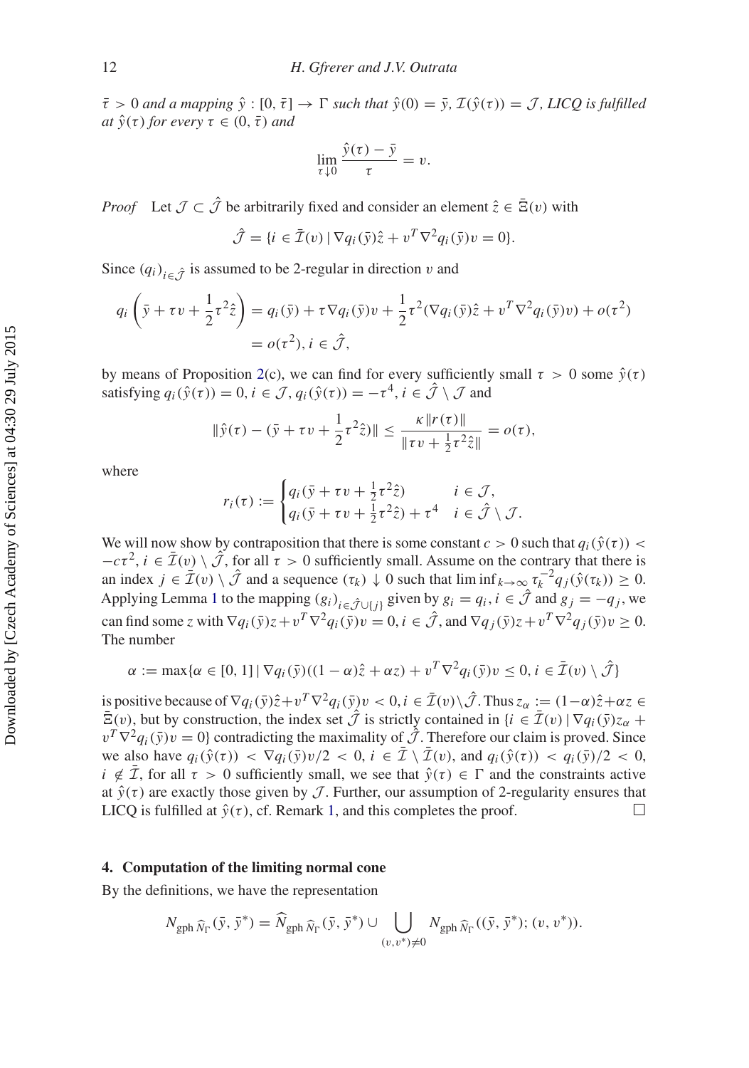$\bar{\tau} > 0$ *and a mapping* $\hat{y} : [0, \bar{\tau}] \to \Gamma$ *such that* $\hat{y}(0) = \bar{y}$, $\mathcal{I}(\hat{y}(\tau)) = \mathcal{J}$, *LICQ is fulfilled at* $\hat{y}(\tau)$ *for every* $\tau \in (0, \bar{\tau})$ *and*

$$\lim_{\tau \downarrow 0} \frac{\hat{y}(\tau) - \bar{y}}{\tau} = v.$$

*Proof* Let $\mathcal{J} \subset \hat{\mathcal{J}}$ be arbitrarily fixed and consider an element $\hat{z} \in \bar{\Xi}(v)$ with

$$\hat{\mathcal{J}} = \{i \in \bar{\mathcal{I}}(v) \mid \nabla q_i(\bar{y})\hat{z} + v^T \nabla^2 q_i(\bar{y})v = 0\}.$$

Since $(q_i)_{i \in \hat{\mathcal{J}}}$ is assumed to be 2-regular in direction $v$ and

$$\begin{aligned} q_i\left(\bar{y} + \tau v + \frac{1}{2}\tau^2 \hat{z}\right) &= q_i(\bar{y}) + \tau \nabla q_i(\bar{y})v + \frac{1}{2}\tau^2(\nabla q_i(\bar{y})\hat{z} + v^T \nabla^2 q_i(\bar{y})v) + o(\tau^2) \\ &= o(\tau^2), i \in \hat{\mathcal{J}}, \end{aligned}$$

by means of Proposition 2(c), we can find for every sufficiently small $\tau > 0$ some $\hat{y}(\tau)$ satisfying $q_i(\hat{y}(\tau)) = 0$, $i \in \mathcal{J}$, $q_i(\hat{y}(\tau)) = -\tau^4$, $i \in \hat{\mathcal{J}} \setminus \mathcal{J}$ and

$$\|\hat{y}(\tau) - (\bar{y} + \tau v + \frac{1}{2}\tau^2 \hat{z})\| \leq \frac{\kappa \|r(\tau)\|}{\|\tau v + \frac{1}{2}\tau^2 \hat{z}\|} = o(\tau),$$

where

$$r_i(\tau) := \begin{cases} q_i(\bar{y} + \tau v + \frac{1}{2}\tau^2 \hat{z}) & i \in \mathcal{J}, \\ q_i(\bar{y} + \tau v + \frac{1}{2}\tau^2 \hat{z}) + \tau^4 & i \in \hat{\mathcal{J}} \setminus \mathcal{J}. \end{cases}$$

We will now show by contraposition that there is some constant $c > 0$ such that $q_i(\hat{y}(\tau)) < -c\tau^2$, $i \in \bar{\mathcal{I}}(v) \setminus \hat{\mathcal{J}}$, for all $\tau > 0$ sufficiently small. Assume on the contrary that there is an index $j \in \bar{\mathcal{I}}(v) \setminus \hat{\mathcal{J}}$ and a sequence $(\tau_k) \downarrow 0$ such that $\liminf_{k \to \infty} \tau_k^{-2} q_j(\hat{y}(\tau_k)) \geq 0$. Applying Lemma 1 to the mapping $(g_i)_{i \in \hat{\mathcal{J}} \cup \{j\}}$ given by $g_i = q_i$, $i \in \hat{\mathcal{J}}$ and $g_j = -q_j$, we can find some $z$ with $\nabla q_i(\bar{y})z + v^T \nabla^2 q_i(\bar{y})v = 0$, $i \in \hat{\mathcal{J}}$, and $\nabla q_j(\bar{y})z + v^T \nabla^2 q_j(\bar{y})v \geq 0$. The number

$$\alpha := \max\{\alpha \in [0, 1] \mid \nabla q_i(\bar{y})((1 - \alpha)\hat{z} + \alpha z) + v^T \nabla^2 q_i(\bar{y})v \leq 0, i \in \bar{\mathcal{I}}(v) \setminus \hat{\mathcal{J}}\}$$

is positive because of $\nabla q_i(\bar{y})\hat{z} + v^T \nabla^2 q_i(\bar{y})v < 0$, $i \in \bar{\mathcal{I}}(v) \setminus \hat{\mathcal{J}}$. Thus $z_\alpha := (1-\alpha)\hat{z} + \alpha z \in \bar{\Xi}(v)$, but by construction, the index set $\hat{\mathcal{J}}$ is strictly contained in $\{i \in \bar{\mathcal{I}}(v) \mid \nabla q_i(\bar{y})z_\alpha + v^T \nabla^2 q_i(\bar{y})v = 0\}$ contradicting the maximality of $\hat{\mathcal{J}}$. Therefore our claim is proved. Since we also have $q_i(\hat{y}(\tau)) < \nabla q_i(\bar{y})v/2 < 0$, $i \in \bar{\mathcal{I}} \setminus \bar{\mathcal{I}}(v)$, and $q_i(\hat{y}(\tau)) < q_i(\bar{y})/2 < 0$, $i \notin \bar{\mathcal{I}}$, for all $\tau > 0$ sufficiently small, we see that $\hat{y}(\tau) \in \Gamma$ and the constraints active at $\hat{y}(\tau)$ are exactly those given by $\mathcal{J}$. Further, our assumption of 2-regularity ensures that LICQ is fulfilled at $\hat{y}(\tau)$, cf. Remark 1, and this completes the proof. □

## 4. Computation of the limiting normal cone

By the definitions, we have the representation

$$N_{\text{gph}\,\widehat{N}_\Gamma}(\bar{y}, \bar{y}^*) = \widehat{N}_{\text{gph}\,\widehat{N}_\Gamma}(\bar{y}, \bar{y}^*) \cup \bigcup_{(v,v^*) \neq 0} N_{\text{gph}\,\widehat{N}_\Gamma}((\bar{y}, \bar{y}^*); (v, v^*)).$$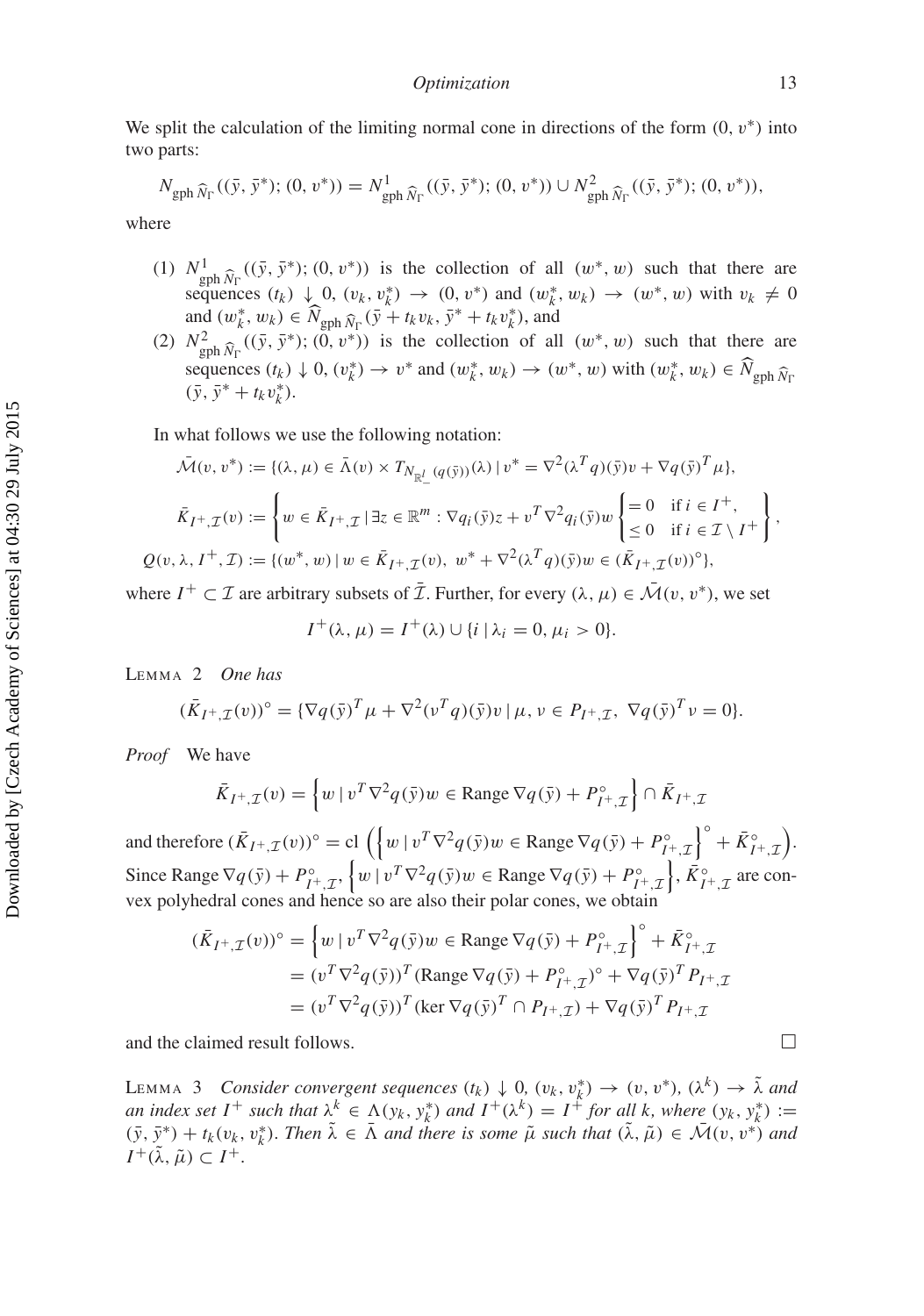We split the calculation of the limiting normal cone in directions of the form $(0, v^*)$ into two parts:

$$N_{\operatorname{gph} \widehat{N}_\Gamma}((\bar{y}, \bar{y}^*); (0, v^*)) = N^1_{\operatorname{gph} \widehat{N}_\Gamma}((\bar{y}, \bar{y}^*); (0, v^*)) \cup N^2_{\operatorname{gph} \widehat{N}_\Gamma}((\bar{y}, \bar{y}^*); (0, v^*)),$$

where

1. $N^1_{\operatorname{gph} \widehat{N}_\Gamma}((\bar{y}, \bar{y}^*); (0, v^*))$ is the collection of all $(w^*, w)$ such that there are sequences $(t_k) \downarrow 0$, $(v_k, v_k^*) \to (0, v^*)$ and $(w_k^*, w_k) \to (w^*, w)$ with $v_k \neq 0$ and $(w_k^*, w_k) \in \widehat{N}_{\operatorname{gph} \widehat{N}_\Gamma}(\bar{y} + t_k v_k, \bar{y}^* + t_k v_k^*)$, and
2. $N^2_{\operatorname{gph} \widehat{N}_\Gamma}((\bar{y}, \bar{y}^*); (0, v^*))$ is the collection of all $(w^*, w)$ such that there are sequences $(t_k) \downarrow 0$, $(v_k^*) \to v^*$ and $(w_k^*, w_k) \to (w^*, w)$ with $(w_k^*, w_k) \in \widehat{N}_{\operatorname{gph} \widehat{N}_\Gamma}$ $(\bar{y}, \bar{y}^* + t_k v_k^*)$.

In what follows we use the following notation:

$$\bar{\mathcal{M}}(v, v^*) := \{(\lambda, \mu) \in \bar{\Lambda}(v) \times T_{N_{\mathbb{R}^l_-}(q(\bar{y}))}(\lambda) \mid v^* = \nabla^2(\lambda^T q)(\bar{y})v + \nabla q(\bar{y})^T \mu\},$$

$$\bar{K}_{I^+, \mathcal{I}}(v) := \left\{ w \in \bar{K}_{I^+, \mathcal{I}} \mid \exists z \in \mathbb{R}^m : \nabla q_i(\bar{y})z + v^T \nabla^2 q_i(\bar{y})w \begin{cases} = 0 & \text{if } i \in I^+, \\ \leq 0 & \text{if } i \in \mathcal{I} \setminus I^+ \end{cases} \right\},$$

$$Q(v, \lambda, I^+, \mathcal{I}) := \{(w^*, w) \mid w \in \bar{K}_{I^+, \mathcal{I}}(v),\ w^* + \nabla^2(\lambda^T q)(\bar{y})w \in (\bar{K}_{I^+, \mathcal{I}}(v))^\circ\},$$

where $I^+ \subset \mathcal{I}$ are arbitrary subsets of $\bar{\mathcal{I}}$. Further, for every $(\lambda, \mu) \in \bar{\mathcal{M}}(v, v^*)$, we set

$$I^+(\lambda, \mu) = I^+(\lambda) \cup \{i \mid \lambda_i = 0, \mu_i > 0\}.$$

Lemma 2 *One has*

$$(\bar{K}_{I^+, \mathcal{I}}(v))^\circ = \{\nabla q(\bar{y})^T \mu + \nabla^2(v^T q)(\bar{y})v \mid \mu, \nu \in P_{I^+, \mathcal{I}},\ \nabla q(\bar{y})^T \nu = 0\}.$$

*Proof* We have

$$\bar{K}_{I^+, \mathcal{I}}(v) = \left\{ w \mid v^T \nabla^2 q(\bar{y})w \in \operatorname{Range} \nabla q(\bar{y}) + P^\circ_{I^+, \mathcal{I}} \right\} \cap \bar{K}_{I^+, \mathcal{I}}$$

and therefore $(\bar{K}_{I^+, \mathcal{I}}(v))^\circ = \operatorname{cl}\left( \left\{ w \mid v^T \nabla^2 q(\bar{y})w \in \operatorname{Range} \nabla q(\bar{y}) + P^\circ_{I^+, \mathcal{I}} \right\}^\circ + \bar{K}^\circ_{I^+, \mathcal{I}} \right)$. Since $\operatorname{Range} \nabla q(\bar{y}) + P^\circ_{I^+, \mathcal{I}}$, $\left\{ w \mid v^T \nabla^2 q(\bar{y})w \in \operatorname{Range} \nabla q(\bar{y}) + P^\circ_{I^+, \mathcal{I}} \right\}$, $\bar{K}^\circ_{I^+, \mathcal{I}}$ are convex polyhedral cones and hence so are also their polar cones, we obtain

$$\begin{aligned}
(\bar{K}_{I^+, \mathcal{I}}(v))^\circ &= \left\{ w \mid v^T \nabla^2 q(\bar{y})w \in \operatorname{Range} \nabla q(\bar{y}) + P^\circ_{I^+, \mathcal{I}} \right\}^\circ + \bar{K}^\circ_{I^+, \mathcal{I}} \\
&= (v^T \nabla^2 q(\bar{y}))^T (\operatorname{Range} \nabla q(\bar{y}) + P^\circ_{I^+, \mathcal{I}})^\circ + \nabla q(\bar{y})^T P_{I^+, \mathcal{I}} \\
&= (v^T \nabla^2 q(\bar{y}))^T (\ker \nabla q(\bar{y})^T \cap P_{I^+, \mathcal{I}}) + \nabla q(\bar{y})^T P_{I^+, \mathcal{I}}
\end{aligned}$$

and the claimed result follows. $\square$

Lemma 3 *Consider convergent sequences $(t_k) \downarrow 0$, $(v_k, v_k^*) \to (v, v^*)$, $(\lambda^k) \to \tilde{\lambda}$ and an index set $I^+$ such that $\lambda^k \in \Lambda(y_k, y_k^*)$ and $I^+(\lambda^k) = I^+$ for all $k$, where $(y_k, y_k^*) := (\bar{y}, \bar{y}^*) + t_k(v_k, v_k^*)$. Then $\tilde{\lambda} \in \bar{\Lambda}$ and there is some $\tilde{\mu}$ such that $(\tilde{\lambda}, \tilde{\mu}) \in \bar{\mathcal{M}}(v, v^*)$ and $I^+(\tilde{\lambda}, \tilde{\mu}) \subset I^+$.*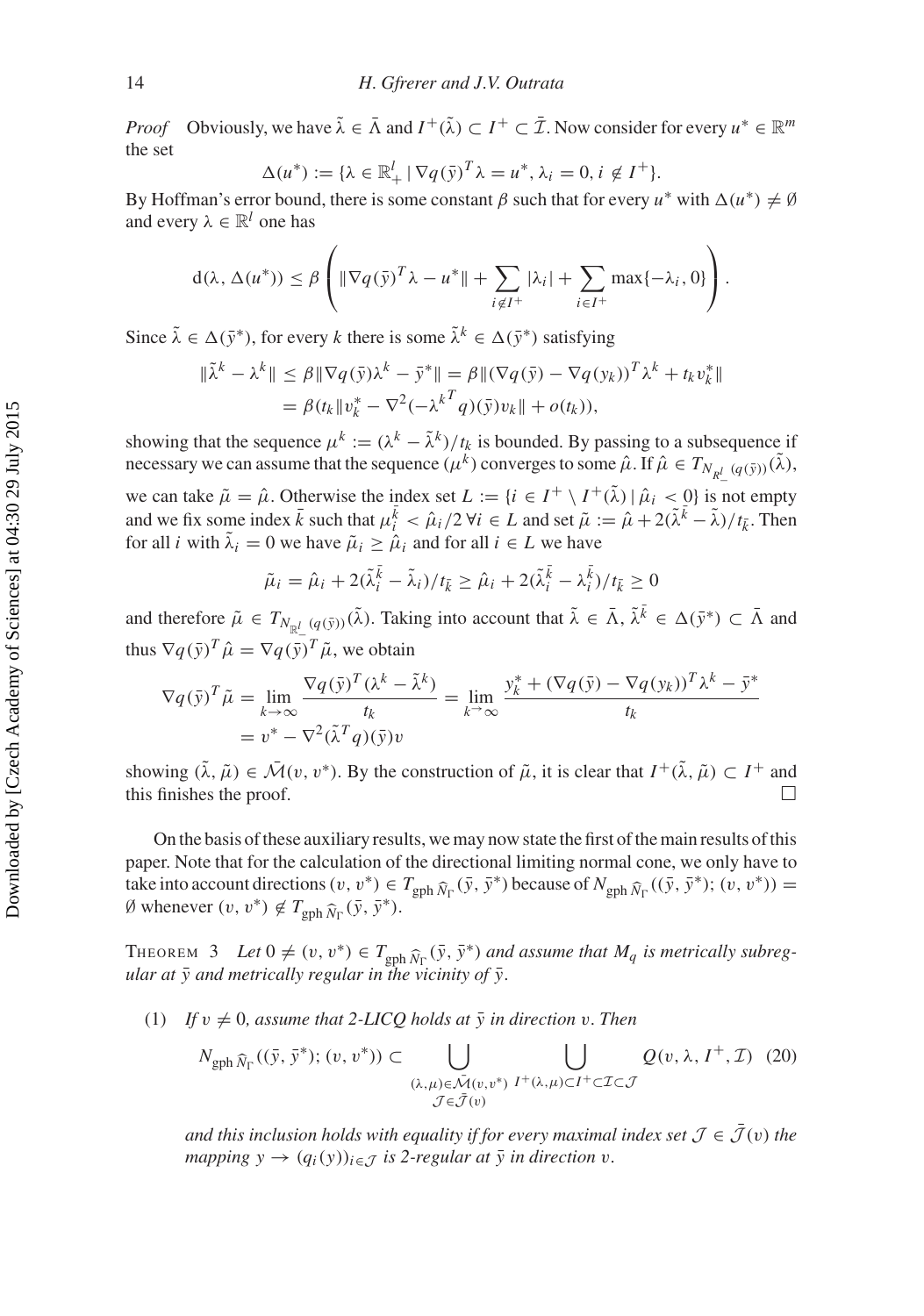*Proof* Obviously, we have $\tilde{\lambda} \in \bar{\Lambda}$ and $I^+(\tilde{\lambda}) \subset I^+ \subset \bar{\mathcal{I}}$. Now consider for every $u^* \in \mathbb{R}^m$ the set

$$\Delta(u^*) := \{\lambda \in \mathbb{R}^l_+ \mid \nabla q(\bar{y})^T \lambda = u^*, \lambda_i = 0, i \notin I^+\}.$$

By Hoffman's error bound, there is some constant $\beta$ such that for every $u^*$ with $\Delta(u^*) \neq \emptyset$ and every $\lambda \in \mathbb{R}^l$ one has

$$\mathrm{d}(\lambda, \Delta(u^*)) \leq \beta \left( \|\nabla q(\bar{y})^T \lambda - u^*\| + \sum_{i \notin I^+} |\lambda_i| + \sum_{i \in I^+} \max\{-\lambda_i, 0\} \right).$$

Since $\tilde{\lambda} \in \Delta(\bar{y}^*)$, for every $k$ there is some $\tilde{\lambda}^k \in \Delta(\bar{y}^*)$ satisfying

$$\begin{aligned}
\|\tilde{\lambda}^k - \lambda^k\| &\leq \beta \|\nabla q(\bar{y}) \lambda^k - \bar{y}^*\| = \beta \|(\nabla q(\bar{y}) - \nabla q(y_k))^T \lambda^k + t_k v_k^*\| \\
&= \beta (t_k \|v_k^* - \nabla^2 (-{\lambda^k}^T q)(\bar{y}) v_k\| + o(t_k)),
\end{aligned}$$

showing that the sequence $\mu^k := (\lambda^k - \tilde{\lambda}^k)/t_k$ is bounded. By passing to a subsequence if necessary we can assume that the sequence $(\mu^k)$ converges to some $\hat{\mu}$. If $\hat{\mu} \in T_{N_{\mathbb{R}^l_-}(q(\bar{y}))}(\tilde{\lambda})$, we can take $\tilde{\mu} = \hat{\mu}$. Otherwise the index set $L := \{i \in I^+ \setminus I^+(\tilde{\lambda}) \mid \hat{\mu}_i < 0\}$ is not empty and we fix some index $\bar{k}$ such that $\mu_i^{\bar{k}} < \hat{\mu}_i/2 \; \forall i \in L$ and set $\tilde{\mu} := \hat{\mu} + 2(\tilde{\lambda}^{\bar{k}} - \tilde{\lambda})/t_{\bar{k}}$. Then for all $i$ with $\tilde{\lambda}_i = 0$ we have $\tilde{\mu}_i \geq \hat{\mu}_i$ and for all $i \in L$ we have

$$\tilde{\mu}_i = \hat{\mu}_i + 2(\tilde{\lambda}_i^{\bar{k}} - \tilde{\lambda}_i)/t_{\bar{k}} \geq \hat{\mu}_i + 2(\tilde{\lambda}_i^{\bar{k}} - \lambda_i^{\bar{k}})/t_{\bar{k}} \geq 0$$

and therefore $\tilde{\mu} \in T_{N_{\mathbb{R}^l_-}(q(\bar{y}))}(\tilde{\lambda})$. Taking into account that $\tilde{\lambda} \in \bar{\Lambda}$, $\tilde{\lambda}^{\bar{k}} \in \Delta(\bar{y}^*) \subset \bar{\Lambda}$ and thus $\nabla q(\bar{y})^T \hat{\mu} = \nabla q(\bar{y})^T \tilde{\mu}$, we obtain

$$\begin{aligned}
\nabla q(\bar{y})^T \tilde{\mu} &= \lim_{k \to \infty} \frac{\nabla q(\bar{y})^T (\lambda^k - \tilde{\lambda}^k)}{t_k} = \lim_{k \to \infty} \frac{y_k^* + (\nabla q(\bar{y}) - \nabla q(y_k))^T \lambda^k - \bar{y}^*}{t_k} \\
&= v^* - \nabla^2 (\tilde{\lambda}^T q)(\bar{y}) v
\end{aligned}$$

showing $(\tilde{\lambda}, \tilde{\mu}) \in \bar{\mathcal{M}}(v, v^*)$. By the construction of $\tilde{\mu}$, it is clear that $I^+(\tilde{\lambda}, \tilde{\mu}) \subset I^+$ and this finishes the proof. $\square$

On the basis of these auxiliary results, we may now state the first of the main results of this paper. Note that for the calculation of the directional limiting normal cone, we only have to take into account directions $(v, v^*) \in T_{\mathrm{gph}\, \widehat{N}_\Gamma}(\bar{y}, \bar{y}^*)$ because of $N_{\mathrm{gph}\, \widehat{N}_\Gamma}((\bar{y}, \bar{y}^*); (v, v^*)) = \emptyset$ whenever $(v, v^*) \notin T_{\mathrm{gph}\, \widehat{N}_\Gamma}(\bar{y}, \bar{y}^*)$.

Theorem 3 *Let $0 \neq (v, v^*) \in T_{\mathrm{gph}\, \widehat{N}_\Gamma}(\bar{y}, \bar{y}^*)$ and assume that $M_q$ is metrically subregular at $\bar{y}$ and metrically regular in the vicinity of $\bar{y}$.*

(1) *If $v \neq 0$, assume that 2-LICQ holds at $\bar{y}$ in direction $v$. Then*

$$N_{\mathrm{gph}\, \widehat{N}_\Gamma}((\bar{y}, \bar{y}^*); (v, v^*)) \subset \bigcup_{\substack{(\lambda, \mu) \in \bar{\mathcal{M}}(v, v^*) \\ \mathcal{J} \in \bar{\mathcal{J}}(v)}} \; \bigcup_{I^+(\lambda, \mu) \subset I^+ \subset \mathcal{I} \subset \mathcal{J}} Q(v, \lambda, I^+, \mathcal{I}) \quad (20)$$

*and this inclusion holds with equality if for every maximal index set $\mathcal{J} \in \bar{\mathcal{J}}(v)$ the mapping $y \to (q_i(y))_{i \in \mathcal{J}}$ is 2-regular at $\bar{y}$ in direction $v$.*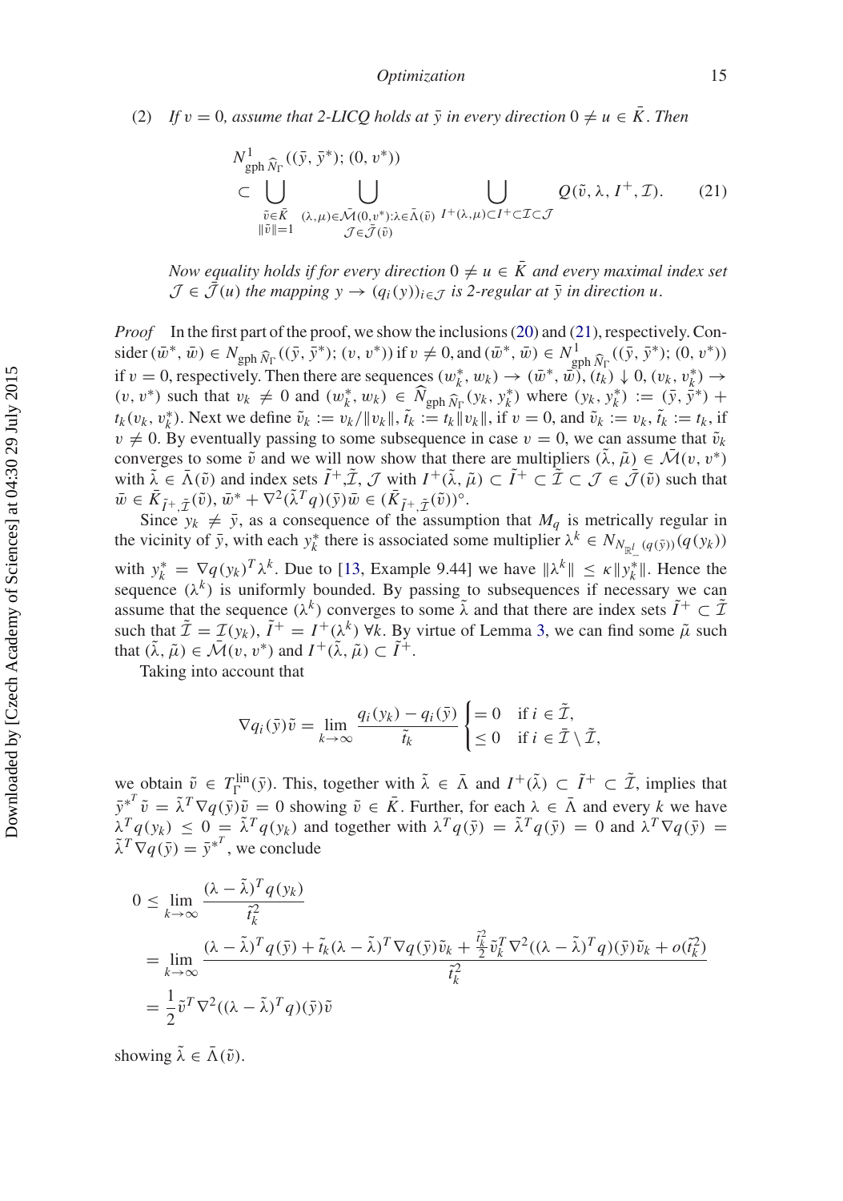(2) *If $v = 0$, assume that 2-LICQ holds at $\bar{y}$ in every direction $0 \neq u \in \bar{K}$. Then*

$$
N^1_{\operatorname{gph} \widehat{N}_\Gamma}((\bar{y}, \bar{y}^*); (0, v^*)) \subset \bigcup_{\substack{\tilde{v} \in \bar{K} \\ \|\tilde{v}\|=1}} \; \bigcup_{\substack{(\lambda,\mu) \in \bar{\mathcal{M}}(0,v^*): \lambda \in \bar{\Lambda}(\tilde{v}) \\ \mathcal{J} \in \bar{\mathcal{J}}(\tilde{v})}} \; \bigcup_{I^+(\lambda,\mu) \subset I^+ \subset \mathcal{I} \subset \mathcal{J}} Q(\tilde{v}, \lambda, I^+, \mathcal{I}). \tag{21}
$$

*Now equality holds if for every direction $0 \neq u \in \bar{K}$ and every maximal index set $\mathcal{J} \in \bar{\mathcal{J}}(u)$ the mapping $y \to (q_i(y))_{i \in \mathcal{J}}$ is 2-regular at $\bar{y}$ in direction $u$.*

*Proof* In the first part of the proof, we show the inclusions (20) and (21), respectively. Consider $(\bar{w}^*, \bar{w}) \in N_{\operatorname{gph} \widehat{N}_\Gamma}((\bar{y}, \bar{y}^*); (v, v^*))$ if $v \neq 0$, and $(\bar{w}^*, \bar{w}) \in N^1_{\operatorname{gph} \widehat{N}_\Gamma}((\bar{y}, \bar{y}^*); (0, v^*))$ if $v = 0$, respectively. Then there are sequences $(w_k^*, w_k) \to (\bar{w}^*, \bar{w})$, $(t_k) \downarrow 0$, $(v_k, v_k^*) \to (v, v^*)$ such that $v_k \neq 0$ and $(w_k^*, w_k) \in \widehat{N}_{\operatorname{gph} \widehat{N}_\Gamma}(y_k, y_k^*)$ where $(y_k, y_k^*) := (\bar{y}, \bar{y}^*) + t_k(v_k, v_k^*)$. Next we define $\tilde{v}_k := v_k/\|v_k\|$, $\tilde{t}_k := t_k\|v_k\|$, if $v = 0$, and $\tilde{v}_k := v_k$, $\tilde{t}_k := t_k$, if $v \neq 0$. By eventually passing to some subsequence in case $v = 0$, we can assume that $\tilde{v}_k$ converges to some $\tilde{v}$ and we will now show that there are multipliers $(\tilde{\lambda}, \tilde{\mu}) \in \bar{\mathcal{M}}(v, v^*)$ with $\tilde{\lambda} \in \bar{\Lambda}(\tilde{v})$ and index sets $\tilde{I}^+$,$\tilde{\mathcal{I}}$, $\mathcal{J}$ with $I^+(\tilde{\lambda}, \tilde{\mu}) \subset \tilde{I}^+ \subset \tilde{\mathcal{I}} \subset \mathcal{J} \in \bar{\mathcal{J}}(\tilde{v})$ such that $\bar{w} \in \bar{K}_{\tilde{I}^+,\tilde{\mathcal{I}}}(\tilde{v})$, $\bar{w}^* + \nabla^2(\tilde{\lambda}^T q)(\bar{y})\bar{w} \in (\bar{K}_{\tilde{I}^+,\tilde{\mathcal{I}}}(\tilde{v}))^\circ$.

Since $y_k \neq \bar{y}$, as a consequence of the assumption that $M_q$ is metrically regular in the vicinity of $\bar{y}$, with each $y_k^*$ there is associated some multiplier $\lambda^k \in N_{N_{\mathbb{R}^l_-}(q(\bar{y}))}(q(y_k))$ with $y_k^* = \nabla q(y_k)^T \lambda^k$. Due to [13, Example 9.44] we have $\|\lambda^k\| \leq \kappa \|y_k^*\|$. Hence the sequence $(\lambda^k)$ is uniformly bounded. By passing to subsequences if necessary we can assume that the sequence $(\lambda^k)$ converges to some $\tilde{\lambda}$ and that there are index sets $\tilde{I}^+ \subset \tilde{\mathcal{I}}$ such that $\tilde{\mathcal{I}} = \mathcal{I}(y_k)$, $\tilde{I}^+ = I^+(\lambda^k)$ $\forall k$. By virtue of Lemma 3, we can find some $\tilde{\mu}$ such that $(\tilde{\lambda}, \tilde{\mu}) \in \bar{\mathcal{M}}(v, v^*)$ and $I^+(\tilde{\lambda}, \tilde{\mu}) \subset \tilde{I}^+$.

Taking into account that

$$
\nabla q_i(\bar{y})\tilde{v} = \lim_{k \to \infty} \frac{q_i(y_k) - q_i(\bar{y})}{\tilde{t}_k} \begin{cases} = 0 & \text{if } i \in \tilde{\mathcal{I}}, \\ \leq 0 & \text{if } i \in \bar{\mathcal{I}} \setminus \tilde{\mathcal{I}}, \end{cases}
$$

we obtain $\tilde{v} \in T^{\text{lin}}_\Gamma(\bar{y})$. This, together with $\tilde{\lambda} \in \bar{\Lambda}$ and $I^+(\tilde{\lambda}) \subset \tilde{I}^+ \subset \tilde{\mathcal{I}}$, implies that $\bar{y}^{*T} \tilde{v} = \tilde{\lambda}^T \nabla q(\bar{y})\tilde{v} = 0$ showing $\tilde{v} \in \bar{K}$. Further, for each $\lambda \in \bar{\Lambda}$ and every $k$ we have $\lambda^T q(y_k) \leq 0 = \tilde{\lambda}^T q(y_k)$ and together with $\lambda^T q(\bar{y}) = \tilde{\lambda}^T q(\bar{y}) = 0$ and $\lambda^T \nabla q(\bar{y}) = \tilde{\lambda}^T \nabla q(\bar{y}) = \bar{y}^{*T}$, we conclude

$$
\begin{aligned}
0 &\leq \lim_{k \to \infty} \frac{(\lambda - \tilde{\lambda})^T q(y_k)}{\tilde{t}_k^2} \\
&= \lim_{k \to \infty} \frac{(\lambda - \tilde{\lambda})^T q(\bar{y}) + \tilde{t}_k(\lambda - \tilde{\lambda})^T \nabla q(\bar{y})\tilde{v}_k + \frac{\tilde{t}_k^2}{2}\tilde{v}_k^T \nabla^2((\lambda - \tilde{\lambda})^T q)(\bar{y})\tilde{v}_k + o(\tilde{t}_k^2)}{\tilde{t}_k^2} \\
&= \frac{1}{2}\tilde{v}^T \nabla^2((\lambda - \tilde{\lambda})^T q)(\bar{y})\tilde{v}
\end{aligned}
$$

showing $\tilde{\lambda} \in \bar{\Lambda}(\tilde{v})$.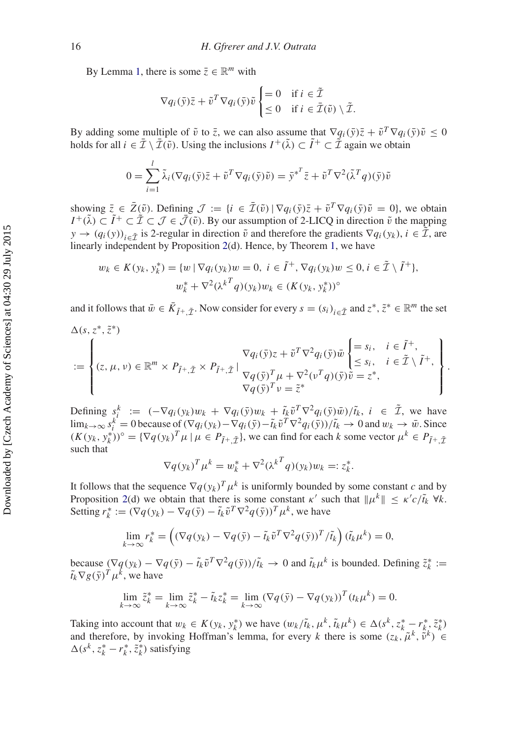By Lemma 1, there is some $\bar{z} \in \mathbb{R}^m$ with

$$\nabla q_i(\bar{y})\bar{z} + \tilde{v}^T \nabla q_i(\bar{y})\tilde{v} \begin{cases} = 0 & \text{if } i \in \tilde{\mathcal{I}} \\ \leq 0 & \text{if } i \in \bar{\mathcal{I}}(\tilde{v}) \setminus \tilde{\mathcal{I}}. \end{cases}$$

By adding some multiple of $\tilde{v}$ to $\bar{z}$, we can also assume that $\nabla q_i(\bar{y})\bar{z} + \tilde{v}^T \nabla q_i(\bar{y})\tilde{v} \leq 0$ holds for all $i \in \bar{\mathcal{I}} \setminus \bar{\mathcal{I}}(\tilde{v})$. Using the inclusions $I^+(\tilde{\lambda}) \subset \tilde{I}^+ \subset \tilde{\mathcal{I}}$ again we obtain

$$0 = \sum_{i=1}^{l} \tilde{\lambda}_i (\nabla q_i(\bar{y})\bar{z} + \tilde{v}^T \nabla q_i(\bar{y})\tilde{v}) = \bar{y}^{*^T} \bar{z} + \tilde{v}^T \nabla^2 (\tilde{\lambda}^T q)(\bar{y})\tilde{v}$$

showing $\bar{z} \in \bar{Z}(\tilde{v})$. Defining $\mathcal{J} := \{i \in \bar{\mathcal{I}}(\tilde{v}) \mid \nabla q_i(\bar{y})\bar{z} + \tilde{v}^T \nabla q_i(\bar{y})\tilde{v} = 0\}$, we obtain $I^+(\tilde{\lambda}) \subset \tilde{I}^+ \subset \tilde{\mathcal{I}} \subset \mathcal{J} \in \bar{\mathcal{J}}(\tilde{v})$. By our assumption of 2-LICQ in direction $\tilde{v}$ the mapping $y \to (q_i(y))_{i \in \tilde{\mathcal{I}}}$ is 2-regular in direction $\tilde{v}$ and therefore the gradients $\nabla q_i(y_k)$, $i \in \tilde{\mathcal{I}}$, are linearly independent by Proposition 2(d). Hence, by Theorem 1, we have

$$w_k \in K(y_k, y_k^*) = \{w \mid \nabla q_i(y_k)w = 0,\ i \in \tilde{I}^+, \nabla q_i(y_k)w \leq 0, i \in \tilde{\mathcal{I}} \setminus \tilde{I}^+\},$$
$$w_k^* + \nabla^2 (\lambda^{k^T} q)(y_k)w_k \in (K(y_k, y_k^*))^\circ$$

and it follows that $\bar{w} \in \bar{K}_{\tilde{I}^+, \tilde{\mathcal{I}}}$. Now consider for every $s = (s_i)_{i \in \tilde{\mathcal{I}}}$ and $z^*, \tilde{z}^* \in \mathbb{R}^m$ the set

$$\Delta(s, z^*, \tilde{z}^*) := \left\{ (z, \mu, \nu) \in \mathbb{R}^m \times P_{\tilde{I}^+, \tilde{\mathcal{I}}} \times P_{\tilde{I}^+, \tilde{\mathcal{I}}} \mid \begin{array}{l} \nabla q_i(\bar{y})z + \tilde{v}^T \nabla^2 q_i(\bar{y})\bar{w} \begin{cases} = s_i, & i \in \tilde{I}^+, \\ \leq s_i, & i \in \tilde{\mathcal{I}} \setminus \tilde{I}^+, \end{cases} \\ \nabla q(\bar{y})^T \mu + \nabla^2 (\nu^T q)(\bar{y})\tilde{v} = z^*, \\ \nabla q(\bar{y})^T \nu = \tilde{z}^* \end{array} \right\}.$$

Defining $s_i^k := (-\nabla q_i(y_k)w_k + \nabla q_i(\bar{y})w_k + \tilde{t}_k \tilde{v}^T \nabla^2 q_i(\bar{y})\bar{w})/\tilde{t}_k$, $i \in \tilde{\mathcal{I}}$, we have $\lim_{k \to \infty} s_i^k = 0$ because of $(\nabla q_i(y_k) - \nabla q_i(\bar{y}) - \tilde{t}_k \tilde{v}^T \nabla^2 q_i(\bar{y}))/\tilde{t}_k \to 0$ and $w_k \to \bar{w}$. Since $(K(y_k, y_k^*))^\circ = \{\nabla q(y_k)^T \mu \mid \mu \in P_{\tilde{I}^+, \tilde{\mathcal{I}}}\}$, we can find for each $k$ some vector $\mu^k \in P_{\tilde{I}^+, \tilde{\mathcal{I}}}$ such that

$$\nabla q(y_k)^T \mu^k = w_k^* + \nabla^2 (\lambda^{k^T} q)(y_k)w_k =: z_k^*.$$

It follows that the sequence $\nabla q(y_k)^T \mu^k$ is uniformly bounded by some constant $c$ and by Proposition 2(d) we obtain that there is some constant $\kappa'$ such that $\|\mu^k\| \leq \kappa' c / \tilde{t}_k$ $\forall k$. Setting $r_k^* := (\nabla q(y_k) - \nabla q(\bar{y}) - \tilde{t}_k \tilde{v}^T \nabla^2 q(\bar{y}))^T \mu^k$, we have

$$\lim_{k \to \infty} r_k^* = \left( (\nabla q(y_k) - \nabla q(\bar{y}) - \tilde{t}_k \tilde{v}^T \nabla^2 q(\bar{y}))^T / \tilde{t}_k \right) (\tilde{t}_k \mu^k) = 0,$$

because $(\nabla q(y_k) - \nabla q(\bar{y}) - \tilde{t}_k \tilde{v}^T \nabla^2 q(\bar{y}))/\tilde{t}_k \to 0$ and $\tilde{t}_k \mu^k$ is bounded. Defining $\tilde{z}_k^* := \tilde{t}_k \nabla g(\bar{y})^T \mu^k$, we have

$$\lim_{k \to \infty} \tilde{z}_k^* = \lim_{k \to \infty} \tilde{z}_k^* - \tilde{t}_k z_k^* = \lim_{k \to \infty} (\nabla q(\bar{y}) - \nabla q(y_k))^T (t_k \mu^k) = 0.$$

Taking into account that $w_k \in K(y_k, y_k^*)$ we have $(w_k / \tilde{t}_k, \mu^k, \tilde{t}_k \mu^k) \in \Delta(s^k, z_k^* - r_k^*, \tilde{z}_k^*)$ and therefore, by invoking Hoffman's lemma, for every $k$ there is some $(z_k, \tilde{\mu}^k, \tilde{\nu}^k) \in \Delta(s^k, z_k^* - r_k^*, \tilde{z}_k^*)$ satisfying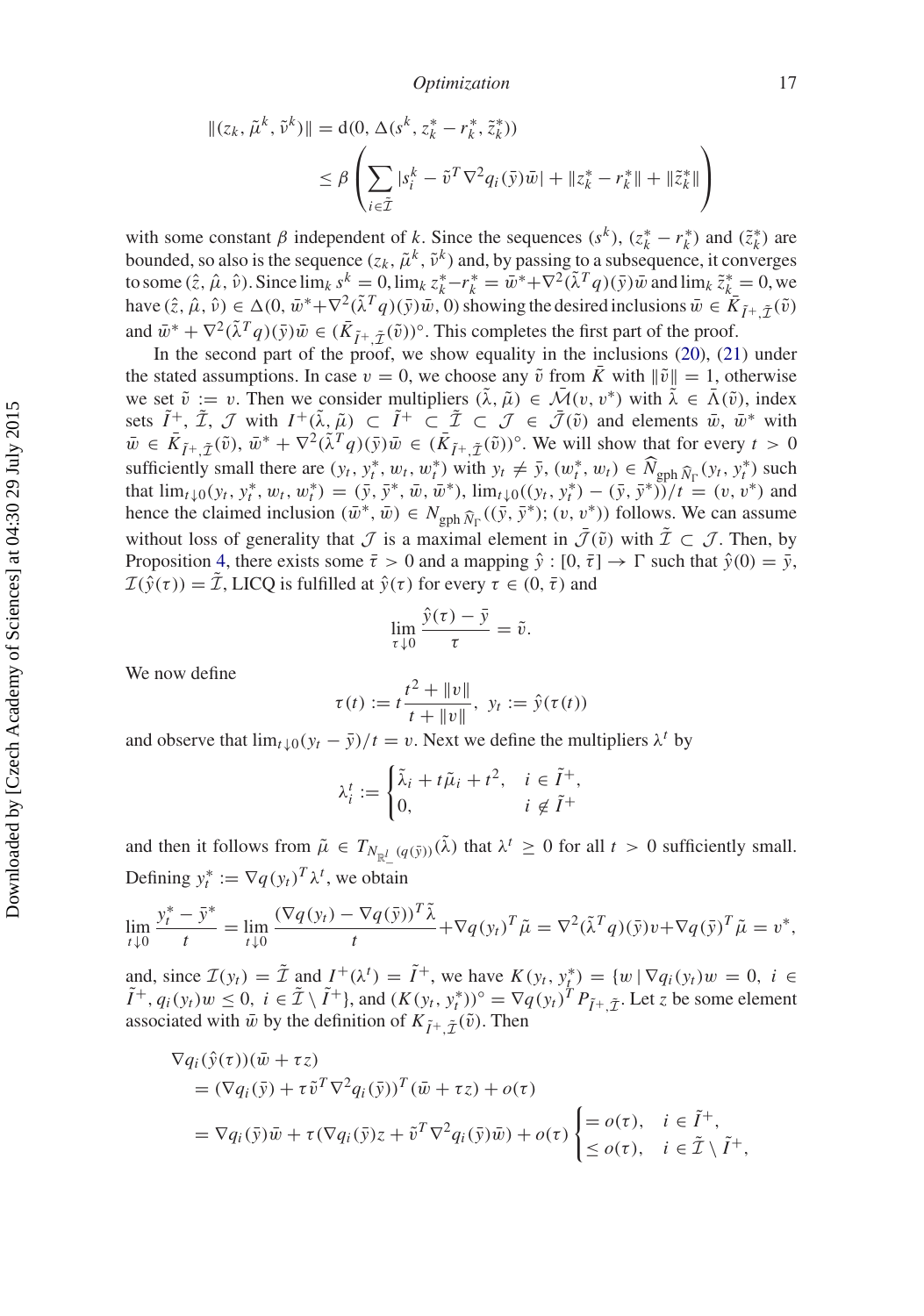$$\|(z_k, \tilde{\mu}^k, \tilde{\nu}^k)\| = \mathrm{d}(0, \Delta(s^k, z_k^* - r_k^*, \tilde{z}_k^*))$$
$$\leq \beta \left( \sum_{i \in \tilde{\mathcal{I}}} |s_i^k - \tilde{v}^T \nabla^2 q_i(\bar{y}) \bar{w}| + \|z_k^* - r_k^*\| + \|\tilde{z}_k^*\| \right)$$

with some constant $\beta$ independent of $k$. Since the sequences $(s^k)$, $(z_k^* - r_k^*)$ and $(\tilde{z}_k^*)$ are bounded, so also is the sequence $(z_k, \tilde{\mu}^k, \tilde{\nu}^k)$ and, by passing to a subsequence, it converges to some $(\hat{z}, \hat{\mu}, \hat{\nu})$. Since $\lim_k s^k = 0, \lim_k z_k^* - r_k^* = \bar{w}^* + \nabla^2(\tilde{\lambda}^T q)(\bar{y})\bar{w}$ and $\lim_k \tilde{z}_k^* = 0$, we have $(\hat{z}, \hat{\mu}, \hat{\nu}) \in \Delta(0, \bar{w}^* + \nabla^2(\tilde{\lambda}^T q)(\bar{y})\bar{w}, 0)$ showing the desired inclusions $\bar{w} \in \bar{K}_{\tilde{I}^+, \tilde{\mathcal{I}}}(\tilde{v})$ and $\bar{w}^* + \nabla^2(\tilde{\lambda}^T q)(\bar{y})\bar{w} \in (\bar{K}_{\tilde{I}^+, \tilde{\mathcal{I}}}(\tilde{v}))^\circ$. This completes the first part of the proof.

In the second part of the proof, we show equality in the inclusions (20), (21) under the stated assumptions. In case $v = 0$, we choose any $\tilde{v}$ from $\bar{K}$ with $\|\tilde{v}\| = 1$, otherwise we set $\tilde{v} := v$. Then we consider multipliers $(\tilde{\lambda}, \tilde{\mu}) \in \bar{\mathcal{M}}(v, v^*)$ with $\tilde{\lambda} \in \bar{\Lambda}(\tilde{v})$, index sets $\tilde{I}^+$, $\tilde{\mathcal{I}}$, $\mathcal{J}$ with $I^+(\tilde{\lambda}, \tilde{\mu}) \subset \tilde{I}^+ \subset \tilde{\mathcal{I}} \subset \mathcal{J} \in \bar{\mathcal{J}}(\tilde{v})$ and elements $\bar{w}$, $\bar{w}^*$ with $\bar{w} \in \bar{K}_{\tilde{I}^+, \tilde{\mathcal{I}}}(\tilde{v})$, $\bar{w}^* + \nabla^2(\tilde{\lambda}^T q)(\bar{y})\bar{w} \in (\bar{K}_{\tilde{I}^+, \tilde{\mathcal{I}}}(\tilde{v}))^\circ$. We will show that for every $t > 0$ sufficiently small there are $(y_t, y_t^*, w_t, w_t^*)$ with $y_t \neq \bar{y}$, $(w_t^*, w_t) \in \widehat{N}_{\mathrm{gph}\, \widehat{N}_\Gamma}(y_t, y_t^*)$ such that $\lim_{t \downarrow 0}(y_t, y_t^*, w_t, w_t^*) = (\bar{y}, \bar{y}^*, \bar{w}, \bar{w}^*)$, $\lim_{t \downarrow 0}((y_t, y_t^*) - (\bar{y}, \bar{y}^*))/t = (v, v^*)$ and hence the claimed inclusion $(\bar{w}^*, \bar{w}) \in N_{\mathrm{gph}\, \widehat{N}_\Gamma}((\bar{y}, \bar{y}^*); (v, v^*))$ follows. We can assume without loss of generality that $\mathcal{J}$ is a maximal element in $\bar{\mathcal{J}}(\tilde{v})$ with $\tilde{\mathcal{I}} \subset \mathcal{J}$. Then, by Proposition 4, there exists some $\bar{\tau} > 0$ and a mapping $\hat{y} : [0, \bar{\tau}] \to \Gamma$ such that $\hat{y}(0) = \bar{y}$, $\mathcal{I}(\hat{y}(\tau)) = \tilde{\mathcal{I}}$, LICQ is fulfilled at $\hat{y}(\tau)$ for every $\tau \in (0, \bar{\tau})$ and

$$\lim_{\tau \downarrow 0} \frac{\hat{y}(\tau) - \bar{y}}{\tau} = \tilde{v}.$$

We now define

$$\tau(t) := t \frac{t^2 + \|v\|}{t + \|v\|}, \; y_t := \hat{y}(\tau(t))$$

and observe that $\lim_{t \downarrow 0}(y_t - \bar{y})/t = v$. Next we define the multipliers $\lambda^t$ by

$$\lambda_i^t := \begin{cases} \tilde{\lambda}_i + t\tilde{\mu}_i + t^2, & i \in \tilde{I}^+, \\ 0, & i \notin \tilde{I}^+ \end{cases}$$

and then it follows from $\tilde{\mu} \in T_{N_{\mathbb{R}^l_-}(q(\bar{y}))}(\tilde{\lambda})$ that $\lambda^t \geq 0$ for all $t > 0$ sufficiently small. Defining $y_t^* := \nabla q(y_t)^T \lambda^t$, we obtain

$$\lim_{t \downarrow 0} \frac{y_t^* - \bar{y}^*}{t} = \lim_{t \downarrow 0} \frac{(\nabla q(y_t) - \nabla q(\bar{y}))^T \tilde{\lambda}}{t} + \nabla q(y_t)^T \tilde{\mu} = \nabla^2(\tilde{\lambda}^T q)(\bar{y})v + \nabla q(\bar{y})^T \tilde{\mu} = v^*,$$

and, since $\mathcal{I}(y_t) = \tilde{\mathcal{I}}$ and $I^+(\lambda^t) = \tilde{I}^+$, we have $K(y_t, y_t^*) = \{w \mid \nabla q_i(y_t)w = 0, \; i \in \tilde{I}^+, q_i(y_t)w \leq 0, \; i \in \tilde{\mathcal{I}} \setminus \tilde{I}^+\}$, and $(K(y_t, y_t^*))^\circ = \nabla q(y_t)^T P_{\tilde{I}^+, \tilde{\mathcal{I}}}$. Let $z$ be some element associated with $\bar{w}$ by the definition of $K_{\tilde{I}^+, \tilde{\mathcal{I}}}(\tilde{v})$. Then

$$\begin{aligned}
&\nabla q_i(\hat{y}(\tau))(\bar{w} + \tau z) \\
&= (\nabla q_i(\bar{y}) + \tau \tilde{v}^T \nabla^2 q_i(\bar{y}))^T (\bar{w} + \tau z) + o(\tau) \\
&= \nabla q_i(\bar{y})\bar{w} + \tau(\nabla q_i(\bar{y})z + \tilde{v}^T \nabla^2 q_i(\bar{y})\bar{w}) + o(\tau) \begin{cases} = o(\tau), & i \in \tilde{I}^+, \\ \leq o(\tau), & i \in \tilde{\mathcal{I}} \setminus \tilde{I}^+, \end{cases}
\end{aligned}$$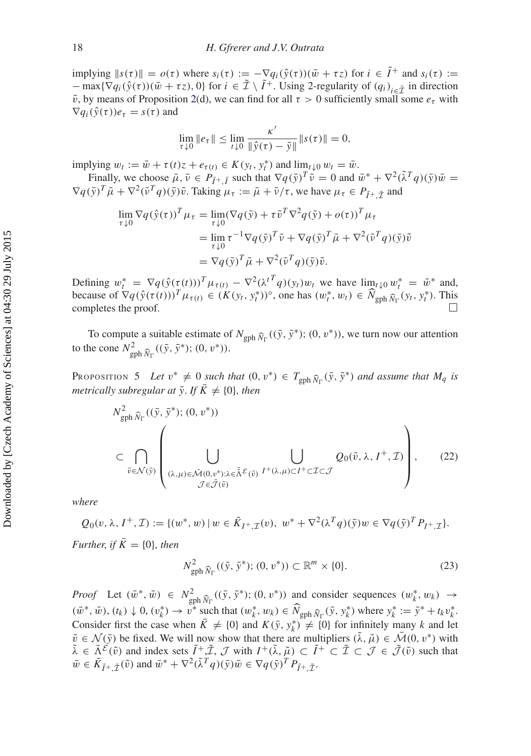implying $\|s(\tau)\| = o(\tau)$ where $s_i(\tau) := -\nabla q_i(\hat{y}(\tau))(\bar{w} + \tau z)$ for $i \in \tilde{I}^+$ and $s_i(\tau) := -\max\{\nabla q_i(\hat{y}(\tau))(\bar{w} + \tau z), 0\}$ for $i \in \tilde{\mathcal{I}} \setminus \tilde{I}^+$. Using 2-regularity of $(q_i)_{i\in\tilde{\mathcal{I}}}$ in direction $\tilde{v}$, by means of Proposition 2(d), we can find for all $\tau > 0$ sufficiently small some $e_\tau$ with $\nabla q_i(\hat{y}(\tau))e_\tau = s(\tau)$ and

$$\lim_{\tau\downarrow 0} \|e_\tau\| \leq \lim_{t\downarrow 0} \frac{\kappa'}{\|\hat{y}(\tau) - \bar{y}\|}\|s(\tau)\| = 0,$$

implying $w_t := \bar{w} + \tau(t)z + e_{\tau(t)} \in K(y_t, y_t^*)$ and $\lim_{t\downarrow 0} w_t = \bar{w}$.

Finally, we choose $\bar{\mu}, \bar{\nu} \in P_{\tilde{I}^+,\tilde{I}}$ such that $\nabla q(\bar{y})^T\bar{\nu} = 0$ and $\bar{w}^* + \nabla^2(\tilde{\lambda}^T q)(\bar{y})\bar{w} = \nabla q(\bar{y})^T\bar{\mu} + \nabla^2(\bar{\nu}^T q)(\bar{y})\tilde{v}$. Taking $\mu_\tau := \bar{\mu} + \bar{\nu}/\tau$, we have $\mu_\tau \in P_{\tilde{I}^+,\tilde{\mathcal{I}}}$ and

$$\begin{aligned}
\lim_{\tau\downarrow 0} \nabla q(\hat{y}(\tau))^T\mu_\tau &= \lim_{\tau\downarrow 0}(\nabla q(\bar{y}) + \tau\tilde{v}^T\nabla^2 q(\bar{y}) + o(\tau))^T\mu_\tau \\
&= \lim_{\tau\downarrow 0} \tau^{-1}\nabla q(\bar{y})^T\bar{\nu} + \nabla q(\bar{y})^T\bar{\mu} + \nabla^2(\bar{\nu}^T q)(\bar{y})\tilde{v} \\
&= \nabla q(\bar{y})^T\bar{\mu} + \nabla^2(\bar{\nu}^T q)(\bar{y})\tilde{v}.
\end{aligned}$$

Defining $w_t^* = \nabla q(\hat{y}(\tau(t)))^T\mu_{\tau(t)} - \nabla^2({\lambda^t}^T q)(y_t)w_t$ we have $\lim_{t\downarrow 0} w_t^* = \bar{w}^*$ and, because of $\nabla q(\hat{y}(\tau(t)))^T\mu_{\tau(t)} \in (K(y_t, y_t^*))^\circ$, one has $(w_t^*, w_t) \in \widehat{N}_{\mathrm{gph}\,\widehat{N}_\Gamma}(y_t, y_t^*)$. This completes the proof. □

To compute a suitable estimate of $N_{\mathrm{gph}\,\widehat{N}_\Gamma}((\bar{y}, \bar{y}^*); (0, v^*))$, we turn now our attention to the cone $N^2_{\mathrm{gph}\,\widehat{N}_\Gamma}((\bar{y}, \bar{y}^*); (0, v^*))$.

Proposition 5 *Let $v^* \neq 0$ such that $(0, v^*) \in T_{\mathrm{gph}\,\widehat{N}_\Gamma}(\bar{y}, \bar{y}^*)$ and assume that $M_q$ is metrically subregular at $\bar{y}$. If $\bar{K} \neq \{0\}$, then*

$$\begin{aligned}
&N^2_{\mathrm{gph}\,\widehat{N}_\Gamma}((\bar{y}, \bar{y}^*); (0, v^*)) \\
&\subset \bigcap_{\tilde{v}\in\mathcal{N}(\bar{y})} \left( \bigcup_{\substack{(\lambda,\mu)\in\bar{\mathcal{M}}(0,v^*):\lambda\in\bar{\bar{\Lambda}}^{\mathcal{E}}(\tilde{v}) \\ \mathcal{J}\in\bar{\mathcal{J}}(\tilde{v})}} \ \bigcup_{I^+(\lambda,\mu)\subset I^+\subset\mathcal{I}\subset\mathcal{J}} Q_0(\tilde{v}, \lambda, I^+, \mathcal{I}) \right),
\end{aligned} \tag{22}$$

*where*

$$Q_0(v, \lambda, I^+, \mathcal{I}) := \{(w^*, w) \mid w \in \bar{K}_{I^+,\mathcal{I}}(v),\ w^* + \nabla^2(\lambda^T q)(\bar{y})w \in \nabla q(\bar{y})^T P_{I^+,\mathcal{I}}\}.$$

*Further, if $\bar{K} = \{0\}$, then*

$$N^2_{\mathrm{gph}\,\widehat{N}_\Gamma}((\bar{y}, \bar{y}^*); (0, v^*)) \subset \mathbb{R}^m \times \{0\}. \tag{23}$$

*Proof* Let $(\bar{w}^*, \bar{w}) \in N^2_{\mathrm{gph}\,\widehat{N}_\Gamma}((\bar{y}, \bar{y}^*); (0, v^*))$ and consider sequences $(w_k^*, w_k) \to (\bar{w}^*, \bar{w})$, $(t_k) \downarrow 0$, $(v_k^*) \to v^*$ such that $(w_k^*, w_k) \in \widehat{N}_{\mathrm{gph}\,\widehat{N}_\Gamma}(\bar{y}, y_k^*)$ where $y_k^* := \bar{y}^* + t_k v_k^*$. Consider first the case when $\bar{K} \neq \{0\}$ and $K(\bar{y}, y_k^*) \neq \{0\}$ for infinitely many $k$ and let $\tilde{v} \in \mathcal{N}(\bar{y})$ be fixed. We will now show that there are multipliers $(\tilde{\lambda}, \tilde{\mu}) \in \bar{\mathcal{M}}(0, v^*)$ with $\tilde{\lambda} \in \bar{\bar{\Lambda}}^{\mathcal{E}}(\tilde{v})$ and index sets $\tilde{I}^+, \tilde{\mathcal{I}}$, $\mathcal{J}$ with $I^+(\tilde{\lambda}, \tilde{\mu}) \subset \tilde{I}^+ \subset \tilde{\mathcal{I}} \subset \mathcal{J} \in \bar{\mathcal{J}}(\tilde{v})$ such that $\bar{w} \in \bar{K}_{\tilde{I}^+,\tilde{\mathcal{I}}}(\tilde{v})$ and $\bar{w}^* + \nabla^2(\tilde{\lambda}^T q)(\bar{y})\bar{w} \in \nabla q(\bar{y})^T P_{\tilde{I}^+,\tilde{\mathcal{I}}}$.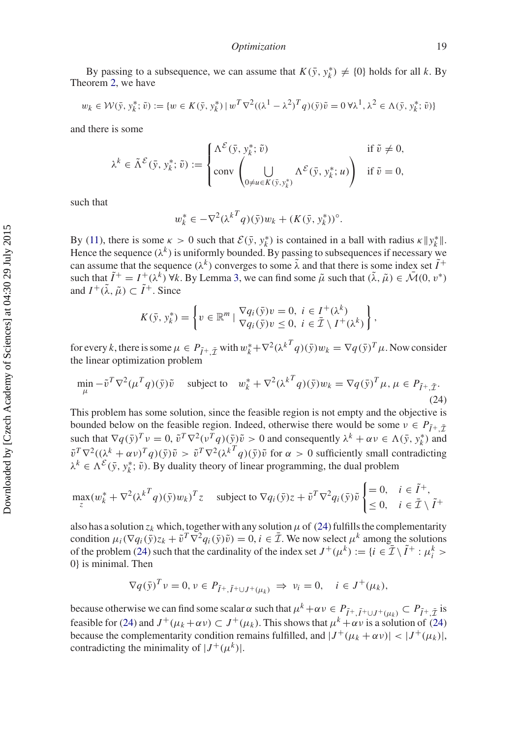By passing to a subsequence, we can assume that $K(\bar{y}, y_k^*) \neq \{0\}$ holds for all $k$. By Theorem 2, we have

$$w_k \in \mathcal{W}(\bar{y}, y_k^*; \tilde{v}) := \{w \in K(\bar{y}, y_k^*) \mid w^T \nabla^2((\lambda^1 - \lambda^2)^T q)(\bar{y})\tilde{v} = 0 \; \forall \lambda^1, \lambda^2 \in \Lambda(\bar{y}, y_k^*; \tilde{v})\}$$

and there is some

$$\lambda^k \in \tilde{\Lambda}^{\mathcal{E}}(\bar{y}, y_k^*; \tilde{v}) := \begin{cases} \Lambda^{\mathcal{E}}(\bar{y}, y_k^*; \tilde{v}) & \text{if } \tilde{v} \neq 0, \\ \operatorname{conv}\left( \bigcup\limits_{0 \neq u \in K(\bar{y}, y_k^*)} \Lambda^{\mathcal{E}}(\bar{y}, y_k^*; u) \right) & \text{if } \tilde{v} = 0, \end{cases}$$

such that

$$w_k^* \in -\nabla^2({\lambda^k}^T q)(\bar{y})w_k + (K(\bar{y}, y_k^*))^\circ.$$

By (11), there is some $\kappa > 0$ such that $\mathcal{E}(\bar{y}, y_k^*)$ is contained in a ball with radius $\kappa\|y_k^*\|$. Hence the sequence $(\lambda^k)$ is uniformly bounded. By passing to subsequences if necessary we can assume that the sequence $(\lambda^k)$ converges to some $\tilde{\lambda}$ and that there is some index set $\tilde{I}^+$ such that $\tilde{I}^+ = I^+(\lambda^k) \; \forall k$. By Lemma 3, we can find some $\tilde{\mu}$ such that $(\tilde{\lambda}, \tilde{\mu}) \in \bar{\mathcal{M}}(0, v^*)$ and $I^+(\tilde{\lambda}, \tilde{\mu}) \subset \tilde{I}^+$. Since

$$K(\bar{y}, y_k^*) = \left\{ v \in \mathbb{R}^m \mid \begin{array}{l} \nabla q_i(\bar{y})v = 0, \; i \in I^+(\lambda^k) \\ \nabla q_i(\bar{y})v \leq 0, \; i \in \bar{\mathcal{I}} \setminus I^+(\lambda^k) \end{array} \right\},$$

for every $k$, there is some $\mu \in P_{\tilde{I}^+, \bar{\mathcal{I}}}$ with $w_k^* + \nabla^2({\lambda^k}^T q)(\bar{y})w_k = \nabla q(\bar{y})^T \mu$. Now consider the linear optimization problem

$$\min_{\mu} -\tilde{v}^T \nabla^2(\mu^T q)(\bar{y})\tilde{v} \quad \text{subject to} \quad w_k^* + \nabla^2({\lambda^k}^T q)(\bar{y})w_k = \nabla q(\bar{y})^T \mu, \, \mu \in P_{\tilde{I}^+, \bar{\mathcal{I}}}. \tag{24}$$

This problem has some solution, since the feasible region is not empty and the objective is bounded below on the feasible region. Indeed, otherwise there would be some $\nu \in P_{\tilde{I}^+, \bar{\mathcal{I}}}$ such that $\nabla q(\bar{y})^T \nu = 0$, $\tilde{v}^T \nabla^2(\nu^T q)(\bar{y})\tilde{v} > 0$ and consequently $\lambda^k + \alpha\nu \in \Lambda(\bar{y}, y_k^*)$ and $\tilde{v}^T \nabla^2((\lambda^k + \alpha\nu)^T q)(\bar{y})\tilde{v} > \tilde{v}^T \nabla^2({\lambda^k}^T q)(\bar{y})\tilde{v}$ for $\alpha > 0$ sufficiently small contradicting $\lambda^k \in \Lambda^{\mathcal{E}}(\bar{y}, y_k^*; \tilde{v})$. By duality theory of linear programming, the dual problem

$$\max_z (w_k^* + \nabla^2({\lambda^k}^T q)(\bar{y})w_k)^T z \quad \text{subject to } \nabla q_i(\bar{y})z + \tilde{v}^T \nabla^2 q_i(\bar{y})\tilde{v} \begin{cases} = 0, & i \in \tilde{I}^+, \\ \leq 0, & i \in \bar{\mathcal{I}} \setminus \tilde{I}^+ \end{cases}$$

also has a solution $z_k$ which, together with any solution $\mu$ of (24) fulfills the complementarity condition $\mu_i(\nabla q_i(\bar{y})z_k + \tilde{v}^T \nabla^2 q_i(\bar{y})\tilde{v}) = 0$, $i \in \bar{\mathcal{I}}$. We now select $\mu^k$ among the solutions of the problem (24) such that the cardinality of the index set $J^+(\mu^k) := \{i \in \bar{\mathcal{I}} \setminus \tilde{I}^+ : \mu_i^k > 0\}$ is minimal. Then

$$\nabla q(\bar{y})^T \nu = 0, \, \nu \in P_{\tilde{I}^+, \tilde{I}^+ \cup J^+(\mu_k)} \;\Rightarrow\; \nu_i = 0, \quad i \in J^+(\mu_k),$$

because otherwise we can find some scalar $\alpha$ such that $\mu^k + \alpha\nu \in P_{\tilde{I}^+, \tilde{I}^+ \cup J^+(\mu_k)} \subset P_{\tilde{I}^+, \bar{\mathcal{I}}}$ is feasible for (24) and $J^+(\mu_k + \alpha\nu) \subset J^+(\mu_k)$. This shows that $\mu^k + \alpha\nu$ is a solution of (24) because the complementarity condition remains fulfilled, and $|J^+(\mu_k + \alpha\nu)| < |J^+(\mu_k)|$, contradicting the minimality of $|J^+(\mu^k)|$.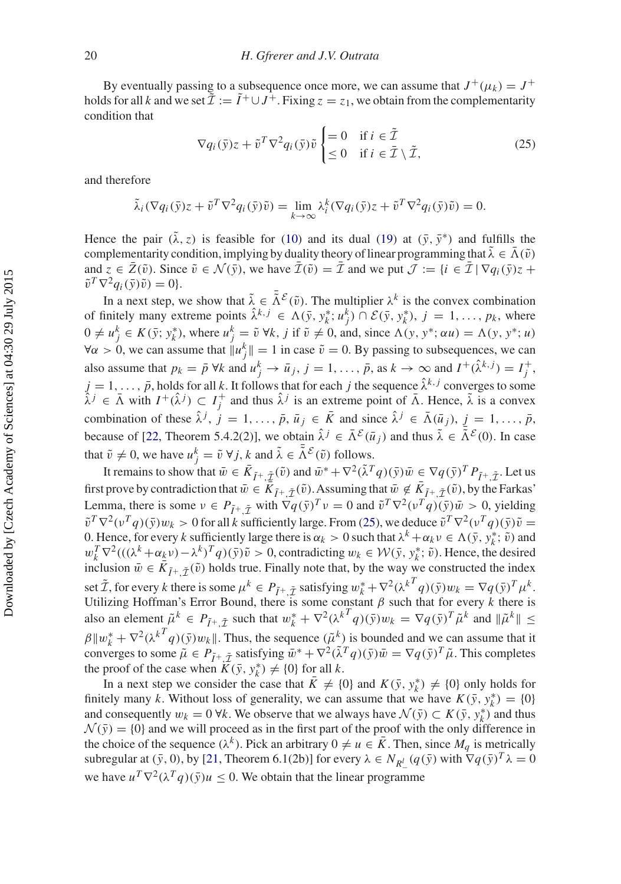By eventually passing to a subsequence once more, we can assume that $J^+(\mu_k) = J^+$ holds for all $k$ and we set $\tilde{\mathcal{I}} := \tilde{I}^+ \cup J^+$. Fixing $z = z_1$, we obtain from the complementarity condition that

$$\nabla q_i(\bar{y})z + \tilde{v}^T \nabla^2 q_i(\bar{y})\tilde{v} \begin{cases} = 0 & \text{if } i \in \tilde{\mathcal{I}} \\ \leq 0 & \text{if } i \in \bar{\mathcal{I}} \setminus \tilde{\mathcal{I}}, \end{cases} \tag{25}$$

and therefore

$$\tilde{\lambda}_i(\nabla q_i(\bar{y})z + \tilde{v}^T \nabla^2 q_i(\bar{y})\tilde{v}) = \lim_{k\to\infty} \lambda_i^k(\nabla q_i(\bar{y})z + \tilde{v}^T \nabla^2 q_i(\bar{y})\tilde{v}) = 0.$$

Hence the pair $(\tilde{\lambda}, z)$ is feasible for (10) and its dual (19) at $(\bar{y}, \bar{y}^*)$ and fulfills the complementarity condition, implying by duality theory of linear programming that $\tilde{\lambda} \in \bar{\Lambda}(\tilde{v})$ and $z \in \bar{Z}(\tilde{v})$. Since $\tilde{v} \in \mathcal{N}(\bar{y})$, we have $\bar{\mathcal{I}}(\tilde{v}) = \bar{\mathcal{I}}$ and we put $\mathcal{J} := \{i \in \bar{\mathcal{I}} \mid \nabla q_i(\bar{y})z + \tilde{v}^T \nabla^2 q_i(\bar{y})\tilde{v}) = 0\}$.

In a next step, we show that $\tilde{\lambda} \in \bar{\bar{\Lambda}}^{\mathcal{E}}(\tilde{v})$. The multiplier $\lambda^k$ is the convex combination of finitely many extreme points $\hat{\lambda}^{k,j} \in \Lambda(\bar{y}, y_k^*; u_j^k) \cap \mathcal{E}(\bar{y}, y_k^*)$, $j = 1, \ldots, p_k$, where $0 \neq u_j^k \in K(\bar{y}; y_k^*)$, where $u_j^k = \tilde{v}\ \forall k, j$ if $\tilde{v} \neq 0$, and, since $\Lambda(y, y^*; \alpha u) = \Lambda(y, y^*; u)$ $\forall \alpha > 0$, we can assume that $\|u_j^k\| = 1$ in case $\tilde{v} = 0$. By passing to subsequences, we can also assume that $p_k = \bar{p}\ \forall k$ and $u_j^k \to \bar{u}_j$, $j = 1, \ldots, \bar{p}$, as $k \to \infty$ and $I^+(\hat{\lambda}^{k,j}) = I_j^+$, $j = 1, \ldots, \bar{p}$, holds for all $k$. It follows that for each $j$ the sequence $\hat{\lambda}^{k,j}$ converges to some $\hat{\lambda}^j \in \bar{\Lambda}$ with $I^+(\hat{\lambda}^j) \subset I_j^+$ and thus $\hat{\lambda}^j$ is an extreme point of $\bar{\Lambda}$. Hence, $\tilde{\lambda}$ is a convex combination of these $\hat{\lambda}^j$, $j = 1, \ldots, \bar{p}$, $\bar{u}_j \in \bar{K}$ and since $\hat{\lambda}^j \in \bar{\Lambda}(\bar{u}_j)$, $j = 1, \ldots, \bar{p}$, because of [22, Theorem 5.4.2(2)], we obtain $\hat{\lambda}^j \in \bar{\Lambda}^{\mathcal{E}}(\bar{u}_j)$ and thus $\tilde{\lambda} \in \bar{\bar{\Lambda}}^{\mathcal{E}}(0)$. In case that $\tilde{v} \neq 0$, we have $u_j^k = \tilde{v}\ \forall j, k$ and $\tilde{\lambda} \in \bar{\bar{\Lambda}}^{\mathcal{E}}(\tilde{v})$ follows.

It remains to show that $\bar{w} \in \bar{K}_{\tilde{I}^+,\tilde{\mathcal{I}}}(\tilde{v})$ and $\bar{w}^* + \nabla^2(\tilde{\lambda}^T q)(\bar{y})\bar{w} \in \nabla q(\bar{y})^T P_{\tilde{I}^+,\tilde{\mathcal{I}}}$. Let us first prove by contradiction that $\bar{w} \in \bar{K}_{\tilde{I}^+,\tilde{\mathcal{I}}}(\tilde{v})$. Assuming that $\bar{w} \notin \bar{K}_{\tilde{I}^+,\tilde{\mathcal{I}}}(\tilde{v})$, by the Farkas' Lemma, there is some $\nu \in P_{\tilde{I}^+,\tilde{\mathcal{I}}}$ with $\nabla q(\bar{y})^T \nu = 0$ and $\tilde{v}^T \nabla^2(\nu^T q)(\bar{y})\bar{w} > 0$, yielding $\tilde{v}^T \nabla^2(\nu^T q)(\bar{y})w_k > 0$ for all $k$ sufficiently large. From (25), we deduce $\tilde{v}^T \nabla^2(\nu^T q)(\bar{y})\tilde{v} = 0$. Hence, for every $k$ sufficiently large there is $\alpha_k > 0$ such that $\lambda^k + \alpha_k \nu \in \Lambda(\bar{y}, y_k^*; \tilde{v})$ and $w_k^T \nabla^2(((\lambda^k + \alpha_k \nu) - \lambda^k)^T q)(\bar{y})\tilde{v} > 0$, contradicting $w_k \in \mathcal{W}(\bar{y}, y_k^*; \tilde{v})$. Hence, the desired inclusion $\bar{w} \in \bar{K}_{\tilde{I}^+,\tilde{\mathcal{I}}}(\tilde{v})$ holds true. Finally note that, by the way we constructed the index set $\tilde{\mathcal{I}}$, for every $k$ there is some $\mu^k \in P_{\tilde{I}^+,\tilde{\mathcal{I}}}$ satisfying $w_k^* + \nabla^2({\lambda^k}^T q)(\bar{y})w_k = \nabla q(\bar{y})^T \mu^k$. Utilizing Hoffman's Error Bound, there is some constant $\beta$ such that for every $k$ there is also an element $\tilde{\mu}^k \in P_{\tilde{I}^+,\tilde{\mathcal{I}}}$ such that $w_k^* + \nabla^2({\lambda^k}^T q)(\bar{y})w_k = \nabla q(\bar{y})^T \tilde{\mu}^k$ and $\|\tilde{\mu}^k\| \leq \beta\|w_k^* + \nabla^2({\lambda^k}^T q)(\bar{y})w_k\|$. Thus, the sequence $(\tilde{\mu}^k)$ is bounded and we can assume that it converges to some $\tilde{\mu} \in P_{\tilde{I}^+,\tilde{\mathcal{I}}}$ satisfying $\bar{w}^* + \nabla^2(\tilde{\lambda}^T q)(\bar{y})\bar{w} = \nabla q(\bar{y})^T \tilde{\mu}$. This completes the proof of the case when $K(\bar{y}, y_k^*) \neq \{0\}$ for all $k$.

In a next step we consider the case that $\bar{K} \neq \{0\}$ and $K(\bar{y}, y_k^*) \neq \{0\}$ only holds for finitely many $k$. Without loss of generality, we can assume that we have $K(\bar{y}, y_k^*) = \{0\}$ and consequently $w_k = 0\ \forall k$. We observe that we always have $\mathcal{N}(\bar{y}) \subset K(\bar{y}, y_k^*)$ and thus $\mathcal{N}(\bar{y}) = \{0\}$ and we will proceed as in the first part of the proof with the only difference in the choice of the sequence $(\lambda^k)$. Pick an arbitrary $0 \neq u \in \bar{K}$. Then, since $M_q$ is metrically subregular at $(\bar{y}, 0)$, by [21, Theorem 6.1(2b)] for every $\lambda \in N_{\mathbb{R}^l_-}(q(\bar{y})$ with $\nabla q(\bar{y})^T \lambda = 0$ we have $u^T \nabla^2(\lambda^T q)(\bar{y})u \leq 0$. We obtain that the linear programme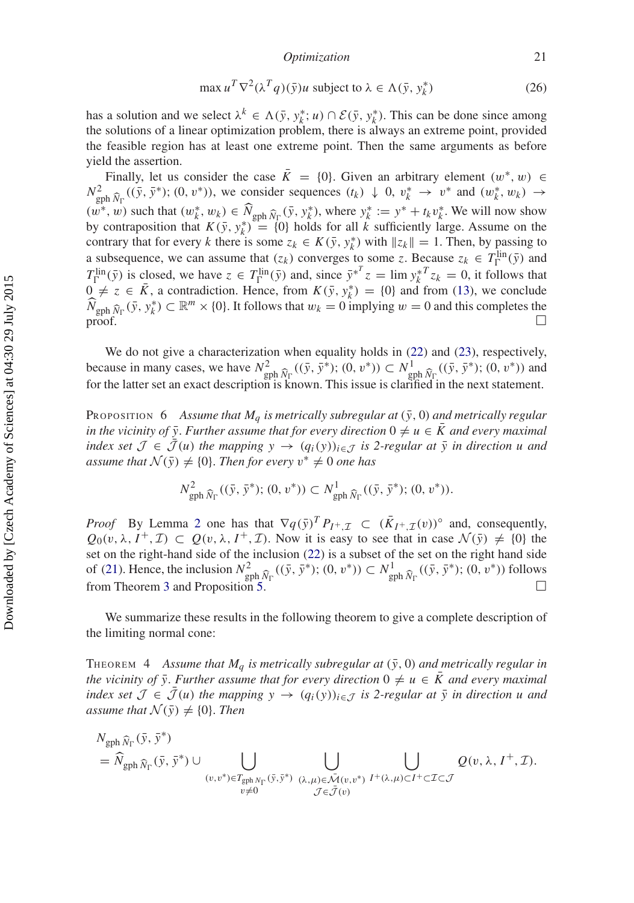$$\max u^T \nabla^2(\lambda^T q)(\bar{y})u \text{ subject to } \lambda \in \Lambda(\bar{y}, y_k^*) \tag{26}$$

has a solution and we select $\lambda^k \in \Lambda(\bar{y}, y_k^*; u) \cap \mathcal{E}(\bar{y}, y_k^*)$. This can be done since among the solutions of a linear optimization problem, there is always an extreme point, provided the feasible region has at least one extreme point. Then the same arguments as before yield the assertion.

Finally, let us consider the case $\bar{K} = \{0\}$. Given an arbitrary element $(w^*, w) \in N^2_{\text{gph}\,\widehat{N}_\Gamma}((\bar{y}, \bar{y}^*); (0, v^*))$, we consider sequences $(t_k) \downarrow 0$, $v_k^* \to v^*$ and $(w_k^*, w_k) \to (w^*, w)$ such that $(w_k^*, w_k) \in \widehat{N}_{\text{gph}\,\widehat{N}_\Gamma}(\bar{y}, y_k^*)$, where $y_k^* := y^* + t_k v_k^*$. We will now show by contraposition that $K(\bar{y}, y_k^*) = \{0\}$ holds for all $k$ sufficiently large. Assume on the contrary that for every $k$ there is some $z_k \in K(\bar{y}, y_k^*)$ with $\|z_k\| = 1$. Then, by passing to a subsequence, we can assume that $(z_k)$ converges to some $z$. Because $z_k \in T_\Gamma^{\text{lin}}(\bar{y})$ and $T_\Gamma^{\text{lin}}(\bar{y})$ is closed, we have $z \in T_\Gamma^{\text{lin}}(\bar{y})$ and, since $\bar{y}^{*T} z = \lim y_k^{*T} z_k = 0$, it follows that $0 \neq z \in \bar{K}$, a contradiction. Hence, from $K(\bar{y}, y_k^*) = \{0\}$ and from (13), we conclude $\widehat{N}_{\text{gph}\,\widehat{N}_\Gamma}(\bar{y}, y_k^*) \subset \mathbb{R}^m \times \{0\}$. It follows that $w_k = 0$ implying $w = 0$ and this completes the proof. $\square$

We do not give a characterization when equality holds in (22) and (23), respectively, because in many cases, we have $N^2_{\text{gph}\,\widehat{N}_\Gamma}((\bar{y}, \bar{y}^*); (0, v^*)) \subset N^1_{\text{gph}\,\widehat{N}_\Gamma}((\bar{y}, \bar{y}^*); (0, v^*))$ and for the latter set an exact description is known. This issue is clarified in the next statement.

Proposition 6 *Assume that $M_q$ is metrically subregular at $(\bar{y}, 0)$ and metrically regular in the vicinity of $\bar{y}$. Further assume that for every direction $0 \neq u \in \bar{K}$ and every maximal index set $\mathcal{J} \in \bar{\mathcal{J}}(u)$ the mapping $y \to (q_i(y))_{i \in \mathcal{J}}$ is 2-regular at $\bar{y}$ in direction $u$ and assume that $\mathcal{N}(\bar{y}) \neq \{0\}$. Then for every $v^* \neq 0$ one has*

$$N^2_{\text{gph}\,\widehat{N}_\Gamma}((\bar{y}, \bar{y}^*); (0, v^*)) \subset N^1_{\text{gph}\,\widehat{N}_\Gamma}((\bar{y}, \bar{y}^*); (0, v^*)).$$

*Proof* By Lemma 2 one has that $\nabla q(\bar{y})^T P_{I^+, \mathcal{I}} \subset (\bar{K}_{I^+, \mathcal{I}}(v))^\circ$ and, consequently, $Q_0(v, \lambda, I^+, \mathcal{I}) \subset Q(v, \lambda, I^+, \mathcal{I})$. Now it is easy to see that in case $\mathcal{N}(\bar{y}) \neq \{0\}$ the set on the right-hand side of the inclusion (22) is a subset of the set on the right hand side of (21). Hence, the inclusion $N^2_{\text{gph}\,\widehat{N}_\Gamma}((\bar{y}, \bar{y}^*); (0, v^*)) \subset N^1_{\text{gph}\,\widehat{N}_\Gamma}((\bar{y}, \bar{y}^*); (0, v^*))$ follows from Theorem 3 and Proposition 5. $\square$

We summarize these results in the following theorem to give a complete description of the limiting normal cone:

Theorem 4 *Assume that $M_q$ is metrically subregular at $(\bar{y}, 0)$ and metrically regular in the vicinity of $\bar{y}$. Further assume that for every direction $0 \neq u \in \bar{K}$ and every maximal index set $\mathcal{J} \in \bar{\mathcal{J}}(u)$ the mapping $y \to (q_i(y))_{i \in \mathcal{J}}$ is 2-regular at $\bar{y}$ in direction $u$ and assume that $\mathcal{N}(\bar{y}) \neq \{0\}$. Then*

$$\begin{aligned} &N_{\text{gph}\,\widehat{N}_\Gamma}(\bar{y}, \bar{y}^*) \\ &= \widehat{N}_{\text{gph}\,\widehat{N}_\Gamma}(\bar{y}, \bar{y}^*) \cup \bigcup_{\substack{(v, v^*) \in T_{\text{gph}\,N_\Gamma}(\bar{y}, \bar{y}^*) \\ v \neq 0}} \; \bigcup_{\substack{(\lambda, \mu) \in \bar{\mathcal{M}}(v, v^*) \\ \mathcal{J} \in \bar{\mathcal{J}}(v)}} \; \bigcup_{I^+(\lambda, \mu) \subset I^+ \subset \mathcal{I} \subset \mathcal{J}} Q(v, \lambda, I^+, \mathcal{I}). \end{aligned}$$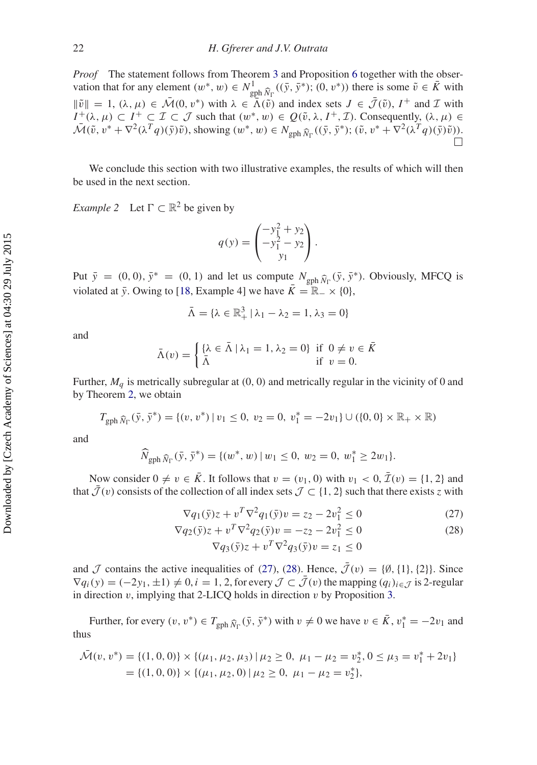*Proof* The statement follows from Theorem 3 and Proposition 6 together with the observation that for any element $(w^*, w) \in N^1_{\operatorname{gph} \widehat{N}_\Gamma}((\bar{y}, \bar{y}^*); (0, v^*))$ there is some $\tilde{v} \in \bar{K}$ with $\|\tilde{v}\| = 1$, $(\lambda, \mu) \in \bar{\mathcal{M}}(0, v^*)$ with $\lambda \in \bar{\Lambda}(\tilde{v})$ and index sets $J \in \bar{\mathcal{J}}(\tilde{v})$, $I^+$ and $\mathcal{I}$ with $I^+(\lambda, \mu) \subset I^+ \subset \mathcal{I} \subset \mathcal{J}$ such that $(w^*, w) \in Q(\tilde{v}, \lambda, I^+, \mathcal{I})$. Consequently, $(\lambda, \mu) \in \bar{\mathcal{M}}(\tilde{v}, v^* + \nabla^2(\lambda^T q)(\bar{y})\tilde{v})$, showing $(w^*, w) \in N_{\operatorname{gph} \widehat{N}_\Gamma}((\bar{y}, \bar{y}^*); (\tilde{v}, v^* + \nabla^2(\lambda^T q)(\bar{y})\tilde{v}))$. $\square$

We conclude this section with two illustrative examples, the results of which will then be used in the next section.

*Example 2* Let $\Gamma \subset \mathbb{R}^2$ be given by

$$q(y) = \begin{pmatrix} -y_1^2 + y_2 \\ -y_1^2 - y_2 \\ y_1 \end{pmatrix}.$$

Put $\bar{y} = (0, 0)$, $\bar{y}^* = (0, 1)$ and let us compute $N_{\operatorname{gph} \widehat{N}_\Gamma}(\bar{y}, \bar{y}^*)$. Obviously, MFCQ is violated at $\bar{y}$. Owing to [18, Example 4] we have $\bar{K} = \mathbb{R}_- \times \{0\}$,

$$\bar{\Lambda} = \{\lambda \in \mathbb{R}^3_+ \mid \lambda_1 - \lambda_2 = 1, \lambda_3 = 0\}$$

and

$$\bar{\Lambda}(v) = \begin{cases} \{\lambda \in \bar{\Lambda} \mid \lambda_1 = 1, \lambda_2 = 0\} & \text{if } 0 \neq v \in \bar{K} \\ \bar{\Lambda} & \text{if } v = 0. \end{cases}$$

Further, $M_q$ is metrically subregular at $(0, 0)$ and metrically regular in the vicinity of 0 and by Theorem 2, we obtain

$$T_{\operatorname{gph} \widehat{N}_\Gamma}(\bar{y}, \bar{y}^*) = \{(v, v^*) \mid v_1 \leq 0,\ v_2 = 0,\ v_1^* = -2v_1\} \cup (\{0, 0\} \times \mathbb{R}_+ \times \mathbb{R})$$

and

$$\widehat{N}_{\operatorname{gph} \widehat{N}_\Gamma}(\bar{y}, \bar{y}^*) = \{(w^*, w) \mid w_1 \leq 0,\ w_2 = 0,\ w_1^* \geq 2w_1\}.$$

Now consider $0 \neq v \in \bar{K}$. It follows that $v = (v_1, 0)$ with $v_1 < 0$, $\bar{\mathcal{I}}(v) = \{1, 2\}$ and that $\bar{\mathcal{J}}(v)$ consists of the collection of all index sets $\mathcal{J} \subset \{1, 2\}$ such that there exists $z$ with

$$\nabla q_1(\bar{y})z + v^T \nabla^2 q_1(\bar{y})v = z_2 - 2v_1^2 \leq 0 \tag{27}$$

$$\nabla q_2(\bar{y})z + v^T \nabla^2 q_2(\bar{y})v = -z_2 - 2v_1^2 \leq 0 \tag{28}$$

$$\nabla q_3(\bar{y})z + v^T \nabla^2 q_3(\bar{y})v = z_1 \leq 0$$

and $\mathcal{J}$ contains the active inequalities of (27), (28). Hence, $\bar{\mathcal{J}}(v) = \{\emptyset, \{1\}, \{2\}\}$. Since $\nabla q_i(y) = (-2y_1, \pm 1) \neq 0, i = 1, 2$, for every $\mathcal{J} \subset \bar{\mathcal{J}}(v)$ the mapping $(q_i)_{i \in \mathcal{J}}$ is 2-regular in direction $v$, implying that 2-LICQ holds in direction $v$ by Proposition 3.

Further, for every $(v, v^*) \in T_{\operatorname{gph} \widehat{N}_\Gamma}(\bar{y}, \bar{y}^*)$ with $v \neq 0$ we have $v \in \bar{K}$, $v_1^* = -2v_1$ and thus

$$\begin{aligned} \bar{\mathcal{M}}(v, v^*) &= \{(1, 0, 0)\} \times \{(\mu_1, \mu_2, \mu_3) \mid \mu_2 \geq 0,\ \mu_1 - \mu_2 = v_2^*, 0 \leq \mu_3 = v_1^* + 2v_1\} \\ &= \{(1, 0, 0)\} \times \{(\mu_1, \mu_2, 0) \mid \mu_2 \geq 0,\ \mu_1 - \mu_2 = v_2^*\}, \end{aligned}$$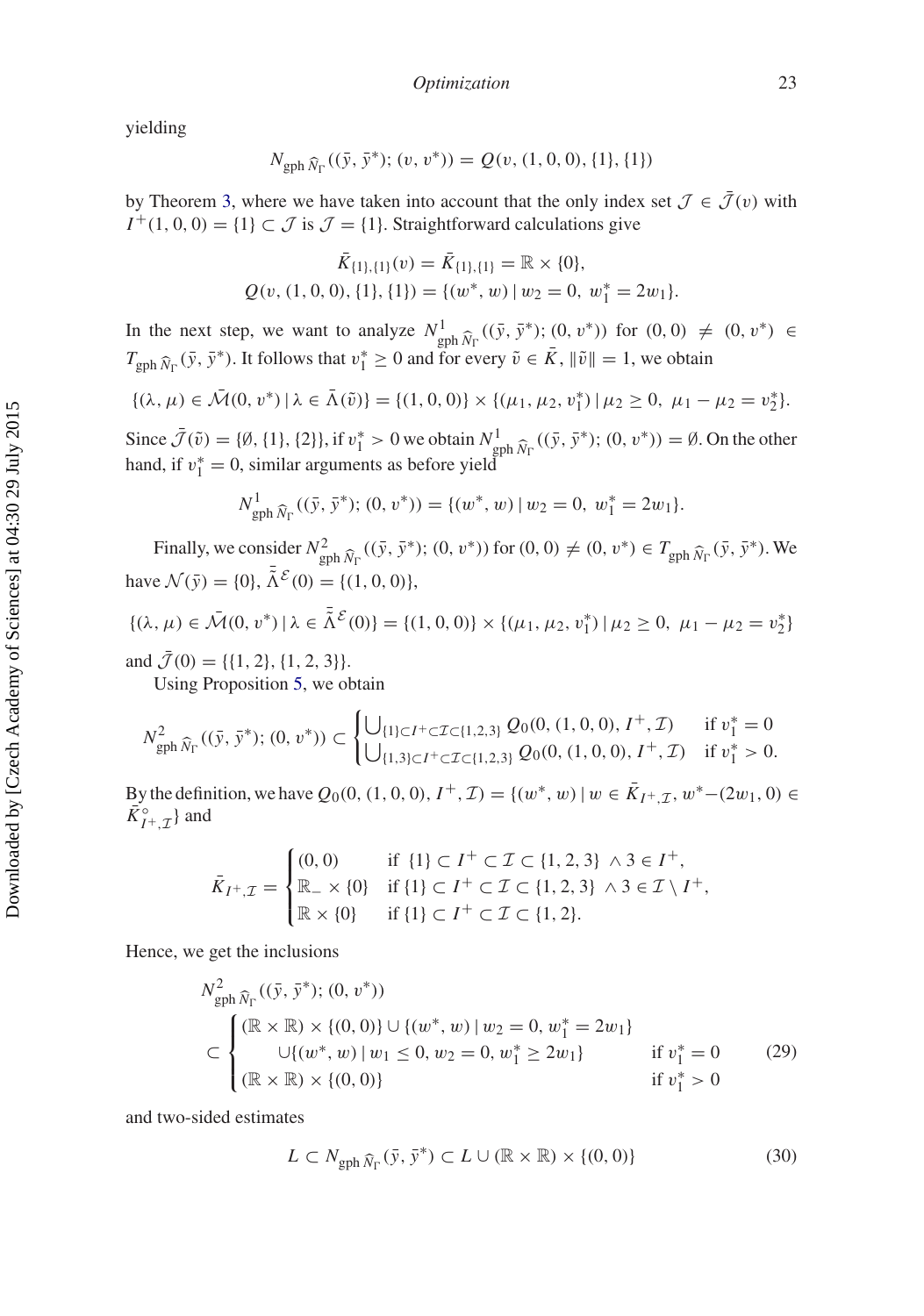yielding

$$N_{\mathrm{gph}\,\widehat{N}_\Gamma}((\bar{y},\bar{y}^*);(v,v^*)) = Q(v,(1,0,0),\{1\},\{1\})$$

by Theorem 3, where we have taken into account that the only index set $\mathcal{J} \in \bar{\mathcal{J}}(v)$ with $I^+(1,0,0) = \{1\} \subset \mathcal{J}$ is $\mathcal{J} = \{1\}$. Straightforward calculations give

$$\bar{K}_{\{1\},\{1\}}(v) = \bar{K}_{\{1\},\{1\}} = \mathbb{R} \times \{0\},$$
$$Q(v,(1,0,0),\{1\},\{1\}) = \{(w^*,w) \mid w_2 = 0,\ w_1^* = 2w_1\}.$$

In the next step, we want to analyze $N^1_{\mathrm{gph}\,\widehat{N}_\Gamma}((\bar{y},\bar{y}^*);(0,v^*))$ for $(0,0) \neq (0,v^*) \in T_{\mathrm{gph}\,\widehat{N}_\Gamma}(\bar{y},\bar{y}^*)$. It follows that $v_1^* \geq 0$ and for every $\tilde{v} \in \bar{K}$, $\|\tilde{v}\| = 1$, we obtain

$$\{(\lambda,\mu) \in \bar{\mathcal{M}}(0,v^*) \mid \lambda \in \bar{\Lambda}(\tilde{v})\} = \{(1,0,0)\} \times \{(\mu_1,\mu_2,v_1^*) \mid \mu_2 \geq 0,\ \mu_1 - \mu_2 = v_2^*\}.$$

Since $\bar{\mathcal{J}}(\tilde{v}) = \{\emptyset, \{1\}, \{2\}\}$, if $v_1^* > 0$ we obtain $N^1_{\mathrm{gph}\,\widehat{N}_\Gamma}((\bar{y},\bar{y}^*);(0,v^*)) = \emptyset$. On the other hand, if $v_1^* = 0$, similar arguments as before yield

$$N^1_{\mathrm{gph}\,\widehat{N}_\Gamma}((\bar{y},\bar{y}^*);(0,v^*)) = \{(w^*,w) \mid w_2 = 0,\ w_1^* = 2w_1\}.$$

Finally, we consider $N^2_{\mathrm{gph}\,\widehat{N}_\Gamma}((\bar{y},\bar{y}^*);(0,v^*))$ for $(0,0) \neq (0,v^*) \in T_{\mathrm{gph}\,\widehat{N}_\Gamma}(\bar{y},\bar{y}^*)$. We have $\mathcal{N}(\bar{y}) = \{0\}$, $\bar{\bar{\Lambda}}^{\mathcal{E}}(0) = \{(1,0,0)\}$,

$$\{(\lambda,\mu) \in \bar{\mathcal{M}}(0,v^*) \mid \lambda \in \bar{\bar{\Lambda}}^{\mathcal{E}}(0)\} = \{(1,0,0)\} \times \{(\mu_1,\mu_2,v_1^*) \mid \mu_2 \geq 0,\ \mu_1 - \mu_2 = v_2^*\}$$

and $\bar{\mathcal{J}}(0) = \{\{1,2\},\{1,2,3\}\}$.

Using Proposition 5, we obtain

$$N^2_{\mathrm{gph}\,\widehat{N}_\Gamma}((\bar{y},\bar{y}^*);(0,v^*)) \subset \begin{cases} \bigcup_{\{1\}\subset I^+ \subset \mathcal{I} \subset \{1,2,3\}} Q_0(0,(1,0,0),I^+,\mathcal{I}) & \text{if } v_1^* = 0 \\ \bigcup_{\{1,3\}\subset I^+ \subset \mathcal{I} \subset \{1,2,3\}} Q_0(0,(1,0,0),I^+,\mathcal{I}) & \text{if } v_1^* > 0. \end{cases}$$

By the definition, we have $Q_0(0,(1,0,0),I^+,\mathcal{I}) = \{(w^*,w) \mid w \in \bar{K}_{I^+,\mathcal{I}},\ w^* - (2w_1,0) \in \bar{K}^\circ_{I^+,\mathcal{I}}\}$ and

$$\bar{K}_{I^+,\mathcal{I}} = \begin{cases} (0,0) & \text{if } \{1\} \subset I^+ \subset \mathcal{I} \subset \{1,2,3\}\ \wedge 3 \in I^+, \\ \mathbb{R}_- \times \{0\} & \text{if } \{1\} \subset I^+ \subset \mathcal{I} \subset \{1,2,3\}\ \wedge 3 \in \mathcal{I} \setminus I^+, \\ \mathbb{R} \times \{0\} & \text{if } \{1\} \subset I^+ \subset \mathcal{I} \subset \{1,2\}. \end{cases}$$

Hence, we get the inclusions

$$N^2_{\mathrm{gph}\,\widehat{N}_\Gamma}((\bar{y},\bar{y}^*);(0,v^*)) \subset \begin{cases} (\mathbb{R}\times\mathbb{R}) \times \{(0,0)\} \cup \{(w^*,w) \mid w_2 = 0, w_1^* = 2w_1\} \\ \qquad \cup \{(w^*,w) \mid w_1 \leq 0,\ w_2 = 0,\ w_1^* \geq 2w_1\} & \text{if } v_1^* = 0 \\ (\mathbb{R}\times\mathbb{R}) \times \{(0,0)\} & \text{if } v_1^* > 0 \end{cases} \tag{29}$$

and two-sided estimates

$$L \subset N_{\mathrm{gph}\,\widehat{N}_\Gamma}(\bar{y},\bar{y}^*) \subset L \cup (\mathbb{R}\times\mathbb{R}) \times \{(0,0)\} \tag{30}$$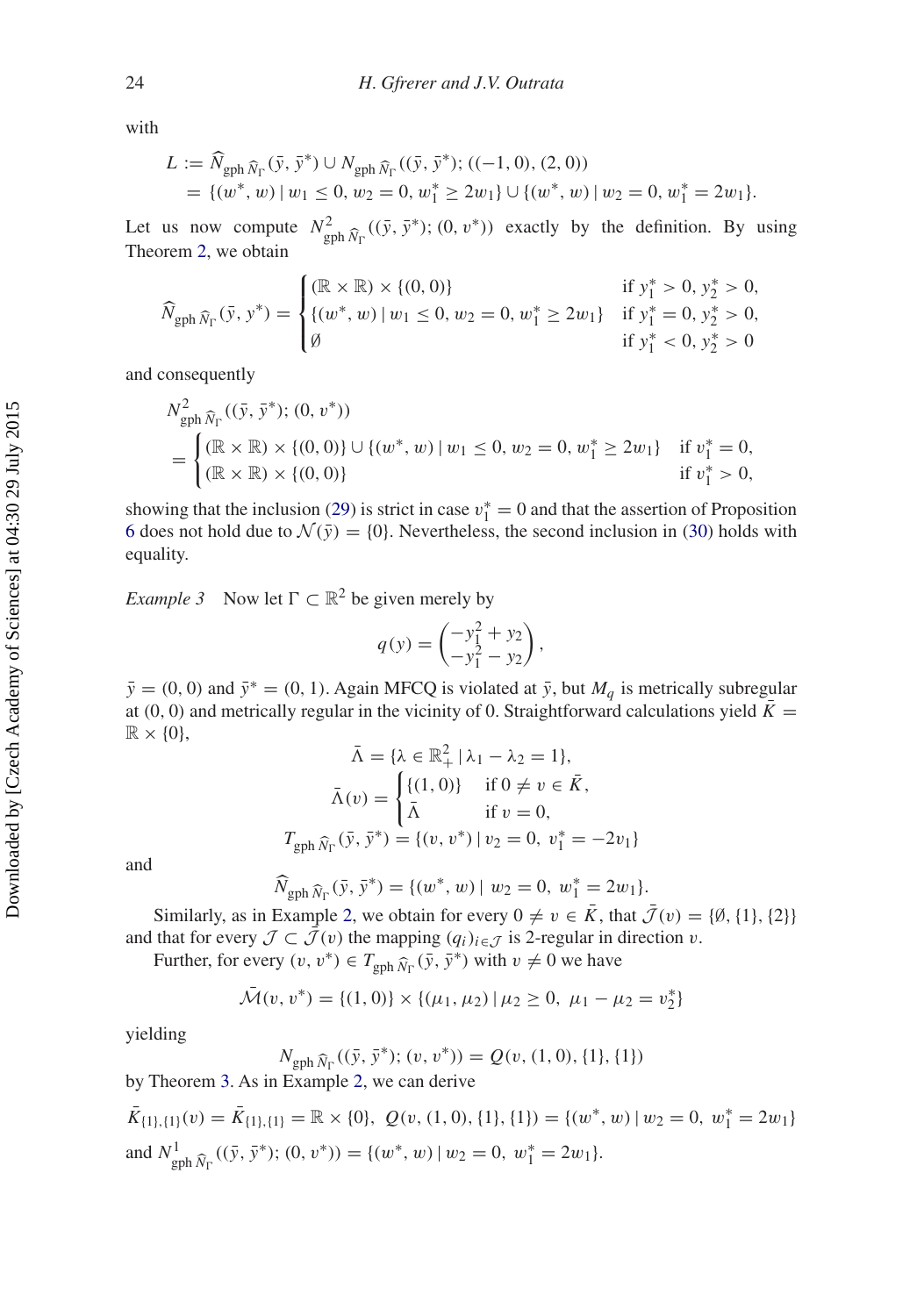with

$$
\begin{aligned}
L &:= \widehat{N}_{\mathrm{gph}\,\widehat{N}_\Gamma}(\bar{y}, \bar{y}^*) \cup N_{\mathrm{gph}\,\widehat{N}_\Gamma}((\bar{y}, \bar{y}^*); ((-1, 0), (2, 0)))\\
&= \{(w^*, w) \mid w_1 \le 0, w_2 = 0, w_1^* \ge 2w_1\} \cup \{(w^*, w) \mid w_2 = 0, w_1^* = 2w_1\}.
\end{aligned}
$$

Let us now compute $N^2_{\mathrm{gph}\,\widehat{N}_\Gamma}((\bar{y}, \bar{y}^*); (0, v^*))$ exactly by the definition. By using Theorem 2, we obtain

$$
\widehat{N}_{\mathrm{gph}\,\widehat{N}_\Gamma}(\bar{y}, y^*) = \begin{cases} (\mathbb{R} \times \mathbb{R}) \times \{(0, 0)\} & \text{if } y_1^* > 0, y_2^* > 0,\\ \{(w^*, w) \mid w_1 \le 0, w_2 = 0, w_1^* \ge 2w_1\} & \text{if } y_1^* = 0, y_2^* > 0,\\ \emptyset & \text{if } y_1^* < 0, y_2^* > 0 \end{cases}
$$

and consequently

$$
\begin{aligned}
&N^2_{\mathrm{gph}\,\widehat{N}_\Gamma}((\bar{y}, \bar{y}^*); (0, v^*))\\
&= \begin{cases} (\mathbb{R} \times \mathbb{R}) \times \{(0, 0)\} \cup \{(w^*, w) \mid w_1 \le 0, w_2 = 0, w_1^* \ge 2w_1\} & \text{if } v_1^* = 0,\\ (\mathbb{R} \times \mathbb{R}) \times \{(0, 0)\} & \text{if } v_1^* > 0, \end{cases}
\end{aligned}
$$

showing that the inclusion (29) is strict in case $v_1^* = 0$ and that the assertion of Proposition 6 does not hold due to $\mathcal{N}(\bar{y}) = \{0\}$. Nevertheless, the second inclusion in (30) holds with equality.

*Example 3* Now let $\Gamma \subset \mathbb{R}^2$ be given merely by

$$
q(y) = \begin{pmatrix} -y_1^2 + y_2\\ -y_1^2 - y_2 \end{pmatrix},
$$

$\bar{y} = (0, 0)$ and $\bar{y}^* = (0, 1)$. Again MFCQ is violated at $\bar{y}$, but $M_q$ is metrically subregular at $(0, 0)$ and metrically regular in the vicinity of 0. Straightforward calculations yield $\bar{K} = \mathbb{R} \times \{0\}$,

$$
\begin{aligned}
\bar{\Lambda} &= \{\lambda \in \mathbb{R}^2_+ \mid \lambda_1 - \lambda_2 = 1\},\\
\bar{\Lambda}(v) &= \begin{cases} \{(1, 0)\} & \text{if } 0 \ne v \in \bar{K},\\ \bar{\Lambda} & \text{if } v = 0, \end{cases}\\
T_{\mathrm{gph}\,\widehat{N}_\Gamma}(\bar{y}, \bar{y}^*) &= \{(v, v^*) \mid v_2 = 0,\ v_1^* = -2v_1\}
\end{aligned}
$$

and

$$
\widehat{N}_{\mathrm{gph}\,\widehat{N}_\Gamma}(\bar{y}, \bar{y}^*) = \{(w^*, w) \mid\ w_2 = 0,\ w_1^* = 2w_1\}.
$$

Similarly, as in Example 2, we obtain for every $0 \ne v \in \bar{K}$, that $\bar{\mathcal{J}}(v) = \{\emptyset, \{1\}, \{2\}\}$ and that for every $\mathcal{J} \subset \bar{\mathcal{J}}(v)$ the mapping $(q_i)_{i\in\mathcal{J}}$ is 2-regular in direction $v$.

Further, for every $(v, v^*) \in T_{\mathrm{gph}\,\widehat{N}_\Gamma}(\bar{y}, \bar{y}^*)$ with $v \ne 0$ we have

$$
\bar{\mathcal{M}}(v, v^*) = \{(1, 0)\} \times \{(\mu_1, \mu_2) \mid \mu_2 \ge 0,\ \mu_1 - \mu_2 = v_2^*\}
$$

yielding

$$
N_{\mathrm{gph}\,\widehat{N}_\Gamma}((\bar{y}, \bar{y}^*); (v, v^*)) = Q(v, (1, 0), \{1\}, \{1\})
$$

by Theorem 3. As in Example 2, we can derive

$$
\bar{K}_{\{1\},\{1\}}(v) = \bar{K}_{\{1\},\{1\}} = \mathbb{R} \times \{0\},\ Q(v, (1, 0), \{1\}, \{1\}) = \{(w^*, w) \mid w_2 = 0,\ w_1^* = 2w_1\}
$$

and $N^1_{\mathrm{gph}\,\widehat{N}_\Gamma}((\bar{y}, \bar{y}^*); (0, v^*)) = \{(w^*, w) \mid w_2 = 0,\ w_1^* = 2w_1\}$.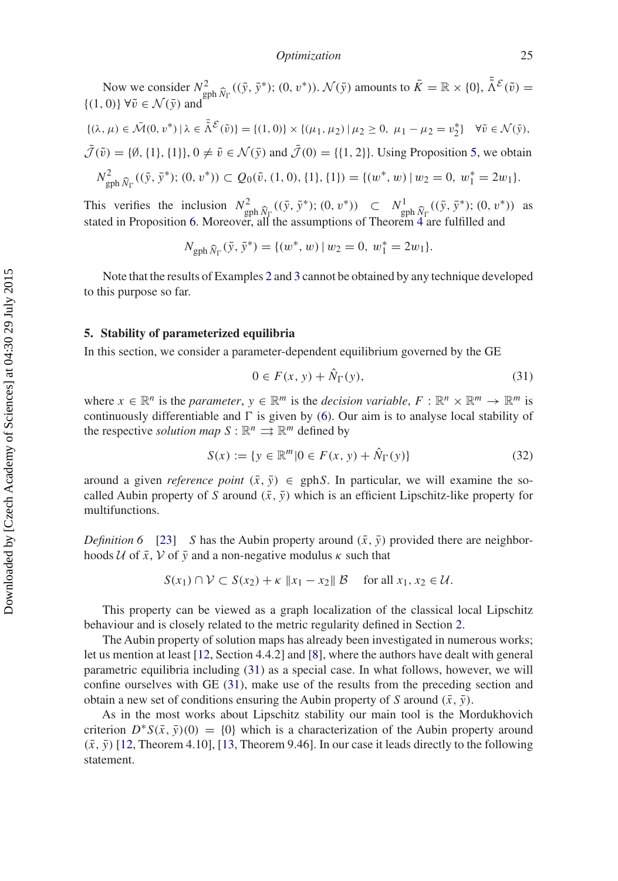Now we consider $N^2_{\text{gph}\,\widehat{N}_\Gamma}((\bar{y}, \bar{y}^*); (0, v^*))$. $\mathcal{N}(\bar{y})$ amounts to $\bar{K} = \mathbb{R} \times \{0\}$, $\bar{\bar{\Lambda}}^{\mathcal{E}}(\tilde{v}) = \{(1, 0)\}\ \forall \tilde{v} \in \mathcal{N}(\bar{y})$ and

$$\{(\lambda, \mu) \in \bar{\mathcal{M}}(0, v^*) \mid \lambda \in \bar{\bar{\Lambda}}^{\mathcal{E}}(\tilde{v})\} = \{(1, 0)\} \times \{(\mu_1, \mu_2) \mid \mu_2 \geq 0,\ \mu_1 - \mu_2 = v_2^*\} \quad \forall \tilde{v} \in \mathcal{N}(\bar{y}),$$

$\bar{\mathcal{J}}(\tilde{v}) = \{\emptyset, \{1\}, \{1\}\}$, $0 \neq \tilde{v} \in \mathcal{N}(\bar{y})$ and $\bar{\mathcal{J}}(0) = \{\{1, 2\}\}$. Using Proposition 5, we obtain

$$N^2_{\text{gph}\,\widehat{N}_\Gamma}((\bar{y}, \bar{y}^*); (0, v^*)) \subset Q_0(\tilde{v}, (1, 0), \{1\}, \{1\}) = \{(w^*, w) \mid w_2 = 0,\ w_1^* = 2w_1\}.$$

This verifies the inclusion $N^2_{\text{gph}\,\widehat{N}_\Gamma}((\bar{y}, \bar{y}^*); (0, v^*)) \subset N^1_{\text{gph}\,\widehat{N}_\Gamma}((\bar{y}, \bar{y}^*); (0, v^*))$ as stated in Proposition 6. Moreover, all the assumptions of Theorem 4 are fulfilled and

$$N_{\text{gph}\,\widehat{N}_\Gamma}(\bar{y}, \bar{y}^*) = \{(w^*, w) \mid w_2 = 0,\ w_1^* = 2w_1\}.$$

Note that the results of Examples 2 and 3 cannot be obtained by any technique developed to this purpose so far.

## 5. Stability of parameterized equilibria

In this section, we consider a parameter-dependent equilibrium governed by the GE

$$0 \in F(x, y) + \hat{N}_\Gamma(y), \tag{31}$$

where $x \in \mathbb{R}^n$ is the *parameter*, $y \in \mathbb{R}^m$ is the *decision variable*, $F : \mathbb{R}^n \times \mathbb{R}^m \to \mathbb{R}^m$ is continuously differentiable and $\Gamma$ is given by (6). Our aim is to analyse local stability of the respective *solution map* $S : \mathbb{R}^n \rightrightarrows \mathbb{R}^m$ defined by

$$S(x) := \{y \in \mathbb{R}^m | 0 \in F(x, y) + \hat{N}_\Gamma(y)\} \tag{32}$$

around a given *reference point* $(\bar{x}, \bar{y}) \in \text{gph} S$. In particular, we will examine the so-called Aubin property of $S$ around $(\bar{x}, \bar{y})$ which is an efficient Lipschitz-like property for multifunctions.

*Definition 6* [23] $S$ has the Aubin property around $(\bar{x}, \bar{y})$ provided there are neighborhoods $\mathcal{U}$ of $\bar{x}$, $\mathcal{V}$ of $\bar{y}$ and a non-negative modulus $\kappa$ such that

$$S(x_1) \cap \mathcal{V} \subset S(x_2) + \kappa \, \|x_1 - x_2\| \, \mathcal{B} \quad \text{for all } x_1, x_2 \in \mathcal{U}.$$

This property can be viewed as a graph localization of the classical local Lipschitz behaviour and is closely related to the metric regularity defined in Section 2.

The Aubin property of solution maps has already been investigated in numerous works; let us mention at least [12, Section 4.4.2] and [8], where the authors have dealt with general parametric equilibria including (31) as a special case. In what follows, however, we will confine ourselves with GE (31), make use of the results from the preceding section and obtain a new set of conditions ensuring the Aubin property of $S$ around $(\bar{x}, \bar{y})$.

As in the most works about Lipschitz stability our main tool is the Mordukhovich criterion $D^*S(\bar{x}, \bar{y})(0) = \{0\}$ which is a characterization of the Aubin property around $(\bar{x}, \bar{y})$ [12, Theorem 4.10], [13, Theorem 9.46]. In our case it leads directly to the following statement.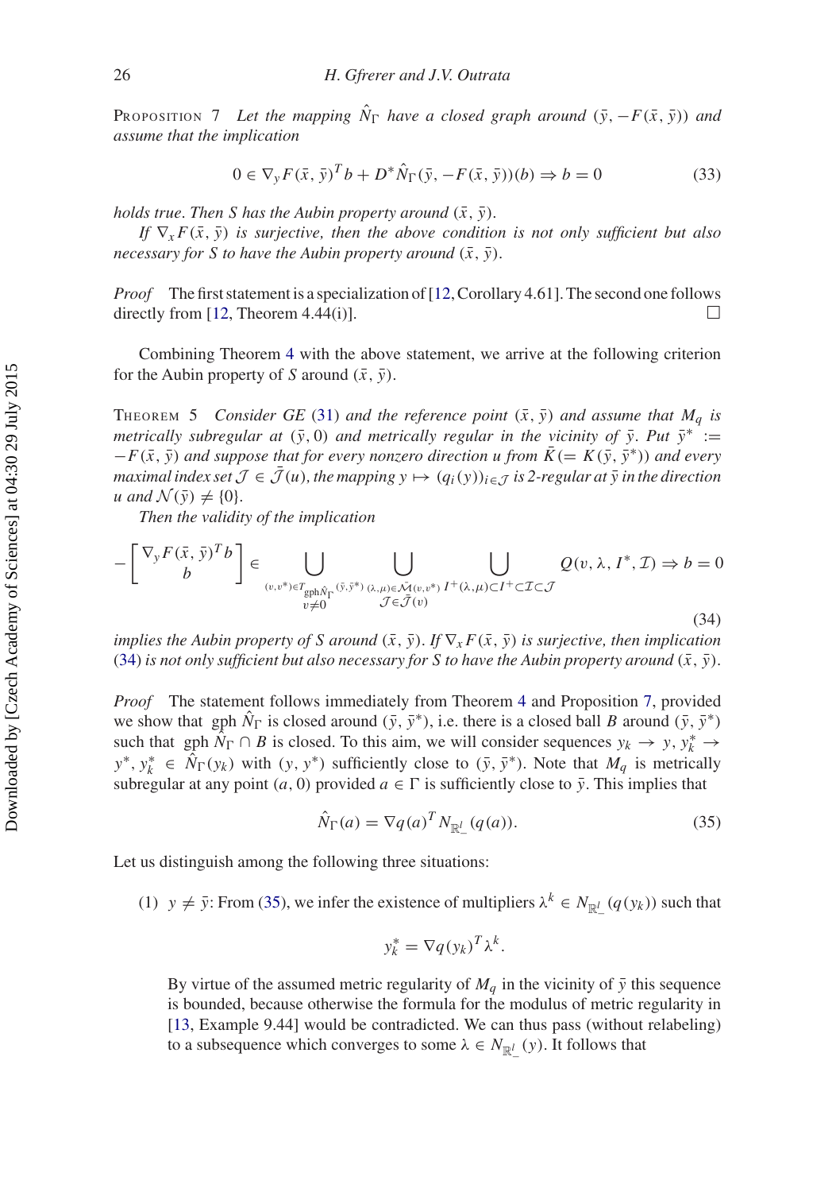Proposition 7 *Let the mapping $\hat{N}_\Gamma$ have a closed graph around $(\bar{y}, -F(\bar{x}, \bar{y}))$ and assume that the implication*

$$0 \in \nabla_y F(\bar{x}, \bar{y})^T b + D^* \hat{N}_\Gamma(\bar{y}, -F(\bar{x}, \bar{y}))(b) \Rightarrow b = 0 \tag{33}$$

*holds true. Then $S$ has the Aubin property around $(\bar{x}, \bar{y})$.*

*If $\nabla_x F(\bar{x}, \bar{y})$ is surjective, then the above condition is not only sufficient but also necessary for $S$ to have the Aubin property around $(\bar{x}, \bar{y})$.*

*Proof* The first statement is a specialization of [12, Corollary 4.61]. The second one follows directly from [12, Theorem 4.44(i)]. □

Combining Theorem 4 with the above statement, we arrive at the following criterion for the Aubin property of $S$ around $(\bar{x}, \bar{y})$.

Theorem 5 *Consider GE (31) and the reference point $(\bar{x}, \bar{y})$ and assume that $M_q$ is metrically subregular at $(\bar{y}, 0)$ and metrically regular in the vicinity of $\bar{y}$. Put $\bar{y}^* := -F(\bar{x}, \bar{y})$ and suppose that for every nonzero direction $u$ from $\bar{K} (= K(\bar{y}, \bar{y}^*))$ and every maximal index set $\mathcal{J} \in \bar{\mathcal{J}}(u)$, the mapping $y \mapsto (q_i(y))_{i \in \mathcal{J}}$ is 2-regular at $\bar{y}$ in the direction $u$ and $\mathcal{N}(\bar{y}) \neq \{0\}$.*

*Then the validity of the implication*

$$-\begin{bmatrix} \nabla_y F(\bar{x}, \bar{y})^T b \\ b \end{bmatrix} \in \bigcup_{\substack{(v, v^*) \in T_{\mathrm{gph} \hat{N}_\Gamma}(\bar{y}, \bar{y}^*) \\ v \neq 0}} \bigcup_{\substack{(\lambda, \mu) \in \hat{\mathcal{M}}(v, v^*) \\ \mathcal{J} \in \bar{\mathcal{J}}(v)}} \bigcup_{I^+(\lambda, \mu) \subset I^+ \subset \mathcal{I} \subset \mathcal{J}} Q(v, \lambda, I^*, \mathcal{I}) \Rightarrow b = 0 \tag{34}$$

*implies the Aubin property of $S$ around $(\bar{x}, \bar{y})$. If $\nabla_x F(\bar{x}, \bar{y})$ is surjective, then implication (34) is not only sufficient but also necessary for $S$ to have the Aubin property around $(\bar{x}, \bar{y})$.*

*Proof* The statement follows immediately from Theorem 4 and Proposition 7, provided we show that gph $\hat{N}_\Gamma$ is closed around $(\bar{y}, \bar{y}^*)$, i.e. there is a closed ball $B$ around $(\bar{y}, \bar{y}^*)$ such that gph $\hat{N}_\Gamma \cap B$ is closed. To this aim, we will consider sequences $y_k \to y$, $y_k^* \to y^*$, $y_k^* \in \hat{N}_\Gamma(y_k)$ with $(y, y^*)$ sufficiently close to $(\bar{y}, \bar{y}^*)$. Note that $M_q$ is metrically subregular at any point $(a, 0)$ provided $a \in \Gamma$ is sufficiently close to $\bar{y}$. This implies that

$$\hat{N}_\Gamma(a) = \nabla q(a)^T N_{\mathbb{R}^l_-}(q(a)). \tag{35}$$

Let us distinguish among the following three situations:

(1) $y \neq \bar{y}$: From (35), we infer the existence of multipliers $\lambda^k \in N_{\mathbb{R}^l_-}(q(y_k))$ such that

$$y_k^* = \nabla q(y_k)^T \lambda^k.$$

By virtue of the assumed metric regularity of $M_q$ in the vicinity of $\bar{y}$ this sequence is bounded, because otherwise the formula for the modulus of metric regularity in [13, Example 9.44] would be contradicted. We can thus pass (without relabeling) to a subsequence which converges to some $\lambda \in N_{\mathbb{R}^l_-}(y)$. It follows that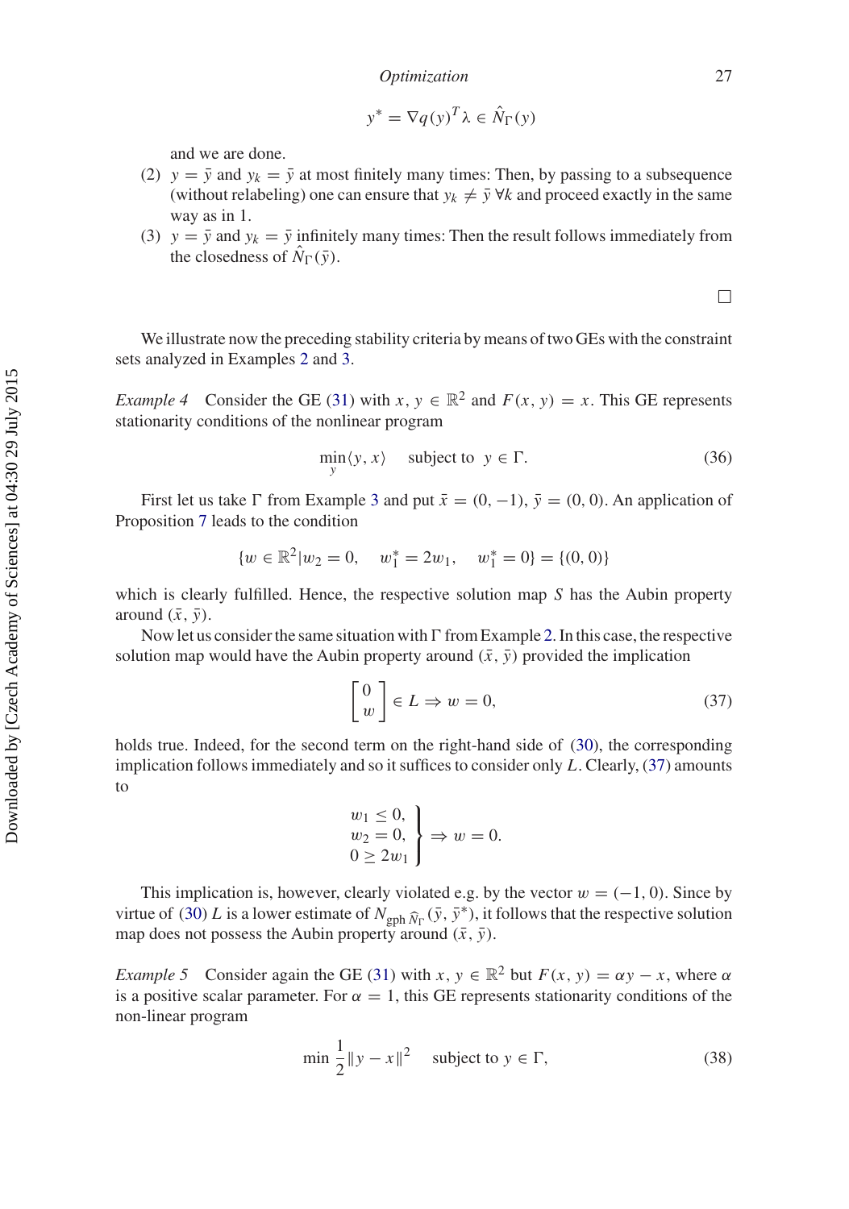$$y^* = \nabla q(y)^T \lambda \in \hat{N}_\Gamma(y)$$

and we are done.

(2) $y = \bar{y}$ and $y_k = \bar{y}$ at most finitely many times: Then, by passing to a subsequence (without relabeling) one can ensure that $y_k \neq \bar{y}\ \forall k$ and proceed exactly in the same way as in 1.

(3) $y = \bar{y}$ and $y_k = \bar{y}$ infinitely many times: Then the result follows immediately from the closedness of $\hat{N}_\Gamma(\bar{y})$.

□

We illustrate now the preceding stability criteria by means of two GEs with the constraint sets analyzed in Examples 2 and 3.

*Example 4* Consider the GE (31) with $x, y \in \mathbb{R}^2$ and $F(x, y) = x$. This GE represents stationarity conditions of the nonlinear program

$$\min_y \langle y, x \rangle \quad \text{subject to } y \in \Gamma. \tag{36}$$

First let us take $\Gamma$ from Example 3 and put $\bar{x} = (0, -1)$, $\bar{y} = (0, 0)$. An application of Proposition 7 leads to the condition

$$\{w \in \mathbb{R}^2 | w_2 = 0, \quad w_1^* = 2w_1, \quad w_1^* = 0\} = \{(0, 0)\}$$

which is clearly fulfilled. Hence, the respective solution map $S$ has the Aubin property around $(\bar{x}, \bar{y})$.

Now let us consider the same situation with $\Gamma$ from Example 2. In this case, the respective solution map would have the Aubin property around $(\bar{x}, \bar{y})$ provided the implication

$$\begin{bmatrix} 0 \\ w \end{bmatrix} \in L \Rightarrow w = 0, \tag{37}$$

holds true. Indeed, for the second term on the right-hand side of (30), the corresponding implication follows immediately and so it suffices to consider only $L$. Clearly, (37) amounts to

$$\left.\begin{array}{l} w_1 \leq 0, \\ w_2 = 0, \\ 0 \geq 2w_1 \end{array}\right\} \Rightarrow w = 0.$$

This implication is, however, clearly violated e.g. by the vector $w = (-1, 0)$. Since by virtue of (30) $L$ is a lower estimate of $N_{\text{gph}\, \widehat{N}_\Gamma}(\bar{y}, \bar{y}^*)$, it follows that the respective solution map does not possess the Aubin property around $(\bar{x}, \bar{y})$.

*Example 5* Consider again the GE (31) with $x, y \in \mathbb{R}^2$ but $F(x, y) = \alpha y - x$, where $\alpha$ is a positive scalar parameter. For $\alpha = 1$, this GE represents stationarity conditions of the non-linear program

$$\min \frac{1}{2}\|y - x\|^2 \quad \text{subject to } y \in \Gamma, \tag{38}$$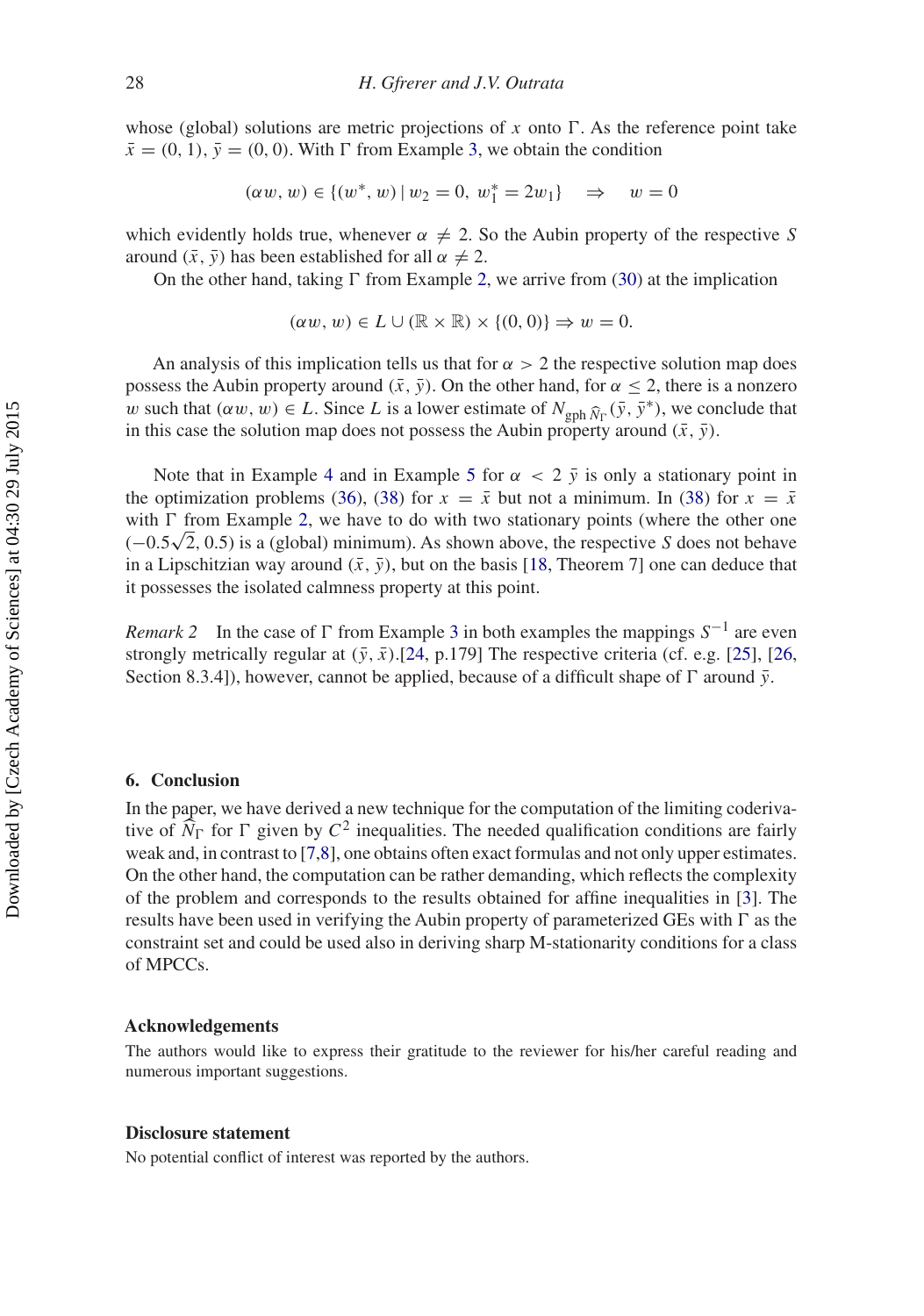whose (global) solutions are metric projections of $x$ onto $\Gamma$. As the reference point take $\bar{x} = (0, 1)$, $\bar{y} = (0, 0)$. With $\Gamma$ from Example 3, we obtain the condition

$$(\alpha w, w) \in \{(w^*, w) \mid w_2 = 0,\ w_1^* = 2w_1\} \quad \Rightarrow \quad w = 0$$

which evidently holds true, whenever $\alpha \neq 2$. So the Aubin property of the respective $S$ around $(\bar{x}, \bar{y})$ has been established for all $\alpha \neq 2$.

On the other hand, taking $\Gamma$ from Example 2, we arrive from (30) at the implication

$$(\alpha w, w) \in L \cup (\mathbb{R} \times \mathbb{R}) \times \{(0, 0)\} \Rightarrow w = 0.$$

An analysis of this implication tells us that for $\alpha > 2$ the respective solution map does possess the Aubin property around $(\bar{x}, \bar{y})$. On the other hand, for $\alpha \leq 2$, there is a nonzero $w$ such that $(\alpha w, w) \in L$. Since $L$ is a lower estimate of $N_{\text{gph}\, \widehat{N}_\Gamma}(\bar{y}, \bar{y}^*)$, we conclude that in this case the solution map does not possess the Aubin property around $(\bar{x}, \bar{y})$.

Note that in Example 4 and in Example 5 for $\alpha < 2$ $\bar{y}$ is only a stationary point in the optimization problems (36), (38) for $x = \bar{x}$ but not a minimum. In (38) for $x = \bar{x}$ with $\Gamma$ from Example 2, we have to do with two stationary points (where the other one $(-0.5\sqrt{2}, 0.5)$ is a (global) minimum). As shown above, the respective $S$ does not behave in a Lipschitzian way around $(\bar{x}, \bar{y})$, but on the basis [18, Theorem 7] one can deduce that it possesses the isolated calmness property at this point.

*Remark 2* In the case of $\Gamma$ from Example 3 in both examples the mappings $S^{-1}$ are even strongly metrically regular at $(\bar{y}, \bar{x})$.[24, p.179] The respective criteria (cf. e.g. [25], [26, Section 8.3.4]), however, cannot be applied, because of a difficult shape of $\Gamma$ around $\bar{y}$.

## 6. Conclusion

In the paper, we have derived a new technique for the computation of the limiting coderivative of $\widehat{N}_\Gamma$ for $\Gamma$ given by $C^2$ inequalities. The needed qualification conditions are fairly weak and, in contrast to [7,8], one obtains often exact formulas and not only upper estimates. On the other hand, the computation can be rather demanding, which reflects the complexity of the problem and corresponds to the results obtained for affine inequalities in [3]. The results have been used in verifying the Aubin property of parameterized GEs with $\Gamma$ as the constraint set and could be used also in deriving sharp M-stationarity conditions for a class of MPCCs.

### Acknowledgements

The authors would like to express their gratitude to the reviewer for his/her careful reading and numerous important suggestions.

### Disclosure statement

No potential conflict of interest was reported by the authors.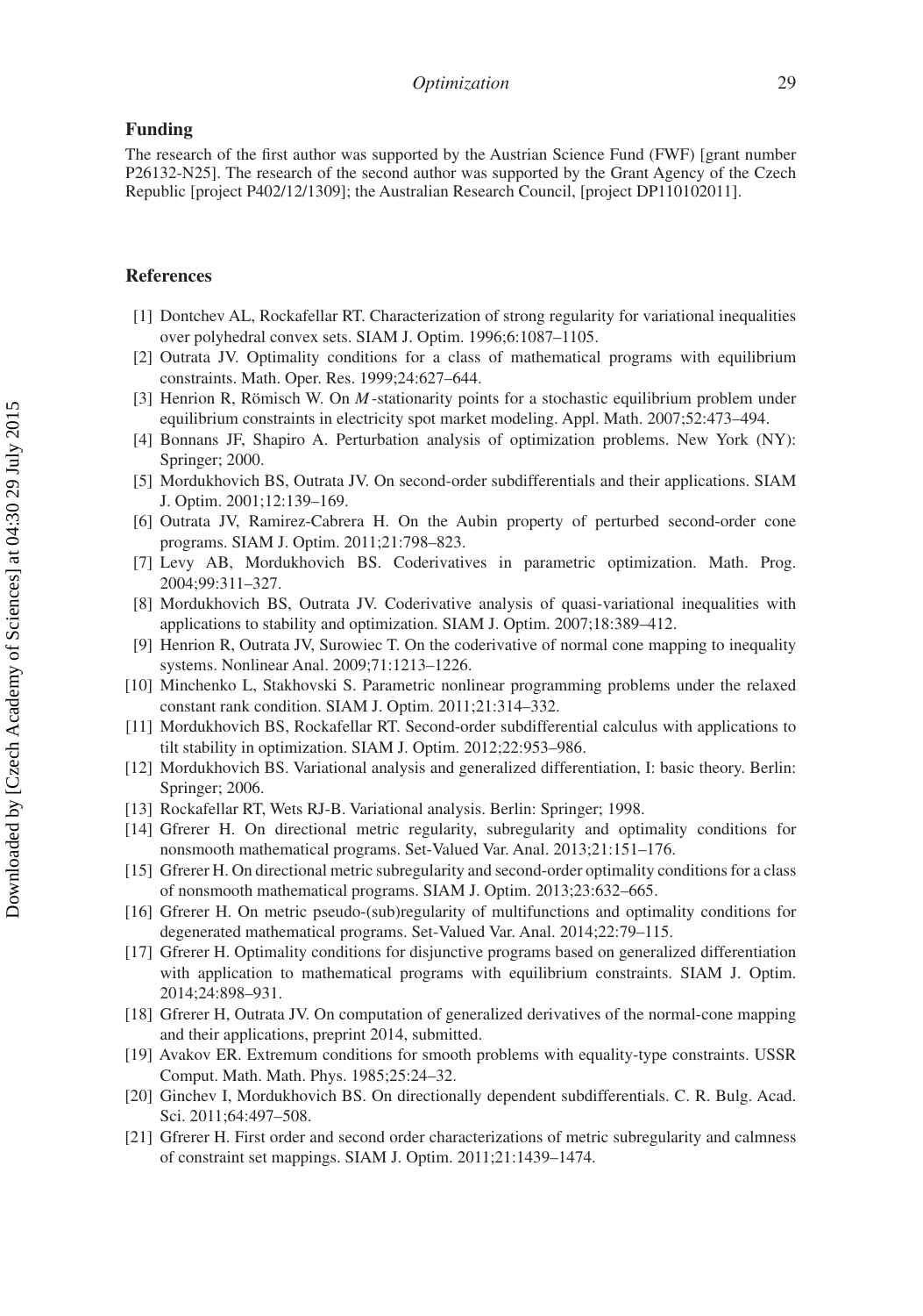## Funding

The research of the first author was supported by the Austrian Science Fund (FWF) [grant number P26132-N25]. The research of the second author was supported by the Grant Agency of the Czech Republic [project P402/12/1309]; the Australian Research Council, [project DP110102011].

## References

[1] Dontchev AL, Rockafellar RT. Characterization of strong regularity for variational inequalities over polyhedral convex sets. SIAM J. Optim. 1996;6:1087–1105.

[2] Outrata JV. Optimality conditions for a class of mathematical programs with equilibrium constraints. Math. Oper. Res. 1999;24:627–644.

[3] Henrion R, Römisch W. On $M$-stationarity points for a stochastic equilibrium problem under equilibrium constraints in electricity spot market modeling. Appl. Math. 2007;52:473–494.

[4] Bonnans JF, Shapiro A. Perturbation analysis of optimization problems. New York (NY): Springer; 2000.

[5] Mordukhovich BS, Outrata JV. On second-order subdifferentials and their applications. SIAM J. Optim. 2001;12:139–169.

[6] Outrata JV, Ramirez-Cabrera H. On the Aubin property of perturbed second-order cone programs. SIAM J. Optim. 2011;21:798–823.

[7] Levy AB, Mordukhovich BS. Coderivatives in parametric optimization. Math. Prog. 2004;99:311–327.

[8] Mordukhovich BS, Outrata JV. Coderivative analysis of quasi-variational inequalities with applications to stability and optimization. SIAM J. Optim. 2007;18:389–412.

[9] Henrion R, Outrata JV, Surowiec T. On the coderivative of normal cone mapping to inequality systems. Nonlinear Anal. 2009;71:1213–1226.

[10] Minchenko L, Stakhovski S. Parametric nonlinear programming problems under the relaxed constant rank condition. SIAM J. Optim. 2011;21:314–332.

[11] Mordukhovich BS, Rockafellar RT. Second-order subdifferential calculus with applications to tilt stability in optimization. SIAM J. Optim. 2012;22:953–986.

[12] Mordukhovich BS. Variational analysis and generalized differentiation, I: basic theory. Berlin: Springer; 2006.

[13] Rockafellar RT, Wets RJ-B. Variational analysis. Berlin: Springer; 1998.

[14] Gfrerer H. On directional metric regularity, subregularity and optimality conditions for nonsmooth mathematical programs. Set-Valued Var. Anal. 2013;21:151–176.

[15] Gfrerer H. On directional metric subregularity and second-order optimality conditions for a class of nonsmooth mathematical programs. SIAM J. Optim. 2013;23:632–665.

[16] Gfrerer H. On metric pseudo-(sub)regularity of multifunctions and optimality conditions for degenerated mathematical programs. Set-Valued Var. Anal. 2014;22:79–115.

[17] Gfrerer H. Optimality conditions for disjunctive programs based on generalized differentiation with application to mathematical programs with equilibrium constraints. SIAM J. Optim. 2014;24:898–931.

[18] Gfrerer H, Outrata JV. On computation of generalized derivatives of the normal-cone mapping and their applications, preprint 2014, submitted.

[19] Avakov ER. Extremum conditions for smooth problems with equality-type constraints. USSR Comput. Math. Math. Phys. 1985;25:24–32.

[20] Ginchev I, Mordukhovich BS. On directionally dependent subdifferentials. C. R. Bulg. Acad. Sci. 2011;64:497–508.

[21] Gfrerer H. First order and second order characterizations of metric subregularity and calmness of constraint set mappings. SIAM J. Optim. 2011;21:1439–1474.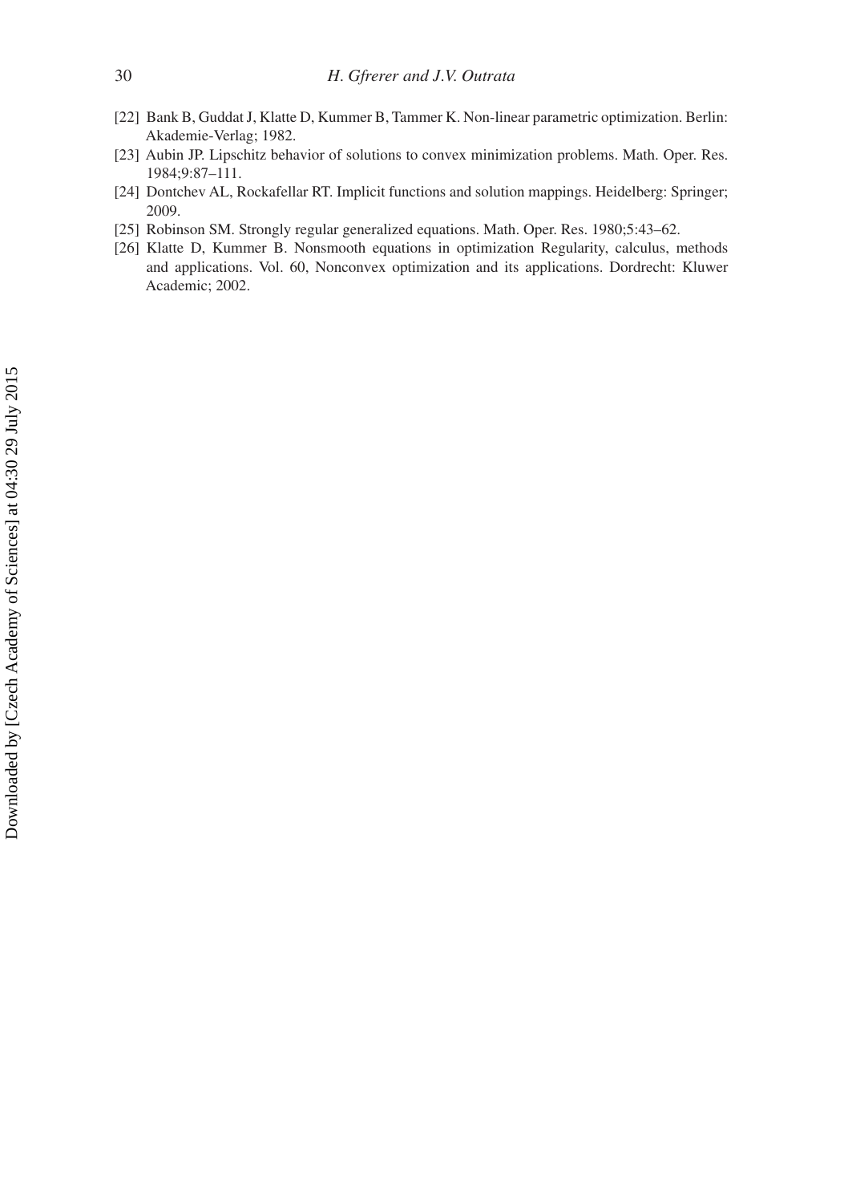[22] Bank B, Guddat J, Klatte D, Kummer B, Tammer K. Non-linear parametric optimization. Berlin: Akademie-Verlag; 1982.

[23] Aubin JP. Lipschitz behavior of solutions to convex minimization problems. Math. Oper. Res. 1984;9:87–111.

[24] Dontchev AL, Rockafellar RT. Implicit functions and solution mappings. Heidelberg: Springer; 2009.

[25] Robinson SM. Strongly regular generalized equations. Math. Oper. Res. 1980;5:43–62.

[26] Klatte D, Kummer B. Nonsmooth equations in optimization Regularity, calculus, methods and applications. Vol. 60, Nonconvex optimization and its applications. Dordrecht: Kluwer Academic; 2002.